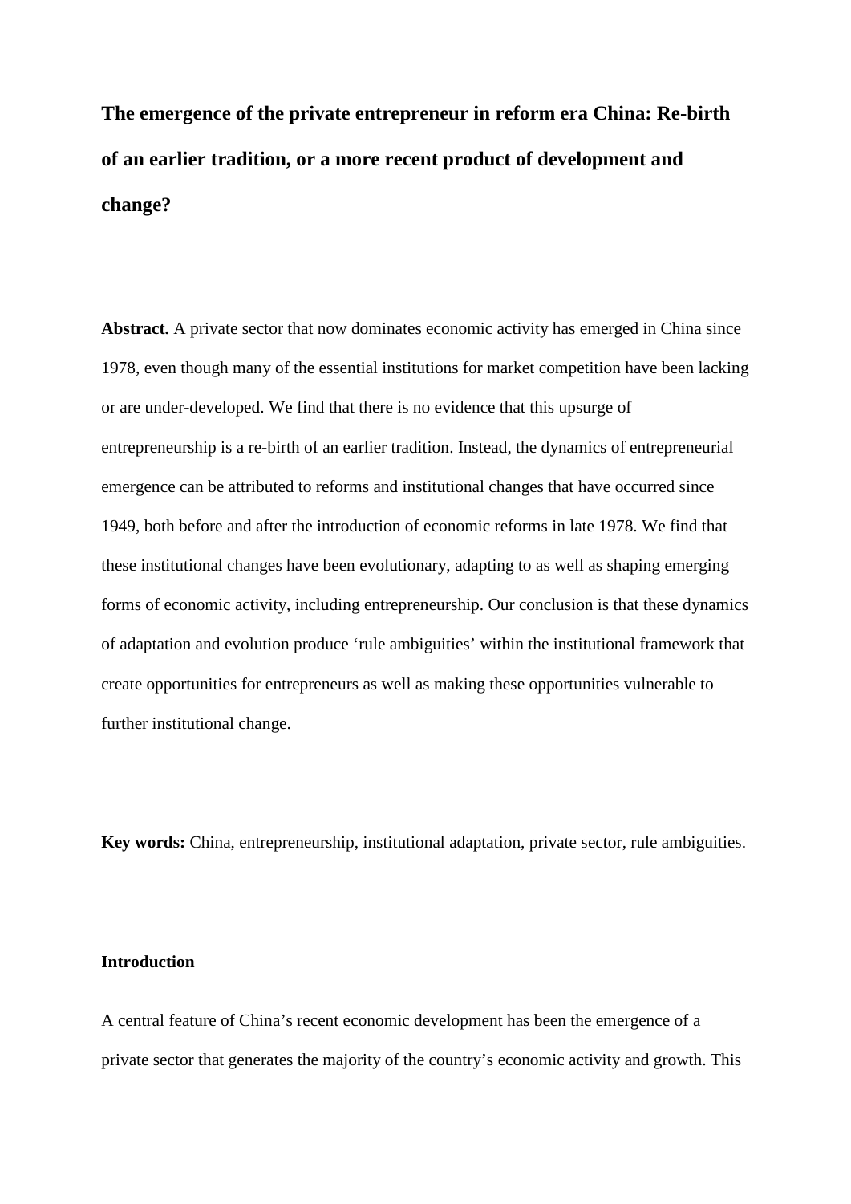# The emergence of the private entrepreneur in reform era China: Re-birth of an earlier tradition, or a more recent product of development and change?

**Abstract.** A private sector that now dominates economic activity has emerged in China since 1978, even though many of the essential institutions for market competition have been lacking or are under-developed. We find that there is no evidence that this upsurge of entrepreneurship is a re-birth of an earlier tradition. Instead, the dynamics of entrepreneurial emergence can be attributed to reforms and institutional changes that have occurred since 1949, both before and after the introduction of economic reforms in late 1978. We find that these institutional changes have been evolutionary, adapting to as well as shaping emerging forms of economic activity, including entrepreneurship. Our conclusion is that these dynamics of adaptation and evolution produce 'rule ambiguities' within the institutional framework that create opportunities for entrepreneurs as well as making these opportunities vulnerable to further institutional change.

**Key words:** China, entrepreneurship, institutional adaptation, private sector, rule ambiguities.

## Introduction

A central feature of China's recent economic development has been the emergence of a private sector that generates the majority of the country's economic activity and growth. This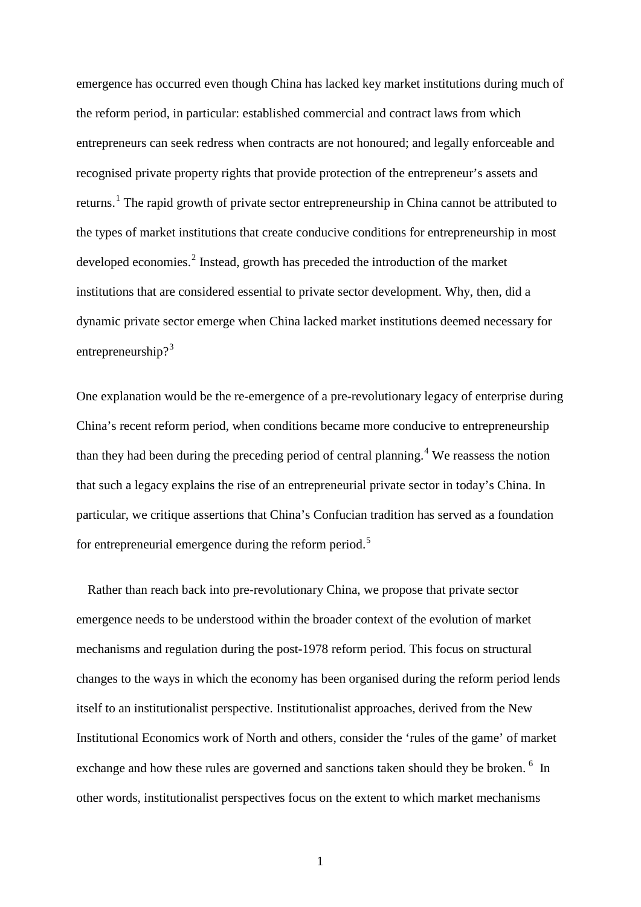emergence has occurred even though China has lacked key market institutions during much of the reform period, in particular: established commercial and contract laws from which entrepreneurs can seek redress when contracts are not honoured; and legally enforceable and recognised private property rights that provide protection of the entrepreneur's assets and returns.[1] The rapid growth of private sector entrepreneurship in China cannot be attributed to the types of market institutions that create conducive conditions for entrepreneurship in most developed economies.[2] Instead, growth has preceded the introduction of the market institutions that are considered essential to private sector development. Why, then, did a dynamic private sector emerge when China lacked market institutions deemed necessary for entrepreneurship?[3]

One explanation would be the re-emergence of a pre-revolutionary legacy of enterprise during China's recent reform period, when conditions became more conducive to entrepreneurship than they had been during the preceding period of central planning.[4] We reassess the notion that such a legacy explains the rise of an entrepreneurial private sector in today's China. In particular, we critique assertions that China's Confucian tradition has served as a foundation for entrepreneurial emergence during the reform period.[5]

Rather than reach back into pre-revolutionary China, we propose that private sector emergence needs to be understood within the broader context of the evolution of market mechanisms and regulation during the post-1978 reform period. This focus on structural changes to the ways in which the economy has been organised during the reform period lends itself to an institutionalist perspective. Institutionalist approaches, derived from the New Institutional Economics work of North and others, consider the 'rules of the game' of market exchange and how these rules are governed and sanctions taken should they be broken.[6] In other words, institutionalist perspectives focus on the extent to which market mechanisms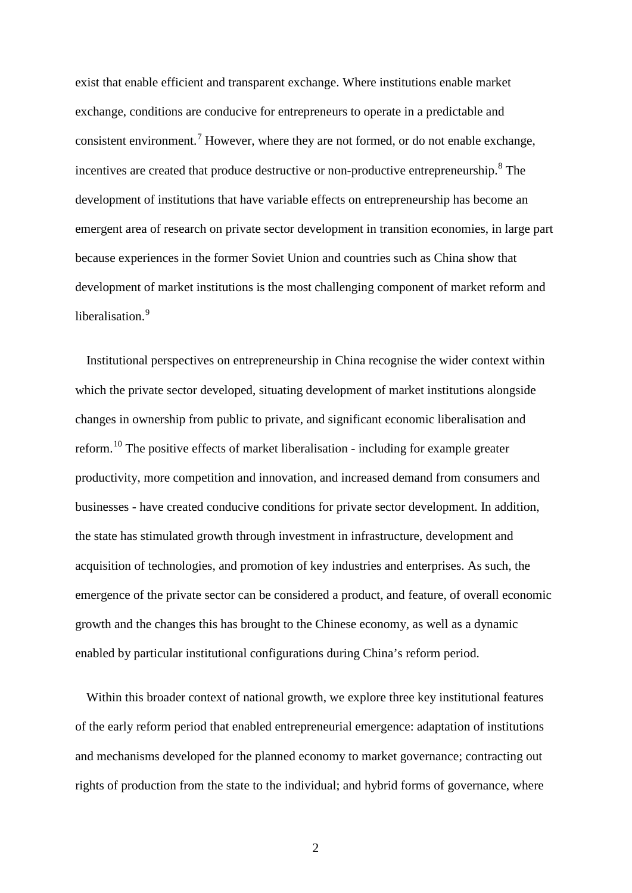exist that enable efficient and transparent exchange. Where institutions enable market exchange, conditions are conducive for entrepreneurs to operate in a predictable and consistent environment.[7] However, where they are not formed, or do not enable exchange, incentives are created that produce destructive or non-productive entrepreneurship.[8] The development of institutions that have variable effects on entrepreneurship has become an emergent area of research on private sector development in transition economies, in large part because experiences in the former Soviet Union and countries such as China show that development of market institutions is the most challenging component of market reform and liberalisation.[9]

Institutional perspectives on entrepreneurship in China recognise the wider context within which the private sector developed, situating development of market institutions alongside changes in ownership from public to private, and significant economic liberalisation and reform.[10] The positive effects of market liberalisation - including for example greater productivity, more competition and innovation, and increased demand from consumers and businesses - have created conducive conditions for private sector development. In addition, the state has stimulated growth through investment in infrastructure, development and acquisition of technologies, and promotion of key industries and enterprises. As such, the emergence of the private sector can be considered a product, and feature, of overall economic growth and the changes this has brought to the Chinese economy, as well as a dynamic enabled by particular institutional configurations during China's reform period.

Within this broader context of national growth, we explore three key institutional features of the early reform period that enabled entrepreneurial emergence: adaptation of institutions and mechanisms developed for the planned economy to market governance; contracting out rights of production from the state to the individual; and hybrid forms of governance, where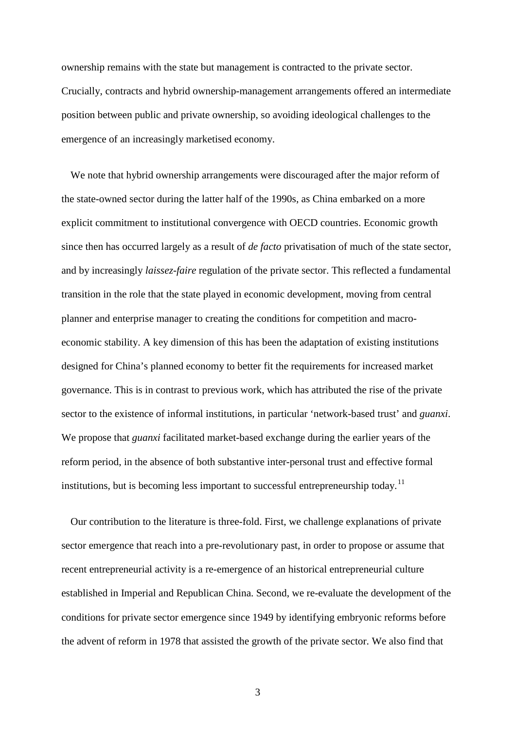ownership remains with the state but management is contracted to the private sector. Crucially, contracts and hybrid ownership-management arrangements offered an intermediate position between public and private ownership, so avoiding ideological challenges to the emergence of an increasingly marketised economy.

We note that hybrid ownership arrangements were discouraged after the major reform of the state-owned sector during the latter half of the 1990s, as China embarked on a more explicit commitment to institutional convergence with OECD countries. Economic growth since then has occurred largely as a result of *de facto* privatisation of much of the state sector, and by increasingly *laissez-faire* regulation of the private sector. This reflected a fundamental transition in the role that the state played in economic development, moving from central planner and enterprise manager to creating the conditions for competition and macro-economic stability. A key dimension of this has been the adaptation of existing institutions designed for China's planned economy to better fit the requirements for increased market governance. This is in contrast to previous work, which has attributed the rise of the private sector to the existence of informal institutions, in particular 'network-based trust' and *guanxi*. We propose that *guanxi* facilitated market-based exchange during the earlier years of the reform period, in the absence of both substantive inter-personal trust and effective formal institutions, but is becoming less important to successful entrepreneurship today.[11]

Our contribution to the literature is three-fold. First, we challenge explanations of private sector emergence that reach into a pre-revolutionary past, in order to propose or assume that recent entrepreneurial activity is a re-emergence of an historical entrepreneurial culture established in Imperial and Republican China. Second, we re-evaluate the development of the conditions for private sector emergence since 1949 by identifying embryonic reforms before the advent of reform in 1978 that assisted the growth of the private sector. We also find that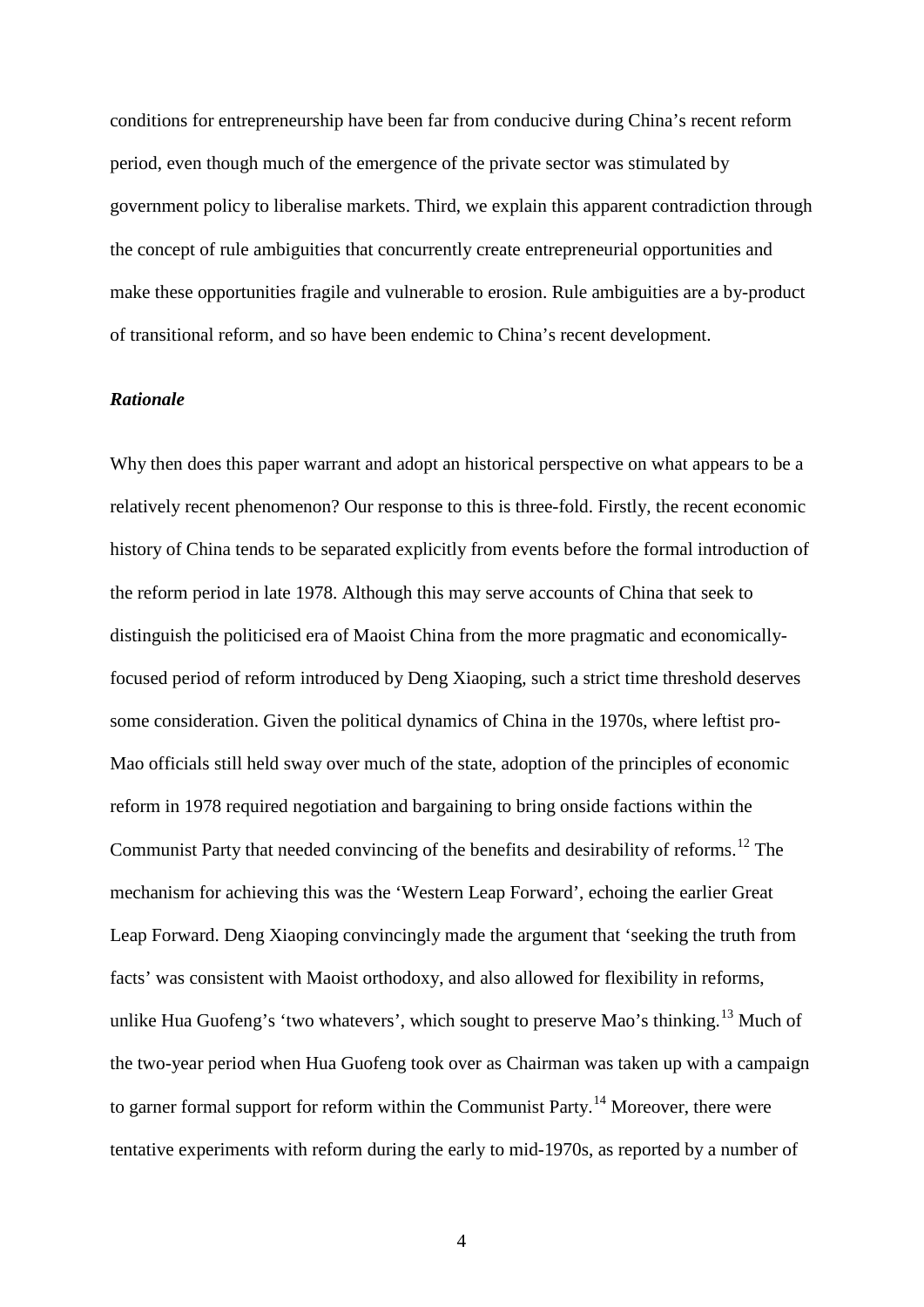conditions for entrepreneurship have been far from conducive during China's recent reform period, even though much of the emergence of the private sector was stimulated by government policy to liberalise markets. Third, we explain this apparent contradiction through the concept of rule ambiguities that concurrently create entrepreneurial opportunities and make these opportunities fragile and vulnerable to erosion. Rule ambiguities are a by-product of transitional reform, and so have been endemic to China's recent development.

### *Rationale*

Why then does this paper warrant and adopt an historical perspective on what appears to be a relatively recent phenomenon? Our response to this is three-fold. Firstly, the recent economic history of China tends to be separated explicitly from events before the formal introduction of the reform period in late 1978. Although this may serve accounts of China that seek to distinguish the politicised era of Maoist China from the more pragmatic and economically-focused period of reform introduced by Deng Xiaoping, such a strict time threshold deserves some consideration. Given the political dynamics of China in the 1970s, where leftist pro-Mao officials still held sway over much of the state, adoption of the principles of economic reform in 1978 required negotiation and bargaining to bring onside factions within the Communist Party that needed convincing of the benefits and desirability of reforms.[12] The mechanism for achieving this was the 'Western Leap Forward', echoing the earlier Great Leap Forward. Deng Xiaoping convincingly made the argument that 'seeking the truth from facts' was consistent with Maoist orthodoxy, and also allowed for flexibility in reforms, unlike Hua Guofeng's 'two whatevers', which sought to preserve Mao's thinking.[13] Much of the two-year period when Hua Guofeng took over as Chairman was taken up with a campaign to garner formal support for reform within the Communist Party.[14] Moreover, there were tentative experiments with reform during the early to mid-1970s, as reported by a number of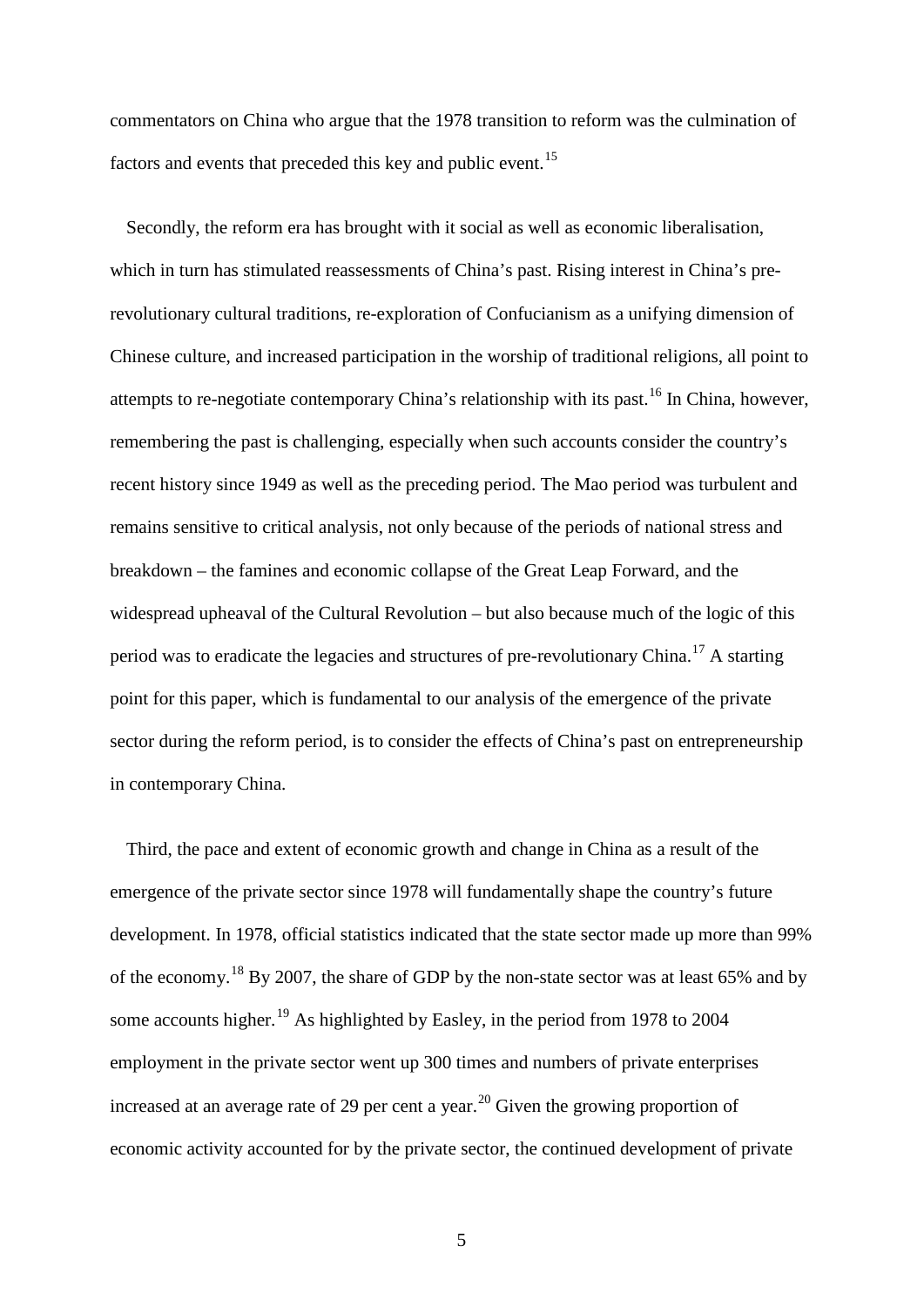commentators on China who argue that the 1978 transition to reform was the culmination of factors and events that preceded this key and public event.[15]

Secondly, the reform era has brought with it social as well as economic liberalisation, which in turn has stimulated reassessments of China's past. Rising interest in China's pre-revolutionary cultural traditions, re-exploration of Confucianism as a unifying dimension of Chinese culture, and increased participation in the worship of traditional religions, all point to attempts to re-negotiate contemporary China's relationship with its past.[16] In China, however, remembering the past is challenging, especially when such accounts consider the country's recent history since 1949 as well as the preceding period. The Mao period was turbulent and remains sensitive to critical analysis, not only because of the periods of national stress and breakdown – the famines and economic collapse of the Great Leap Forward, and the widespread upheaval of the Cultural Revolution – but also because much of the logic of this period was to eradicate the legacies and structures of pre-revolutionary China.[17] A starting point for this paper, which is fundamental to our analysis of the emergence of the private sector during the reform period, is to consider the effects of China's past on entrepreneurship in contemporary China.

Third, the pace and extent of economic growth and change in China as a result of the emergence of the private sector since 1978 will fundamentally shape the country's future development. In 1978, official statistics indicated that the state sector made up more than 99% of the economy.[18] By 2007, the share of GDP by the non-state sector was at least 65% and by some accounts higher.[19] As highlighted by Easley, in the period from 1978 to 2004 employment in the private sector went up 300 times and numbers of private enterprises increased at an average rate of 29 per cent a year.[20] Given the growing proportion of economic activity accounted for by the private sector, the continued development of private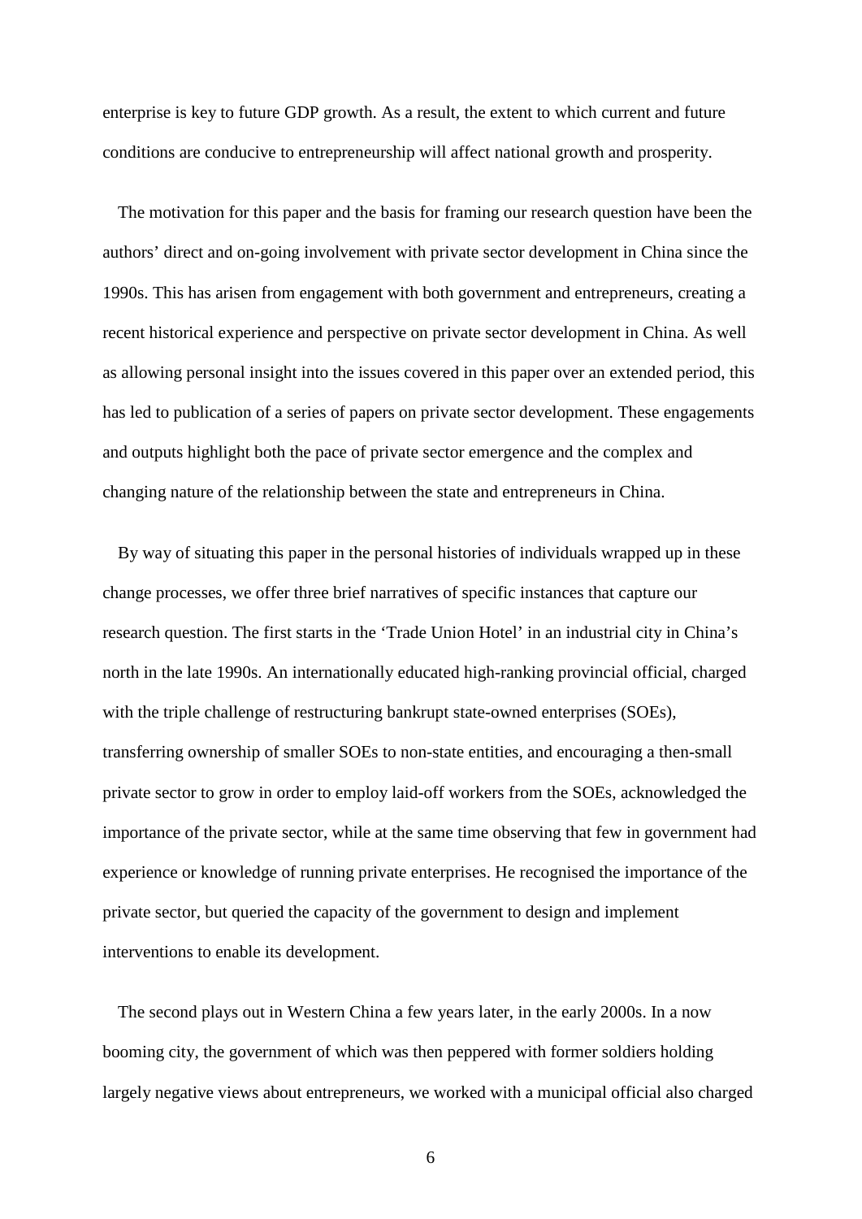enterprise is key to future GDP growth. As a result, the extent to which current and future conditions are conducive to entrepreneurship will affect national growth and prosperity.

The motivation for this paper and the basis for framing our research question have been the authors' direct and on-going involvement with private sector development in China since the 1990s. This has arisen from engagement with both government and entrepreneurs, creating a recent historical experience and perspective on private sector development in China. As well as allowing personal insight into the issues covered in this paper over an extended period, this has led to publication of a series of papers on private sector development. These engagements and outputs highlight both the pace of private sector emergence and the complex and changing nature of the relationship between the state and entrepreneurs in China.

By way of situating this paper in the personal histories of individuals wrapped up in these change processes, we offer three brief narratives of specific instances that capture our research question. The first starts in the 'Trade Union Hotel' in an industrial city in China's north in the late 1990s. An internationally educated high-ranking provincial official, charged with the triple challenge of restructuring bankrupt state-owned enterprises (SOEs), transferring ownership of smaller SOEs to non-state entities, and encouraging a then-small private sector to grow in order to employ laid-off workers from the SOEs, acknowledged the importance of the private sector, while at the same time observing that few in government had experience or knowledge of running private enterprises. He recognised the importance of the private sector, but queried the capacity of the government to design and implement interventions to enable its development.

The second plays out in Western China a few years later, in the early 2000s. In a now booming city, the government of which was then peppered with former soldiers holding largely negative views about entrepreneurs, we worked with a municipal official also charged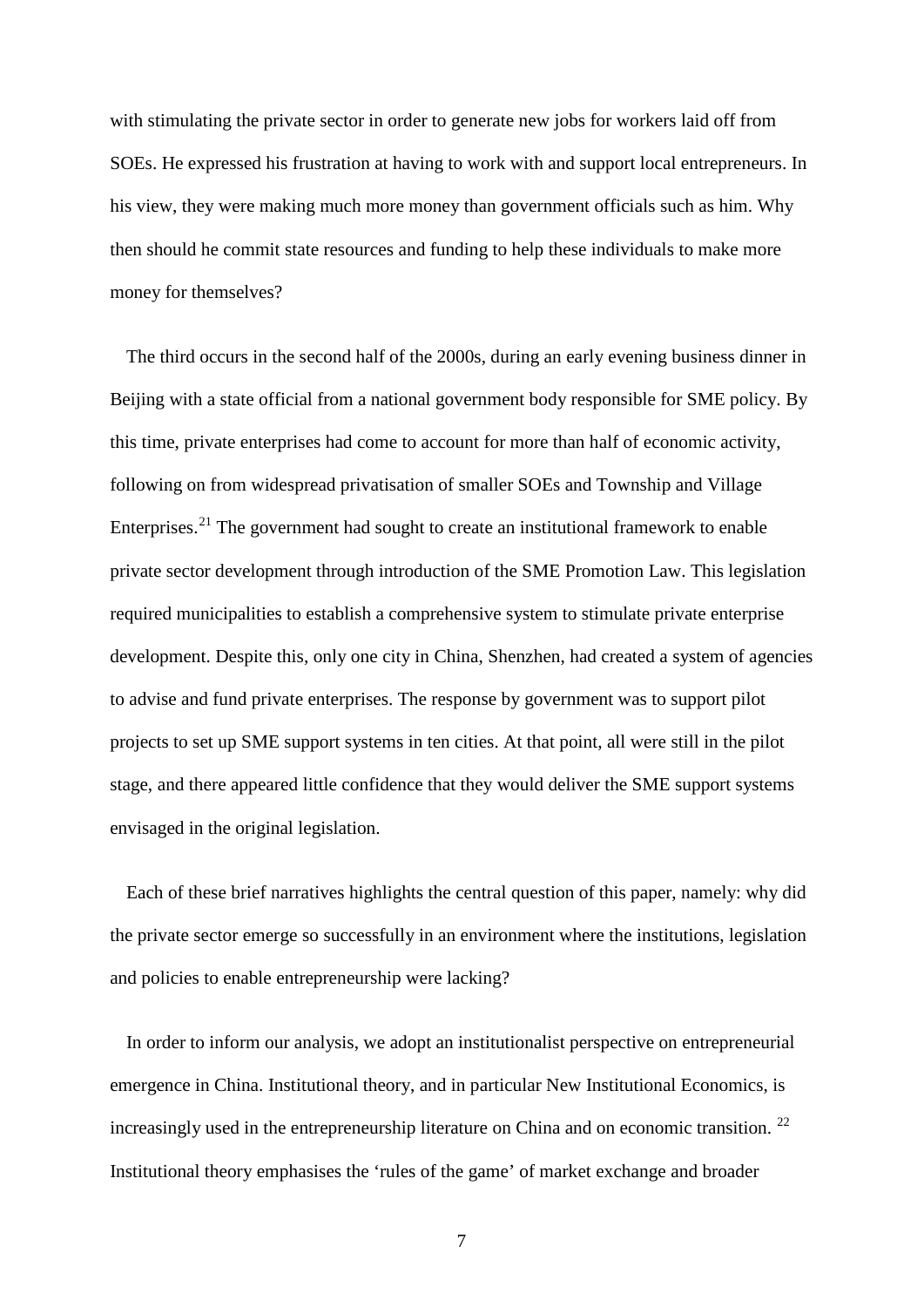with stimulating the private sector in order to generate new jobs for workers laid off from SOEs. He expressed his frustration at having to work with and support local entrepreneurs. In his view, they were making much more money than government officials such as him. Why then should he commit state resources and funding to help these individuals to make more money for themselves?

The third occurs in the second half of the 2000s, during an early evening business dinner in Beijing with a state official from a national government body responsible for SME policy. By this time, private enterprises had come to account for more than half of economic activity, following on from widespread privatisation of smaller SOEs and Township and Village Enterprises.[21] The government had sought to create an institutional framework to enable private sector development through introduction of the SME Promotion Law. This legislation required municipalities to establish a comprehensive system to stimulate private enterprise development. Despite this, only one city in China, Shenzhen, had created a system of agencies to advise and fund private enterprises. The response by government was to support pilot projects to set up SME support systems in ten cities. At that point, all were still in the pilot stage, and there appeared little confidence that they would deliver the SME support systems envisaged in the original legislation.

Each of these brief narratives highlights the central question of this paper, namely: why did the private sector emerge so successfully in an environment where the institutions, legislation and policies to enable entrepreneurship were lacking?

In order to inform our analysis, we adopt an institutionalist perspective on entrepreneurial emergence in China. Institutional theory, and in particular New Institutional Economics, is increasingly used in the entrepreneurship literature on China and on economic transition.[22] Institutional theory emphasises the 'rules of the game' of market exchange and broader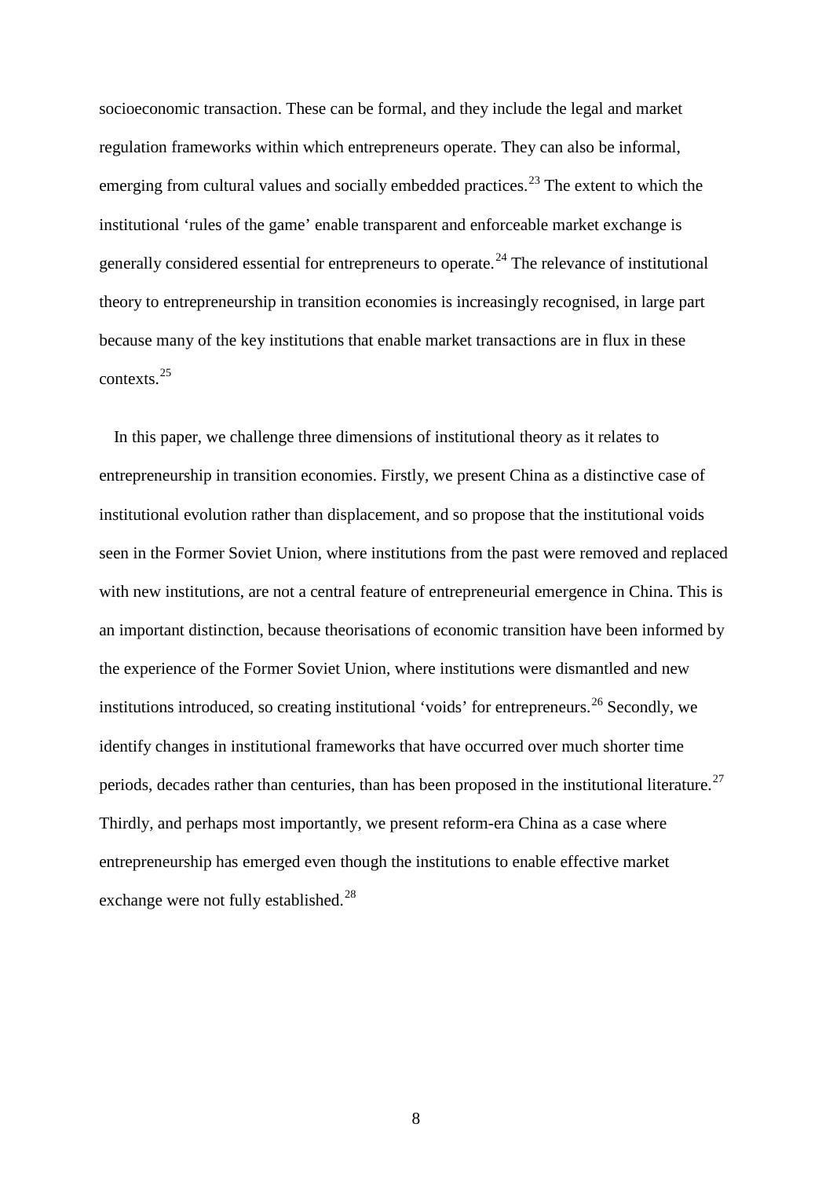socioeconomic transaction. These can be formal, and they include the legal and market regulation frameworks within which entrepreneurs operate. They can also be informal, emerging from cultural values and socially embedded practices.[23] The extent to which the institutional 'rules of the game' enable transparent and enforceable market exchange is generally considered essential for entrepreneurs to operate.[24] The relevance of institutional theory to entrepreneurship in transition economies is increasingly recognised, in large part because many of the key institutions that enable market transactions are in flux in these contexts.[25]

In this paper, we challenge three dimensions of institutional theory as it relates to entrepreneurship in transition economies. Firstly, we present China as a distinctive case of institutional evolution rather than displacement, and so propose that the institutional voids seen in the Former Soviet Union, where institutions from the past were removed and replaced with new institutions, are not a central feature of entrepreneurial emergence in China. This is an important distinction, because theorisations of economic transition have been informed by the experience of the Former Soviet Union, where institutions were dismantled and new institutions introduced, so creating institutional 'voids' for entrepreneurs.[26] Secondly, we identify changes in institutional frameworks that have occurred over much shorter time periods, decades rather than centuries, than has been proposed in the institutional literature.[27] Thirdly, and perhaps most importantly, we present reform-era China as a case where entrepreneurship has emerged even though the institutions to enable effective market exchange were not fully established.[28]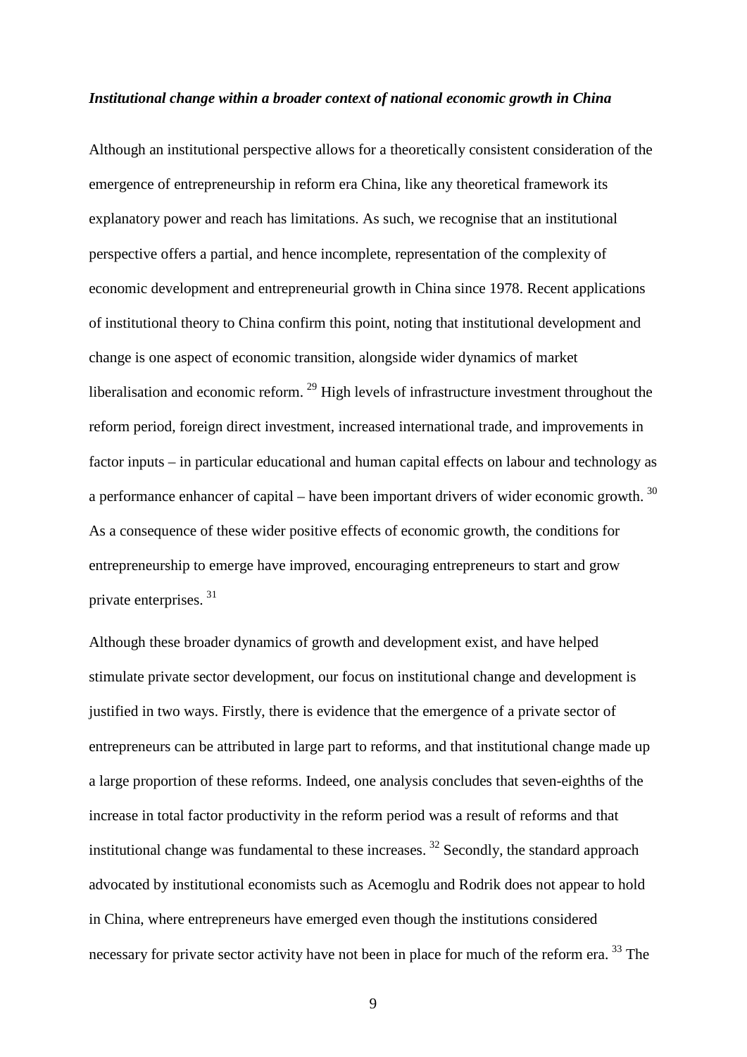***Institutional change within a broader context of national economic growth in China***

Although an institutional perspective allows for a theoretically consistent consideration of the emergence of entrepreneurship in reform era China, like any theoretical framework its explanatory power and reach has limitations. As such, we recognise that an institutional perspective offers a partial, and hence incomplete, representation of the complexity of economic development and entrepreneurial growth in China since 1978. Recent applications of institutional theory to China confirm this point, noting that institutional development and change is one aspect of economic transition, alongside wider dynamics of market liberalisation and economic reform. [29] High levels of infrastructure investment throughout the reform period, foreign direct investment, increased international trade, and improvements in factor inputs – in particular educational and human capital effects on labour and technology as a performance enhancer of capital – have been important drivers of wider economic growth. [30] As a consequence of these wider positive effects of economic growth, the conditions for entrepreneurship to emerge have improved, encouraging entrepreneurs to start and grow private enterprises. [31]

Although these broader dynamics of growth and development exist, and have helped stimulate private sector development, our focus on institutional change and development is justified in two ways. Firstly, there is evidence that the emergence of a private sector of entrepreneurs can be attributed in large part to reforms, and that institutional change made up a large proportion of these reforms. Indeed, one analysis concludes that seven-eighths of the increase in total factor productivity in the reform period was a result of reforms and that institutional change was fundamental to these increases. [32] Secondly, the standard approach advocated by institutional economists such as Acemoglu and Rodrik does not appear to hold in China, where entrepreneurs have emerged even though the institutions considered necessary for private sector activity have not been in place for much of the reform era. [33] The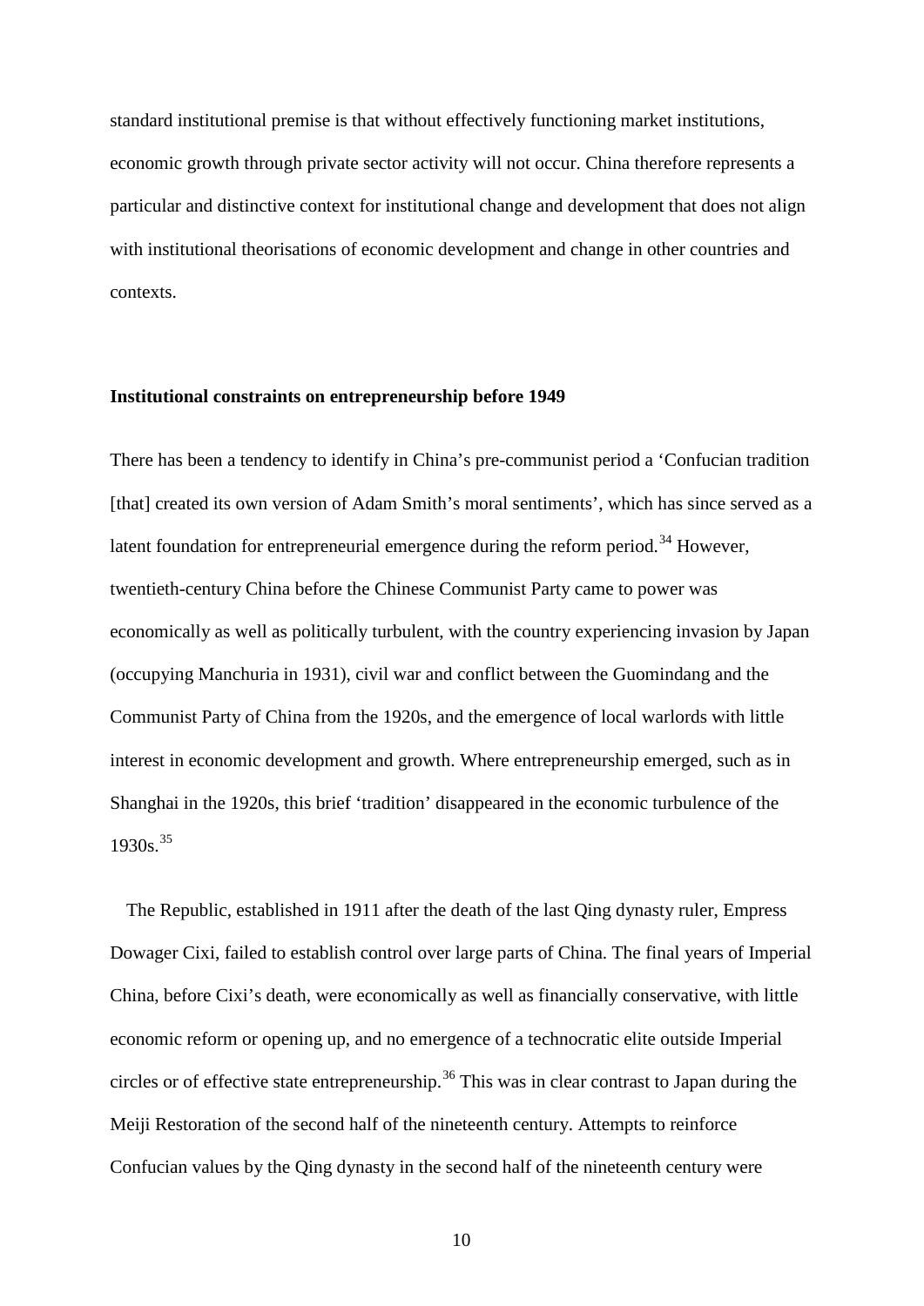standard institutional premise is that without effectively functioning market institutions, economic growth through private sector activity will not occur. China therefore represents a particular and distinctive context for institutional change and development that does not align with institutional theorisations of economic development and change in other countries and contexts.

**Institutional constraints on entrepreneurship before 1949**

There has been a tendency to identify in China's pre-communist period a 'Confucian tradition [that] created its own version of Adam Smith's moral sentiments', which has since served as a latent foundation for entrepreneurial emergence during the reform period.[34] However, twentieth-century China before the Chinese Communist Party came to power was economically as well as politically turbulent, with the country experiencing invasion by Japan (occupying Manchuria in 1931), civil war and conflict between the Guomindang and the Communist Party of China from the 1920s, and the emergence of local warlords with little interest in economic development and growth. Where entrepreneurship emerged, such as in Shanghai in the 1920s, this brief 'tradition' disappeared in the economic turbulence of the 1930s.[35]

The Republic, established in 1911 after the death of the last Qing dynasty ruler, Empress Dowager Cixi, failed to establish control over large parts of China. The final years of Imperial China, before Cixi's death, were economically as well as financially conservative, with little economic reform or opening up, and no emergence of a technocratic elite outside Imperial circles or of effective state entrepreneurship.[36] This was in clear contrast to Japan during the Meiji Restoration of the second half of the nineteenth century. Attempts to reinforce Confucian values by the Qing dynasty in the second half of the nineteenth century were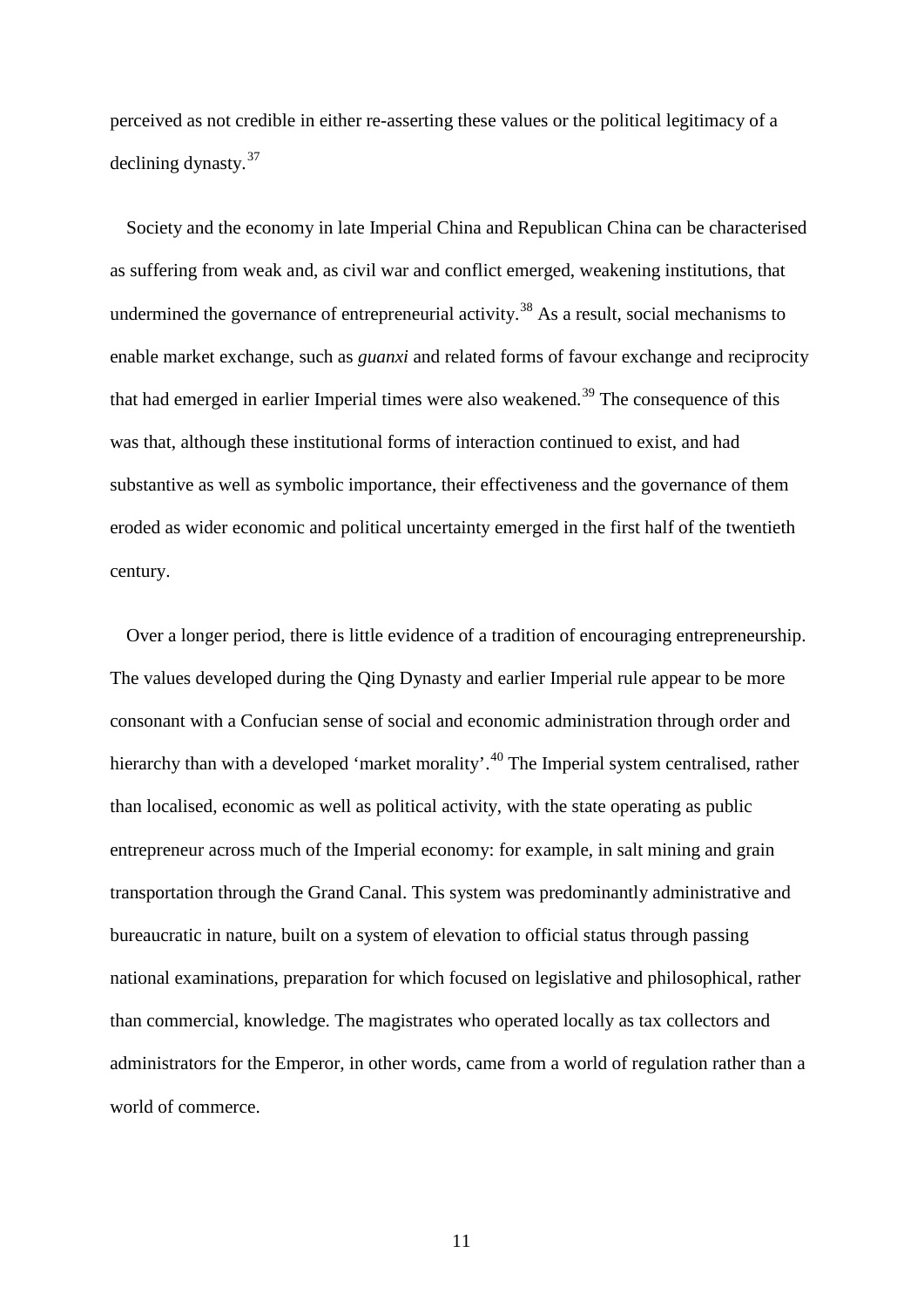perceived as not credible in either re-asserting these values or the political legitimacy of a declining dynasty.[37]

Society and the economy in late Imperial China and Republican China can be characterised as suffering from weak and, as civil war and conflict emerged, weakening institutions, that undermined the governance of entrepreneurial activity.[38] As a result, social mechanisms to enable market exchange, such as *guanxi* and related forms of favour exchange and reciprocity that had emerged in earlier Imperial times were also weakened.[39] The consequence of this was that, although these institutional forms of interaction continued to exist, and had substantive as well as symbolic importance, their effectiveness and the governance of them eroded as wider economic and political uncertainty emerged in the first half of the twentieth century.

Over a longer period, there is little evidence of a tradition of encouraging entrepreneurship. The values developed during the Qing Dynasty and earlier Imperial rule appear to be more consonant with a Confucian sense of social and economic administration through order and hierarchy than with a developed 'market morality'.[40] The Imperial system centralised, rather than localised, economic as well as political activity, with the state operating as public entrepreneur across much of the Imperial economy: for example, in salt mining and grain transportation through the Grand Canal. This system was predominantly administrative and bureaucratic in nature, built on a system of elevation to official status through passing national examinations, preparation for which focused on legislative and philosophical, rather than commercial, knowledge. The magistrates who operated locally as tax collectors and administrators for the Emperor, in other words, came from a world of regulation rather than a world of commerce.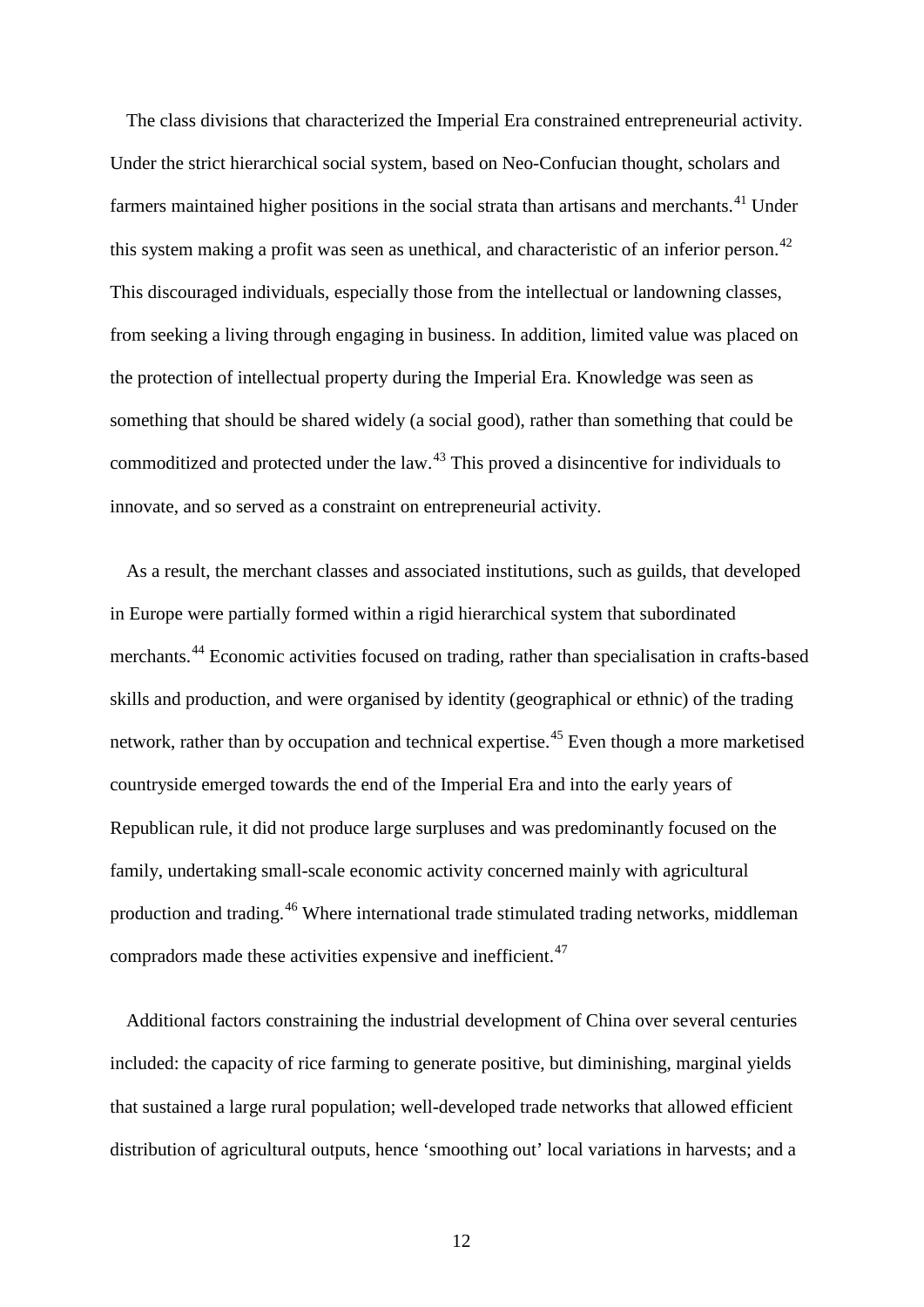The class divisions that characterized the Imperial Era constrained entrepreneurial activity. Under the strict hierarchical social system, based on Neo-Confucian thought, scholars and farmers maintained higher positions in the social strata than artisans and merchants.[41] Under this system making a profit was seen as unethical, and characteristic of an inferior person.[42] This discouraged individuals, especially those from the intellectual or landowning classes, from seeking a living through engaging in business. In addition, limited value was placed on the protection of intellectual property during the Imperial Era. Knowledge was seen as something that should be shared widely (a social good), rather than something that could be commoditized and protected under the law.[43] This proved a disincentive for individuals to innovate, and so served as a constraint on entrepreneurial activity.

As a result, the merchant classes and associated institutions, such as guilds, that developed in Europe were partially formed within a rigid hierarchical system that subordinated merchants.[44] Economic activities focused on trading, rather than specialisation in crafts-based skills and production, and were organised by identity (geographical or ethnic) of the trading network, rather than by occupation and technical expertise.[45] Even though a more marketised countryside emerged towards the end of the Imperial Era and into the early years of Republican rule, it did not produce large surpluses and was predominantly focused on the family, undertaking small-scale economic activity concerned mainly with agricultural production and trading.[46] Where international trade stimulated trading networks, middleman compradors made these activities expensive and inefficient.[47]

Additional factors constraining the industrial development of China over several centuries included: the capacity of rice farming to generate positive, but diminishing, marginal yields that sustained a large rural population; well-developed trade networks that allowed efficient distribution of agricultural outputs, hence 'smoothing out' local variations in harvests; and a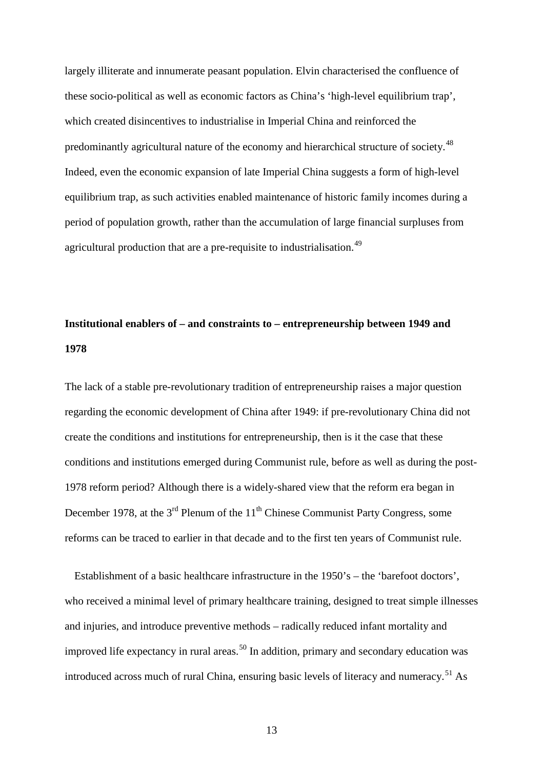largely illiterate and innumerate peasant population. Elvin characterised the confluence of these socio-political as well as economic factors as China's 'high-level equilibrium trap', which created disincentives to industrialise in Imperial China and reinforced the predominantly agricultural nature of the economy and hierarchical structure of society.[48] Indeed, even the economic expansion of late Imperial China suggests a form of high-level equilibrium trap, as such activities enabled maintenance of historic family incomes during a period of population growth, rather than the accumulation of large financial surpluses from agricultural production that are a pre-requisite to industrialisation.[49]

## Institutional enablers of – and constraints to – entrepreneurship between 1949 and 1978

The lack of a stable pre-revolutionary tradition of entrepreneurship raises a major question regarding the economic development of China after 1949: if pre-revolutionary China did not create the conditions and institutions for entrepreneurship, then is it the case that these conditions and institutions emerged during Communist rule, before as well as during the post-1978 reform period? Although there is a widely-shared view that the reform era began in December 1978, at the 3rd Plenum of the 11th Chinese Communist Party Congress, some reforms can be traced to earlier in that decade and to the first ten years of Communist rule.

Establishment of a basic healthcare infrastructure in the 1950's – the 'barefoot doctors', who received a minimal level of primary healthcare training, designed to treat simple illnesses and injuries, and introduce preventive methods – radically reduced infant mortality and improved life expectancy in rural areas.[50] In addition, primary and secondary education was introduced across much of rural China, ensuring basic levels of literacy and numeracy.[51] As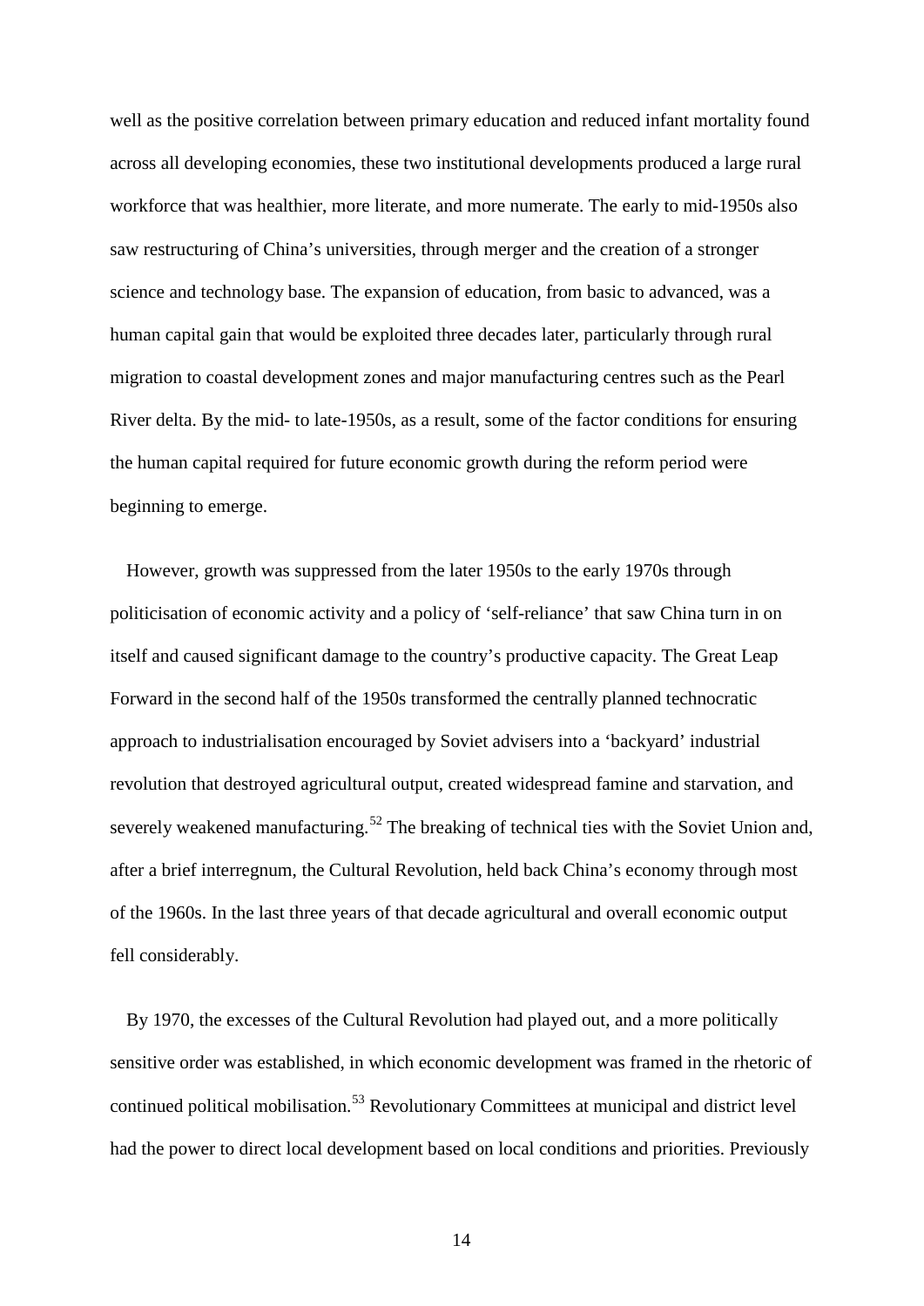well as the positive correlation between primary education and reduced infant mortality found across all developing economies, these two institutional developments produced a large rural workforce that was healthier, more literate, and more numerate. The early to mid-1950s also saw restructuring of China's universities, through merger and the creation of a stronger science and technology base. The expansion of education, from basic to advanced, was a human capital gain that would be exploited three decades later, particularly through rural migration to coastal development zones and major manufacturing centres such as the Pearl River delta. By the mid- to late-1950s, as a result, some of the factor conditions for ensuring the human capital required for future economic growth during the reform period were beginning to emerge.

However, growth was suppressed from the later 1950s to the early 1970s through politicisation of economic activity and a policy of 'self-reliance' that saw China turn in on itself and caused significant damage to the country's productive capacity. The Great Leap Forward in the second half of the 1950s transformed the centrally planned technocratic approach to industrialisation encouraged by Soviet advisers into a 'backyard' industrial revolution that destroyed agricultural output, created widespread famine and starvation, and severely weakened manufacturing.[52] The breaking of technical ties with the Soviet Union and, after a brief interregnum, the Cultural Revolution, held back China's economy through most of the 1960s. In the last three years of that decade agricultural and overall economic output fell considerably.

By 1970, the excesses of the Cultural Revolution had played out, and a more politically sensitive order was established, in which economic development was framed in the rhetoric of continued political mobilisation.[53] Revolutionary Committees at municipal and district level had the power to direct local development based on local conditions and priorities. Previously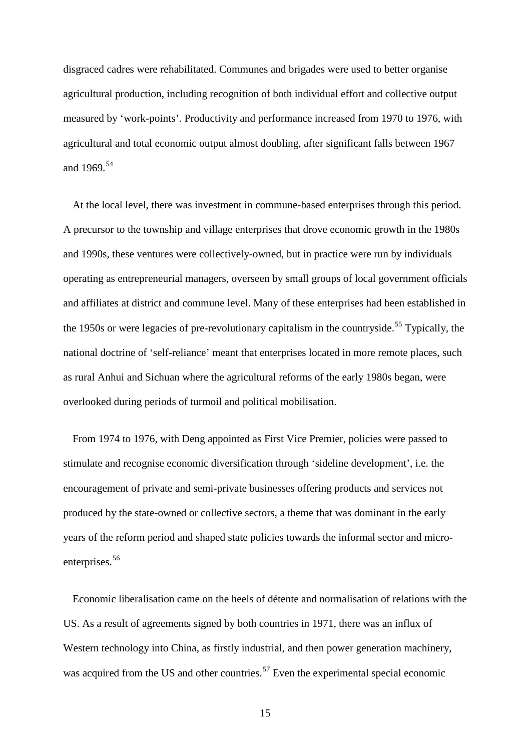disgraced cadres were rehabilitated. Communes and brigades were used to better organise agricultural production, including recognition of both individual effort and collective output measured by ‘work-points’. Productivity and performance increased from 1970 to 1976, with agricultural and total economic output almost doubling, after significant falls between 1967 and 1969.[54]

At the local level, there was investment in commune-based enterprises through this period. A precursor to the township and village enterprises that drove economic growth in the 1980s and 1990s, these ventures were collectively-owned, but in practice were run by individuals operating as entrepreneurial managers, overseen by small groups of local government officials and affiliates at district and commune level. Many of these enterprises had been established in the 1950s or were legacies of pre-revolutionary capitalism in the countryside.[55] Typically, the national doctrine of ‘self-reliance’ meant that enterprises located in more remote places, such as rural Anhui and Sichuan where the agricultural reforms of the early 1980s began, were overlooked during periods of turmoil and political mobilisation.

From 1974 to 1976, with Deng appointed as First Vice Premier, policies were passed to stimulate and recognise economic diversification through ‘sideline development’, i.e. the encouragement of private and semi-private businesses offering products and services not produced by the state-owned or collective sectors, a theme that was dominant in the early years of the reform period and shaped state policies towards the informal sector and micro-enterprises.[56]

Economic liberalisation came on the heels of détente and normalisation of relations with the US. As a result of agreements signed by both countries in 1971, there was an influx of Western technology into China, as firstly industrial, and then power generation machinery, was acquired from the US and other countries.[57] Even the experimental special economic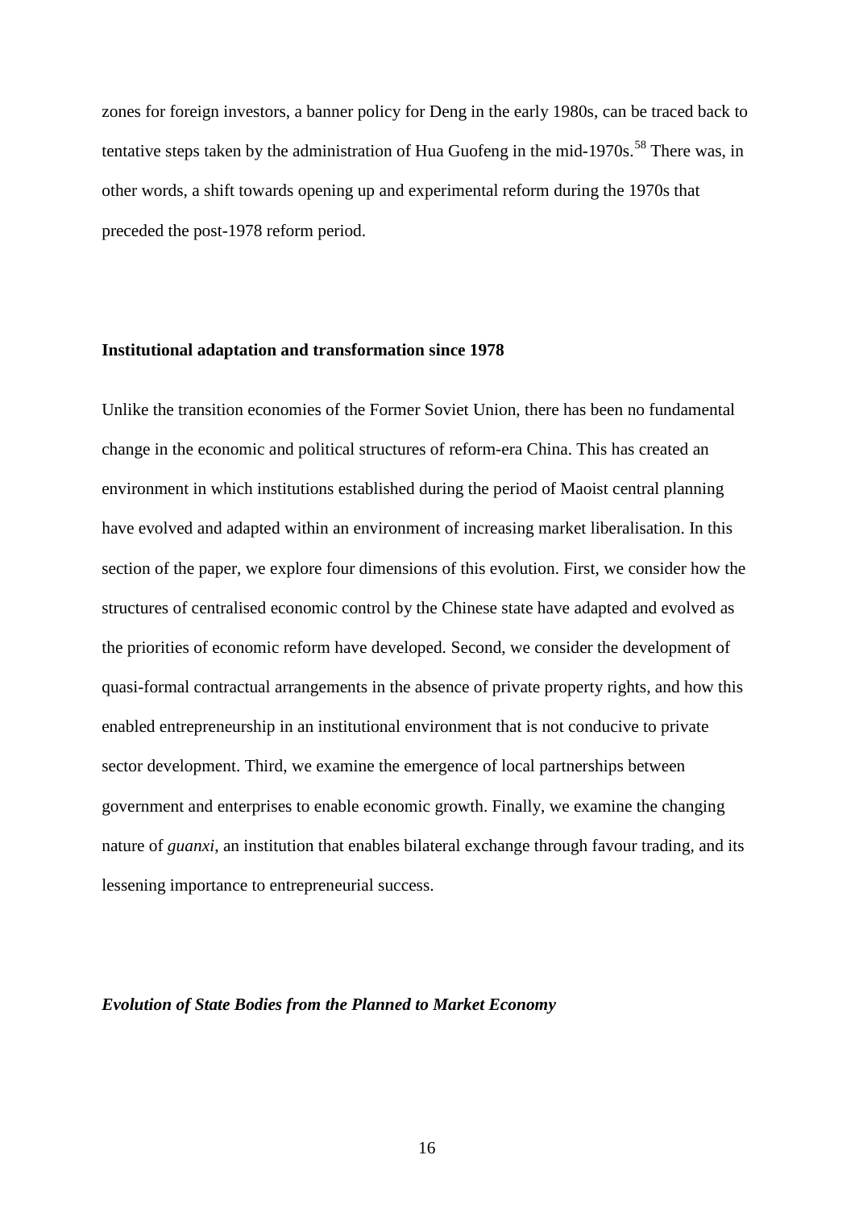zones for foreign investors, a banner policy for Deng in the early 1980s, can be traced back to tentative steps taken by the administration of Hua Guofeng in the mid-1970s.[58] There was, in other words, a shift towards opening up and experimental reform during the 1970s that preceded the post-1978 reform period.

## Institutional adaptation and transformation since 1978

Unlike the transition economies of the Former Soviet Union, there has been no fundamental change in the economic and political structures of reform-era China. This has created an environment in which institutions established during the period of Maoist central planning have evolved and adapted within an environment of increasing market liberalisation. In this section of the paper, we explore four dimensions of this evolution. First, we consider how the structures of centralised economic control by the Chinese state have adapted and evolved as the priorities of economic reform have developed. Second, we consider the development of quasi-formal contractual arrangements in the absence of private property rights, and how this enabled entrepreneurship in an institutional environment that is not conducive to private sector development. Third, we examine the emergence of local partnerships between government and enterprises to enable economic growth. Finally, we examine the changing nature of *guanxi*, an institution that enables bilateral exchange through favour trading, and its lessening importance to entrepreneurial success.

### *Evolution of State Bodies from the Planned to Market Economy*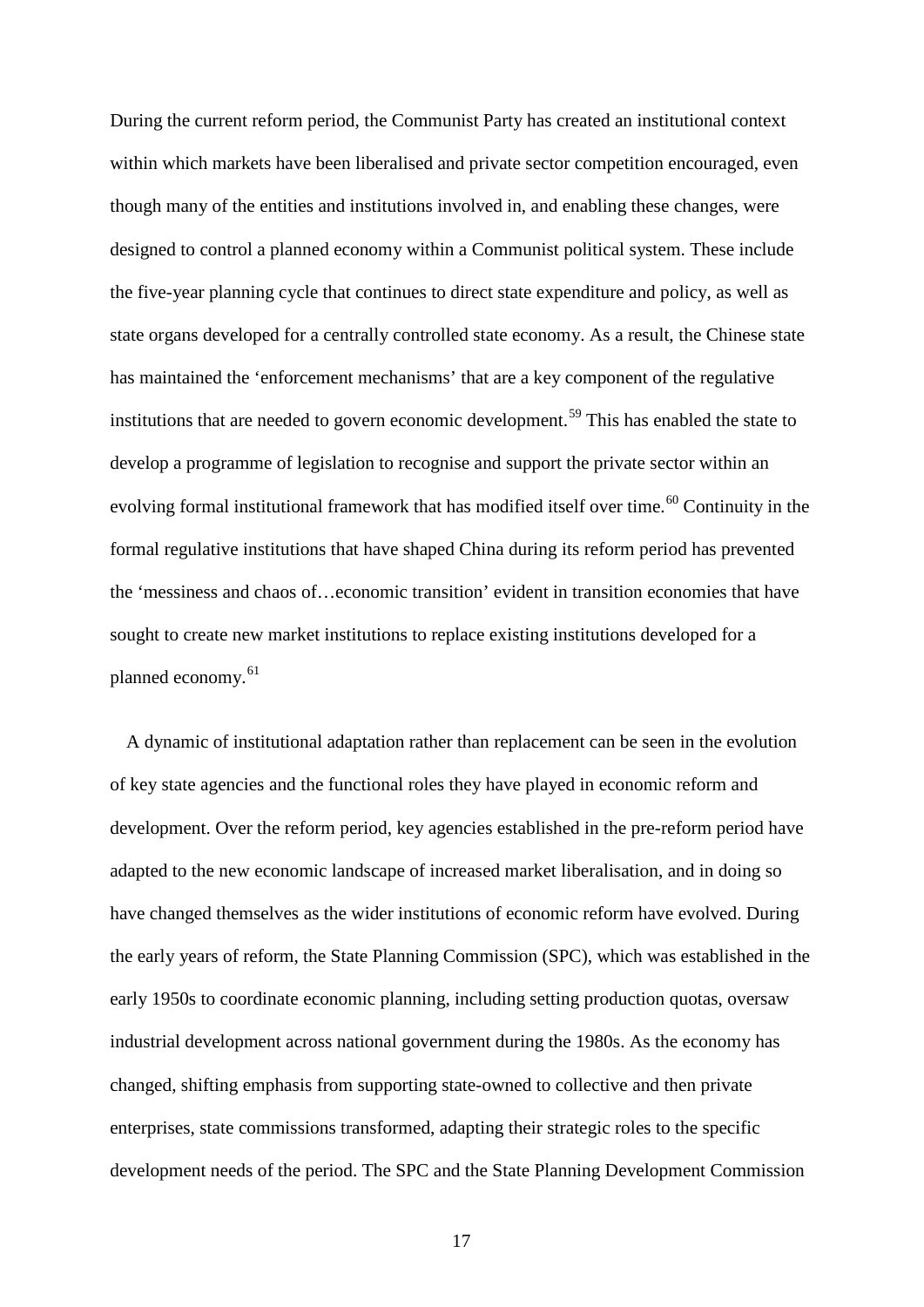During the current reform period, the Communist Party has created an institutional context within which markets have been liberalised and private sector competition encouraged, even though many of the entities and institutions involved in, and enabling these changes, were designed to control a planned economy within a Communist political system. These include the five-year planning cycle that continues to direct state expenditure and policy, as well as state organs developed for a centrally controlled state economy. As a result, the Chinese state has maintained the 'enforcement mechanisms' that are a key component of the regulative institutions that are needed to govern economic development.[59] This has enabled the state to develop a programme of legislation to recognise and support the private sector within an evolving formal institutional framework that has modified itself over time.[60] Continuity in the formal regulative institutions that have shaped China during its reform period has prevented the 'messiness and chaos of…economic transition' evident in transition economies that have sought to create new market institutions to replace existing institutions developed for a planned economy.[61]

A dynamic of institutional adaptation rather than replacement can be seen in the evolution of key state agencies and the functional roles they have played in economic reform and development. Over the reform period, key agencies established in the pre-reform period have adapted to the new economic landscape of increased market liberalisation, and in doing so have changed themselves as the wider institutions of economic reform have evolved. During the early years of reform, the State Planning Commission (SPC), which was established in the early 1950s to coordinate economic planning, including setting production quotas, oversaw industrial development across national government during the 1980s. As the economy has changed, shifting emphasis from supporting state-owned to collective and then private enterprises, state commissions transformed, adapting their strategic roles to the specific development needs of the period. The SPC and the State Planning Development Commission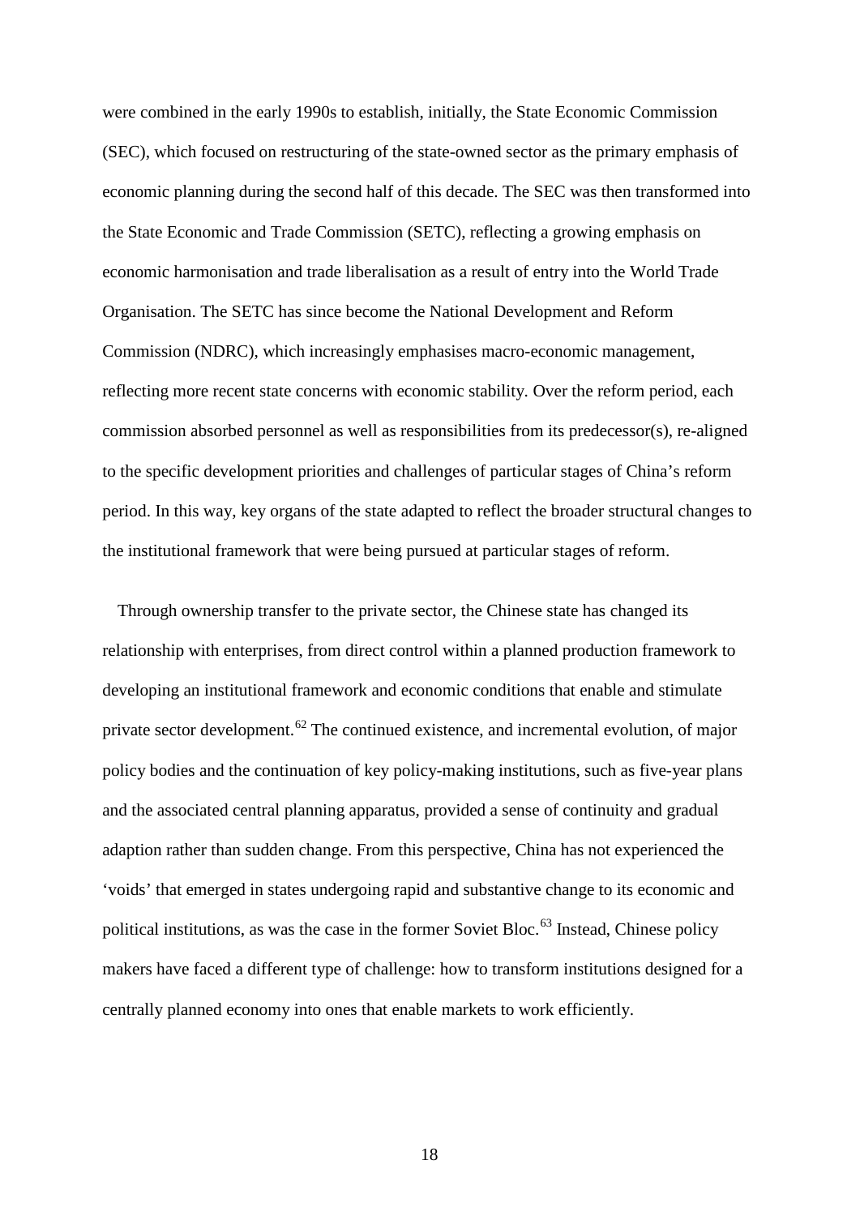were combined in the early 1990s to establish, initially, the State Economic Commission (SEC), which focused on restructuring of the state-owned sector as the primary emphasis of economic planning during the second half of this decade. The SEC was then transformed into the State Economic and Trade Commission (SETC), reflecting a growing emphasis on economic harmonisation and trade liberalisation as a result of entry into the World Trade Organisation. The SETC has since become the National Development and Reform Commission (NDRC), which increasingly emphasises macro-economic management, reflecting more recent state concerns with economic stability. Over the reform period, each commission absorbed personnel as well as responsibilities from its predecessor(s), re-aligned to the specific development priorities and challenges of particular stages of China's reform period. In this way, key organs of the state adapted to reflect the broader structural changes to the institutional framework that were being pursued at particular stages of reform.

Through ownership transfer to the private sector, the Chinese state has changed its relationship with enterprises, from direct control within a planned production framework to developing an institutional framework and economic conditions that enable and stimulate private sector development.[62] The continued existence, and incremental evolution, of major policy bodies and the continuation of key policy-making institutions, such as five-year plans and the associated central planning apparatus, provided a sense of continuity and gradual adaption rather than sudden change. From this perspective, China has not experienced the 'voids' that emerged in states undergoing rapid and substantive change to its economic and political institutions, as was the case in the former Soviet Bloc.[63] Instead, Chinese policy makers have faced a different type of challenge: how to transform institutions designed for a centrally planned economy into ones that enable markets to work efficiently.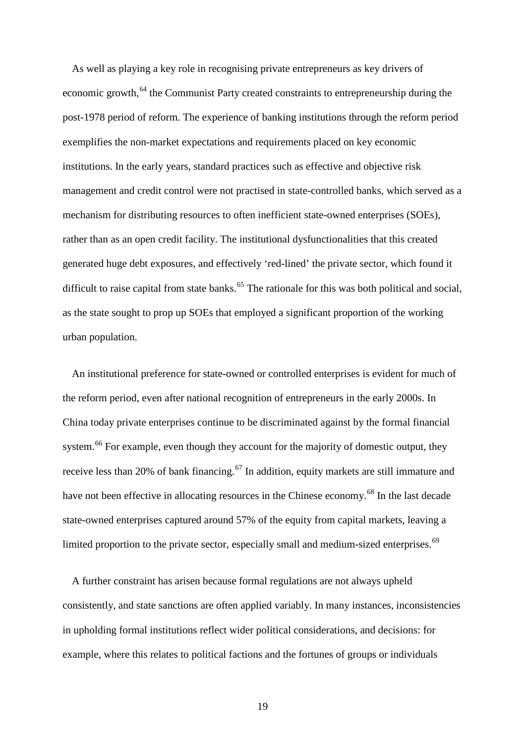As well as playing a key role in recognising private entrepreneurs as key drivers of economic growth,[64] the Communist Party created constraints to entrepreneurship during the post-1978 period of reform. The experience of banking institutions through the reform period exemplifies the non-market expectations and requirements placed on key economic institutions. In the early years, standard practices such as effective and objective risk management and credit control were not practised in state-controlled banks, which served as a mechanism for distributing resources to often inefficient state-owned enterprises (SOEs), rather than as an open credit facility. The institutional dysfunctionalities that this created generated huge debt exposures, and effectively 'red-lined' the private sector, which found it difficult to raise capital from state banks.[65] The rationale for this was both political and social, as the state sought to prop up SOEs that employed a significant proportion of the working urban population.

An institutional preference for state-owned or controlled enterprises is evident for much of the reform period, even after national recognition of entrepreneurs in the early 2000s. In China today private enterprises continue to be discriminated against by the formal financial system.[66] For example, even though they account for the majority of domestic output, they receive less than 20% of bank financing.[67] In addition, equity markets are still immature and have not been effective in allocating resources in the Chinese economy.[68] In the last decade state-owned enterprises captured around 57% of the equity from capital markets, leaving a limited proportion to the private sector, especially small and medium-sized enterprises.[69]

A further constraint has arisen because formal regulations are not always upheld consistently, and state sanctions are often applied variably. In many instances, inconsistencies in upholding formal institutions reflect wider political considerations, and decisions: for example, where this relates to political factions and the fortunes of groups or individuals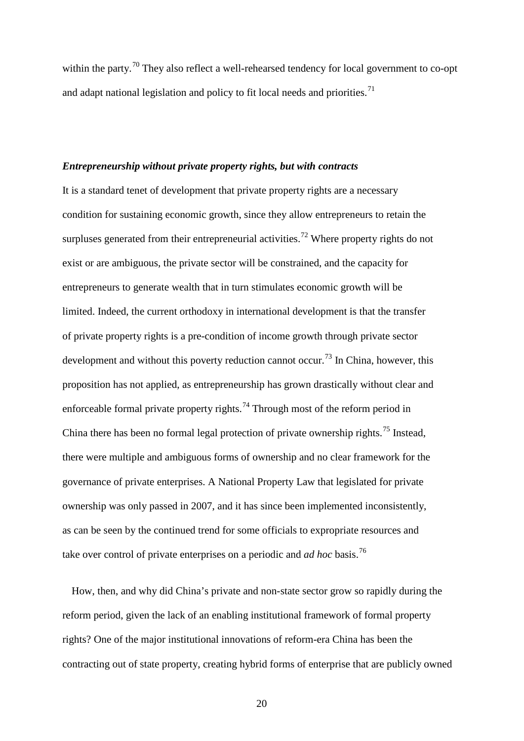within the party.[70] They also reflect a well-rehearsed tendency for local government to co-opt and adapt national legislation and policy to fit local needs and priorities.[71]

### *Entrepreneurship without private property rights, but with contracts*

It is a standard tenet of development that private property rights are a necessary condition for sustaining economic growth, since they allow entrepreneurs to retain the surpluses generated from their entrepreneurial activities.[72] Where property rights do not exist or are ambiguous, the private sector will be constrained, and the capacity for entrepreneurs to generate wealth that in turn stimulates economic growth will be limited. Indeed, the current orthodoxy in international development is that the transfer of private property rights is a pre-condition of income growth through private sector development and without this poverty reduction cannot occur.[73] In China, however, this proposition has not applied, as entrepreneurship has grown drastically without clear and enforceable formal private property rights.[74] Through most of the reform period in China there has been no formal legal protection of private ownership rights.[75] Instead, there were multiple and ambiguous forms of ownership and no clear framework for the governance of private enterprises. A National Property Law that legislated for private ownership was only passed in 2007, and it has since been implemented inconsistently, as can be seen by the continued trend for some officials to expropriate resources and take over control of private enterprises on a periodic and *ad hoc* basis.[76]

How, then, and why did China's private and non-state sector grow so rapidly during the reform period, given the lack of an enabling institutional framework of formal property rights? One of the major institutional innovations of reform-era China has been the contracting out of state property, creating hybrid forms of enterprise that are publicly owned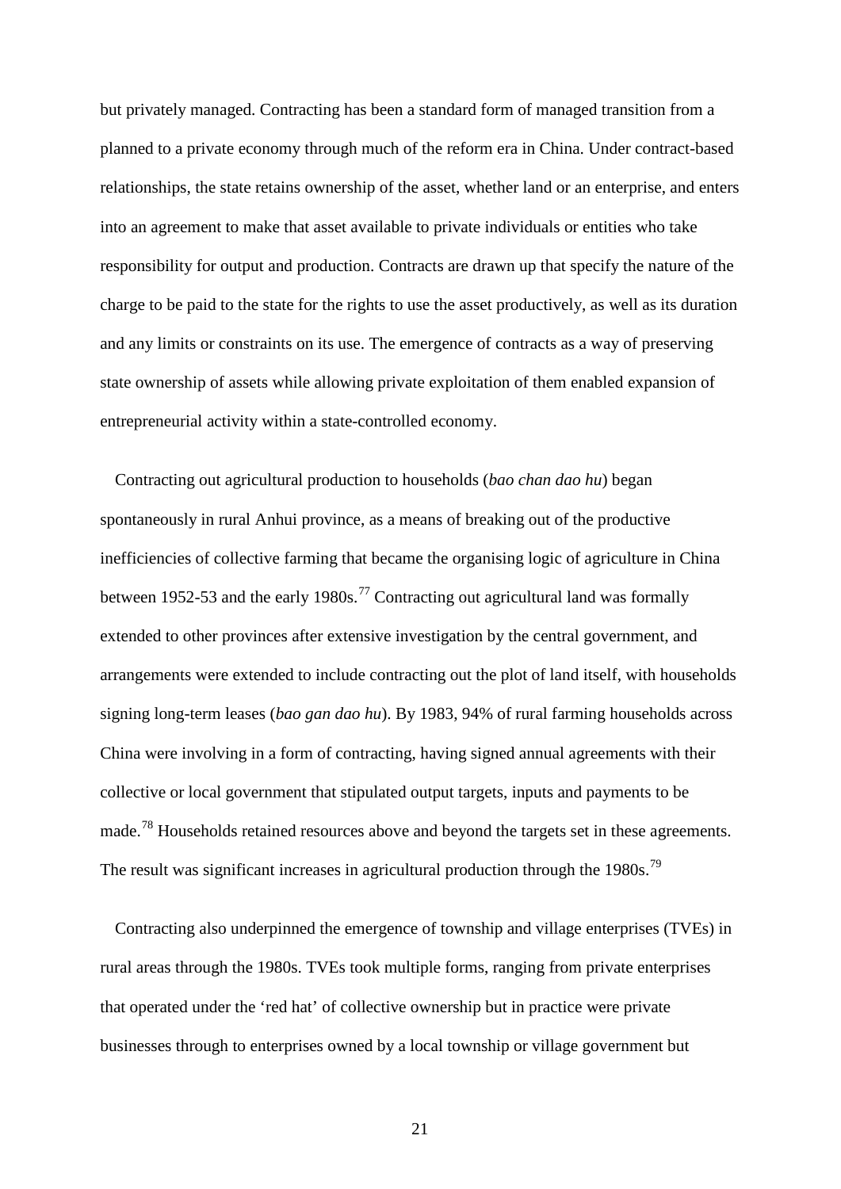but privately managed. Contracting has been a standard form of managed transition from a planned to a private economy through much of the reform era in China. Under contract-based relationships, the state retains ownership of the asset, whether land or an enterprise, and enters into an agreement to make that asset available to private individuals or entities who take responsibility for output and production. Contracts are drawn up that specify the nature of the charge to be paid to the state for the rights to use the asset productively, as well as its duration and any limits or constraints on its use. The emergence of contracts as a way of preserving state ownership of assets while allowing private exploitation of them enabled expansion of entrepreneurial activity within a state-controlled economy.

Contracting out agricultural production to households (*bao chan dao hu*) began spontaneously in rural Anhui province, as a means of breaking out of the productive inefficiencies of collective farming that became the organising logic of agriculture in China between 1952-53 and the early 1980s.[77] Contracting out agricultural land was formally extended to other provinces after extensive investigation by the central government, and arrangements were extended to include contracting out the plot of land itself, with households signing long-term leases (*bao gan dao hu*). By 1983, 94% of rural farming households across China were involving in a form of contracting, having signed annual agreements with their collective or local government that stipulated output targets, inputs and payments to be made.[78] Households retained resources above and beyond the targets set in these agreements. The result was significant increases in agricultural production through the 1980s.[79]

Contracting also underpinned the emergence of township and village enterprises (TVEs) in rural areas through the 1980s. TVEs took multiple forms, ranging from private enterprises that operated under the 'red hat' of collective ownership but in practice were private businesses through to enterprises owned by a local township or village government but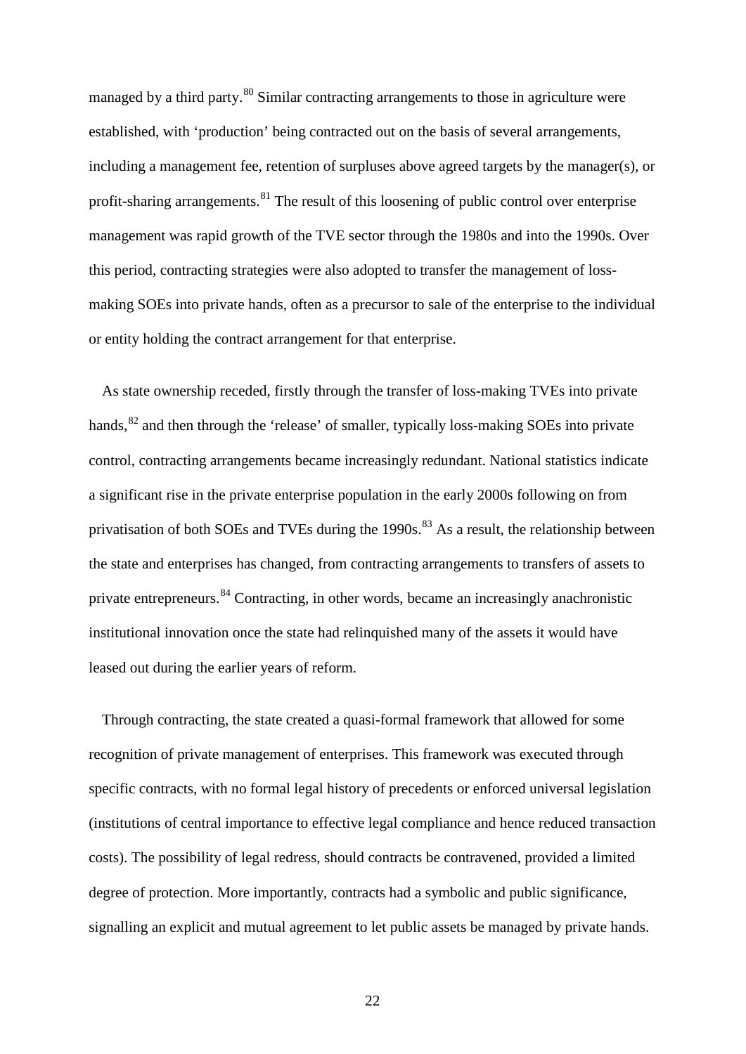managed by a third party.[80] Similar contracting arrangements to those in agriculture were established, with 'production' being contracted out on the basis of several arrangements, including a management fee, retention of surpluses above agreed targets by the manager(s), or profit-sharing arrangements.[81] The result of this loosening of public control over enterprise management was rapid growth of the TVE sector through the 1980s and into the 1990s. Over this period, contracting strategies were also adopted to transfer the management of loss-making SOEs into private hands, often as a precursor to sale of the enterprise to the individual or entity holding the contract arrangement for that enterprise.

As state ownership receded, firstly through the transfer of loss-making TVEs into private hands,[82] and then through the 'release' of smaller, typically loss-making SOEs into private control, contracting arrangements became increasingly redundant. National statistics indicate a significant rise in the private enterprise population in the early 2000s following on from privatisation of both SOEs and TVEs during the 1990s.[83] As a result, the relationship between the state and enterprises has changed, from contracting arrangements to transfers of assets to private entrepreneurs.[84] Contracting, in other words, became an increasingly anachronistic institutional innovation once the state had relinquished many of the assets it would have leased out during the earlier years of reform.

Through contracting, the state created a quasi-formal framework that allowed for some recognition of private management of enterprises. This framework was executed through specific contracts, with no formal legal history of precedents or enforced universal legislation (institutions of central importance to effective legal compliance and hence reduced transaction costs). The possibility of legal redress, should contracts be contravened, provided a limited degree of protection. More importantly, contracts had a symbolic and public significance, signalling an explicit and mutual agreement to let public assets be managed by private hands.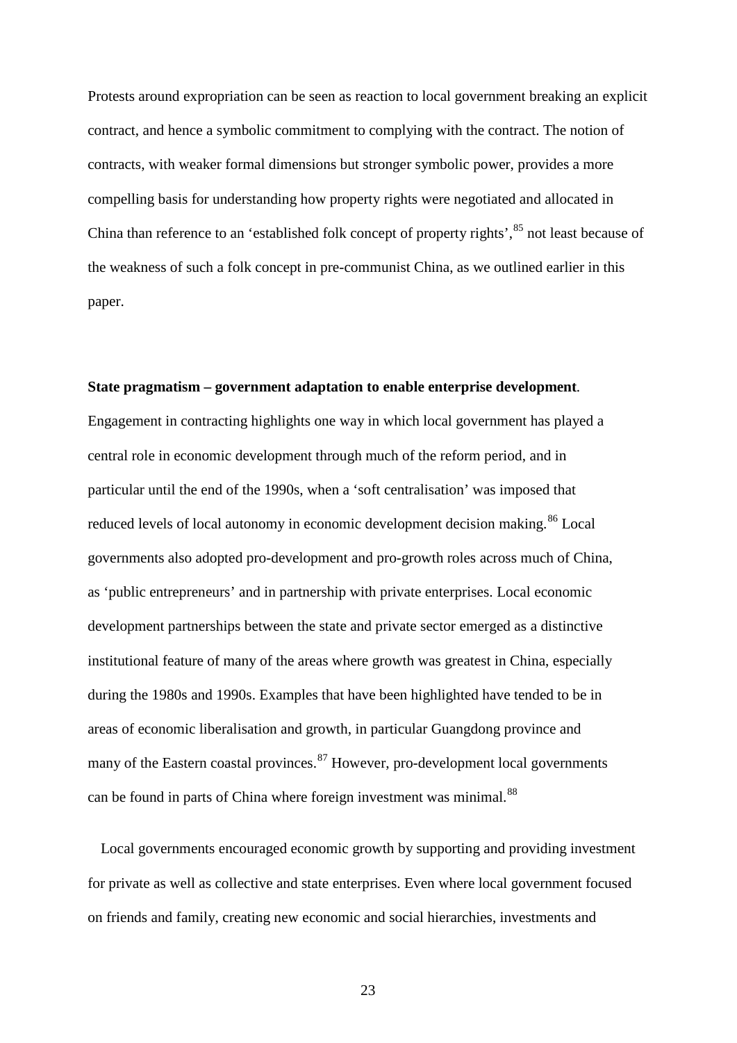Protests around expropriation can be seen as reaction to local government breaking an explicit contract, and hence a symbolic commitment to complying with the contract. The notion of contracts, with weaker formal dimensions but stronger symbolic power, provides a more compelling basis for understanding how property rights were negotiated and allocated in China than reference to an 'established folk concept of property rights',[85] not least because of the weakness of such a folk concept in pre-communist China, as we outlined earlier in this paper.

**State pragmatism – government adaptation to enable enterprise development**.

Engagement in contracting highlights one way in which local government has played a central role in economic development through much of the reform period, and in particular until the end of the 1990s, when a 'soft centralisation' was imposed that reduced levels of local autonomy in economic development decision making.[86] Local governments also adopted pro-development and pro-growth roles across much of China, as 'public entrepreneurs' and in partnership with private enterprises. Local economic development partnerships between the state and private sector emerged as a distinctive institutional feature of many of the areas where growth was greatest in China, especially during the 1980s and 1990s. Examples that have been highlighted have tended to be in areas of economic liberalisation and growth, in particular Guangdong province and many of the Eastern coastal provinces.[87] However, pro-development local governments can be found in parts of China where foreign investment was minimal.[88]

Local governments encouraged economic growth by supporting and providing investment for private as well as collective and state enterprises. Even where local government focused on friends and family, creating new economic and social hierarchies, investments and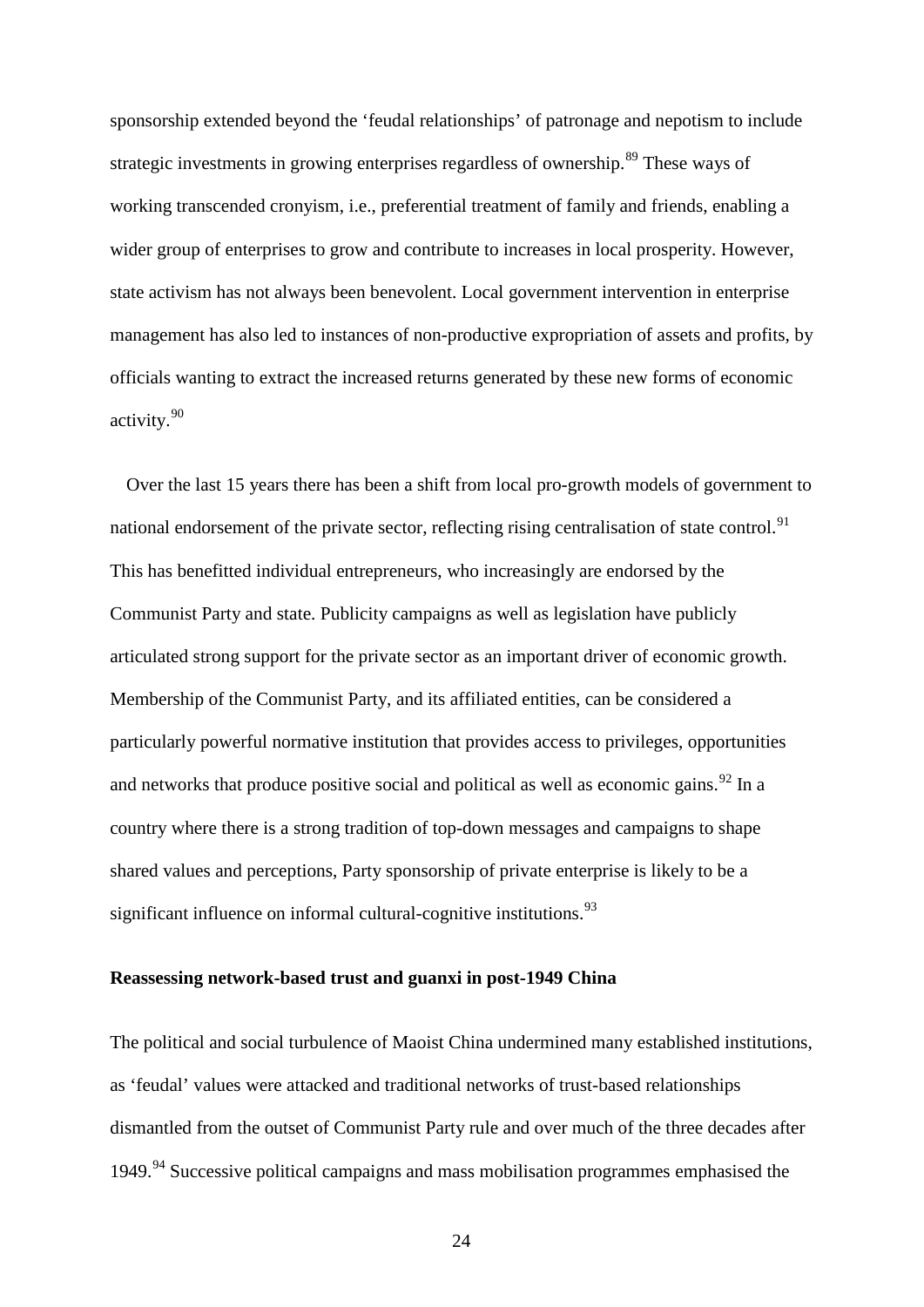sponsorship extended beyond the 'feudal relationships' of patronage and nepotism to include strategic investments in growing enterprises regardless of ownership.[89] These ways of working transcended cronyism, i.e., preferential treatment of family and friends, enabling a wider group of enterprises to grow and contribute to increases in local prosperity. However, state activism has not always been benevolent. Local government intervention in enterprise management has also led to instances of non-productive expropriation of assets and profits, by officials wanting to extract the increased returns generated by these new forms of economic activity.[90]

Over the last 15 years there has been a shift from local pro-growth models of government to national endorsement of the private sector, reflecting rising centralisation of state control.[91] This has benefitted individual entrepreneurs, who increasingly are endorsed by the Communist Party and state. Publicity campaigns as well as legislation have publicly articulated strong support for the private sector as an important driver of economic growth. Membership of the Communist Party, and its affiliated entities, can be considered a particularly powerful normative institution that provides access to privileges, opportunities and networks that produce positive social and political as well as economic gains.[92] In a country where there is a strong tradition of top-down messages and campaigns to shape shared values and perceptions, Party sponsorship of private enterprise is likely to be a significant influence on informal cultural-cognitive institutions.[93]

**Reassessing network-based trust and guanxi in post-1949 China**

The political and social turbulence of Maoist China undermined many established institutions, as 'feudal' values were attacked and traditional networks of trust-based relationships dismantled from the outset of Communist Party rule and over much of the three decades after 1949.[94] Successive political campaigns and mass mobilisation programmes emphasised the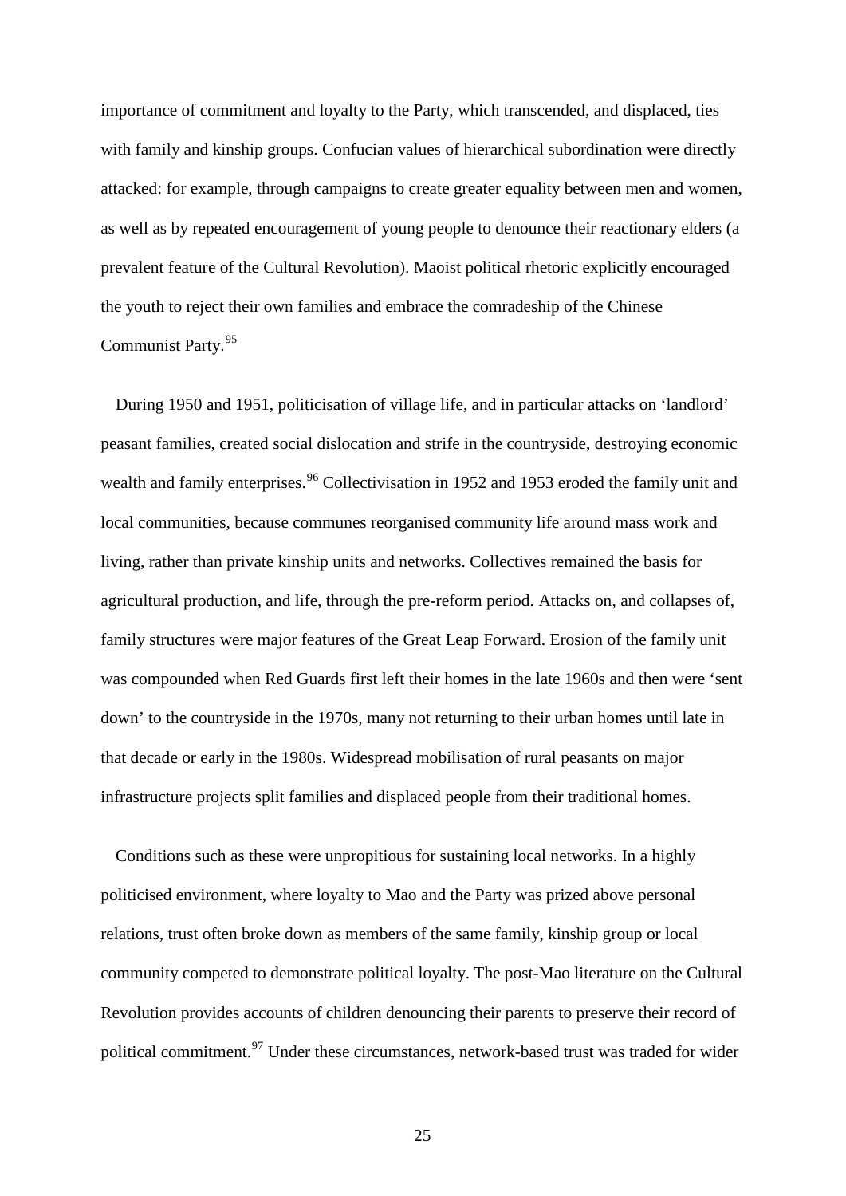importance of commitment and loyalty to the Party, which transcended, and displaced, ties with family and kinship groups. Confucian values of hierarchical subordination were directly attacked: for example, through campaigns to create greater equality between men and women, as well as by repeated encouragement of young people to denounce their reactionary elders (a prevalent feature of the Cultural Revolution). Maoist political rhetoric explicitly encouraged the youth to reject their own families and embrace the comradeship of the Chinese Communist Party.[95]

During 1950 and 1951, politicisation of village life, and in particular attacks on 'landlord' peasant families, created social dislocation and strife in the countryside, destroying economic wealth and family enterprises.[96] Collectivisation in 1952 and 1953 eroded the family unit and local communities, because communes reorganised community life around mass work and living, rather than private kinship units and networks. Collectives remained the basis for agricultural production, and life, through the pre-reform period. Attacks on, and collapses of, family structures were major features of the Great Leap Forward. Erosion of the family unit was compounded when Red Guards first left their homes in the late 1960s and then were 'sent down' to the countryside in the 1970s, many not returning to their urban homes until late in that decade or early in the 1980s. Widespread mobilisation of rural peasants on major infrastructure projects split families and displaced people from their traditional homes.

Conditions such as these were unpropitious for sustaining local networks. In a highly politicised environment, where loyalty to Mao and the Party was prized above personal relations, trust often broke down as members of the same family, kinship group or local community competed to demonstrate political loyalty. The post-Mao literature on the Cultural Revolution provides accounts of children denouncing their parents to preserve their record of political commitment.[97] Under these circumstances, network-based trust was traded for wider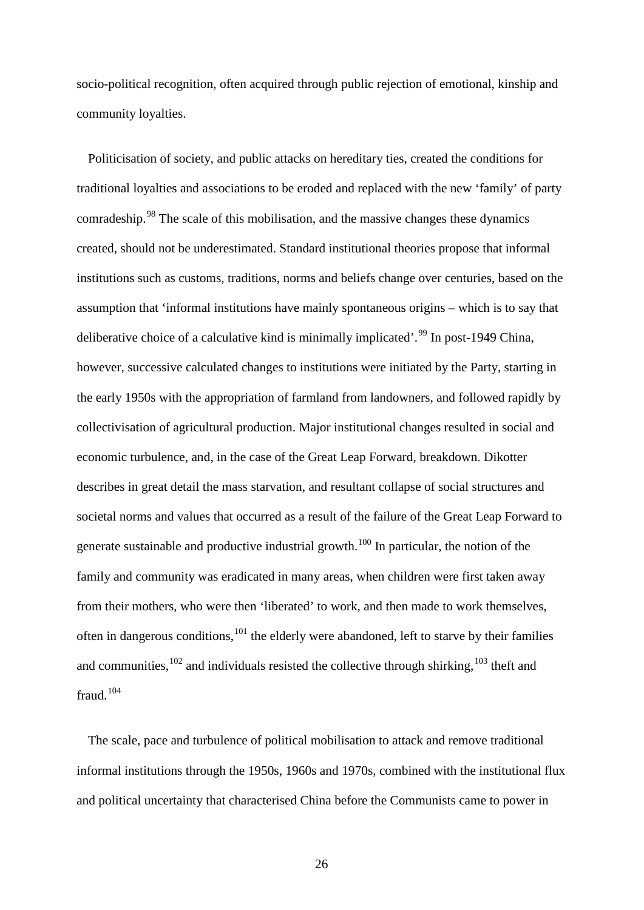socio-political recognition, often acquired through public rejection of emotional, kinship and community loyalties.

Politicisation of society, and public attacks on hereditary ties, created the conditions for traditional loyalties and associations to be eroded and replaced with the new 'family' of party comradeship.[98] The scale of this mobilisation, and the massive changes these dynamics created, should not be underestimated. Standard institutional theories propose that informal institutions such as customs, traditions, norms and beliefs change over centuries, based on the assumption that 'informal institutions have mainly spontaneous origins – which is to say that deliberative choice of a calculative kind is minimally implicated'.[99] In post-1949 China, however, successive calculated changes to institutions were initiated by the Party, starting in the early 1950s with the appropriation of farmland from landowners, and followed rapidly by collectivisation of agricultural production. Major institutional changes resulted in social and economic turbulence, and, in the case of the Great Leap Forward, breakdown. Dikotter describes in great detail the mass starvation, and resultant collapse of social structures and societal norms and values that occurred as a result of the failure of the Great Leap Forward to generate sustainable and productive industrial growth.[100] In particular, the notion of the family and community was eradicated in many areas, when children were first taken away from their mothers, who were then 'liberated' to work, and then made to work themselves, often in dangerous conditions,[101] the elderly were abandoned, left to starve by their families and communities,[102] and individuals resisted the collective through shirking,[103] theft and fraud.[104]

The scale, pace and turbulence of political mobilisation to attack and remove traditional informal institutions through the 1950s, 1960s and 1970s, combined with the institutional flux and political uncertainty that characterised China before the Communists came to power in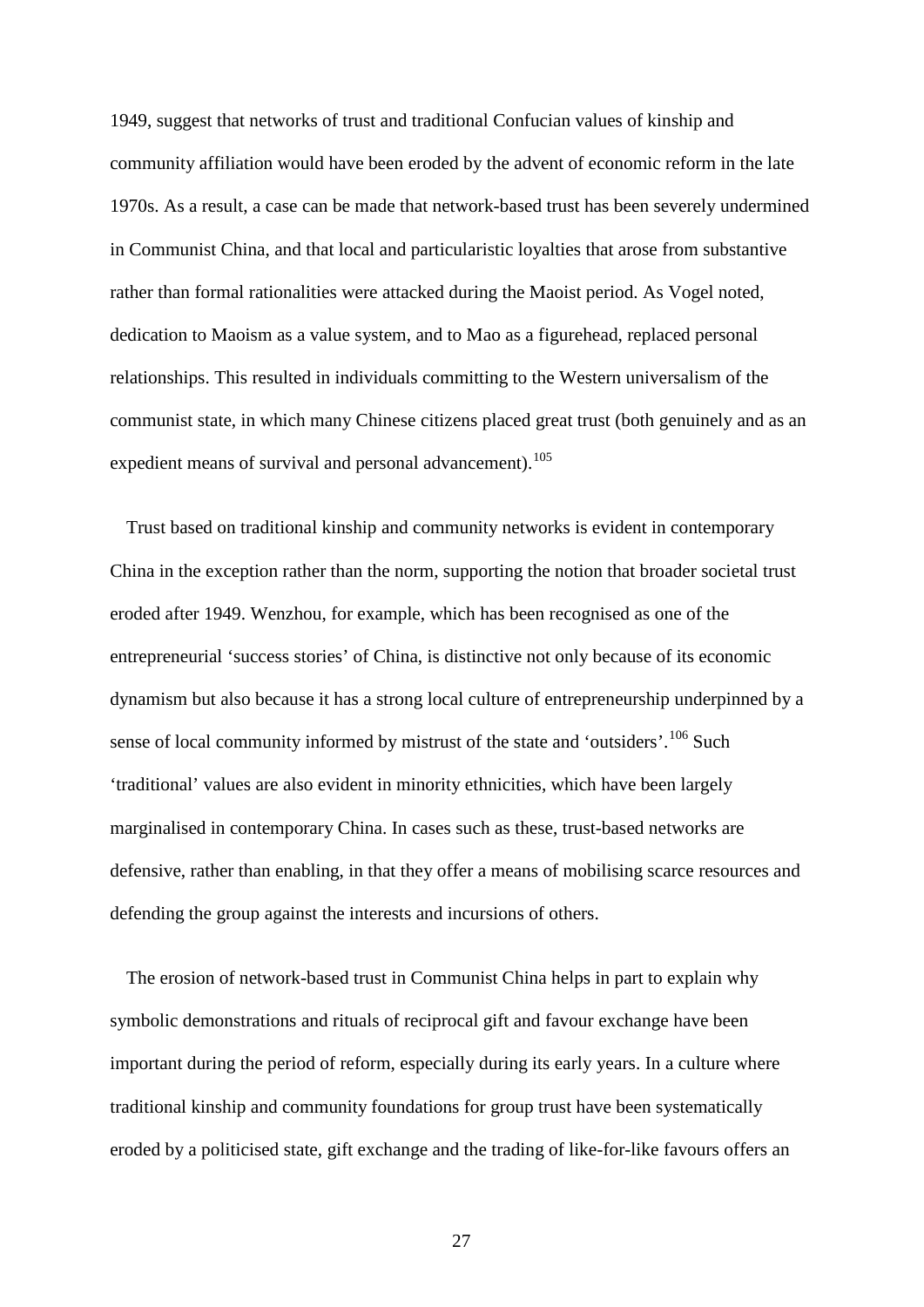1949, suggest that networks of trust and traditional Confucian values of kinship and community affiliation would have been eroded by the advent of economic reform in the late 1970s. As a result, a case can be made that network-based trust has been severely undermined in Communist China, and that local and particularistic loyalties that arose from substantive rather than formal rationalities were attacked during the Maoist period. As Vogel noted, dedication to Maoism as a value system, and to Mao as a figurehead, replaced personal relationships. This resulted in individuals committing to the Western universalism of the communist state, in which many Chinese citizens placed great trust (both genuinely and as an expedient means of survival and personal advancement).[105]

Trust based on traditional kinship and community networks is evident in contemporary China in the exception rather than the norm, supporting the notion that broader societal trust eroded after 1949. Wenzhou, for example, which has been recognised as one of the entrepreneurial 'success stories' of China, is distinctive not only because of its economic dynamism but also because it has a strong local culture of entrepreneurship underpinned by a sense of local community informed by mistrust of the state and 'outsiders'.[106] Such 'traditional' values are also evident in minority ethnicities, which have been largely marginalised in contemporary China. In cases such as these, trust-based networks are defensive, rather than enabling, in that they offer a means of mobilising scarce resources and defending the group against the interests and incursions of others.

The erosion of network-based trust in Communist China helps in part to explain why symbolic demonstrations and rituals of reciprocal gift and favour exchange have been important during the period of reform, especially during its early years. In a culture where traditional kinship and community foundations for group trust have been systematically eroded by a politicised state, gift exchange and the trading of like-for-like favours offers an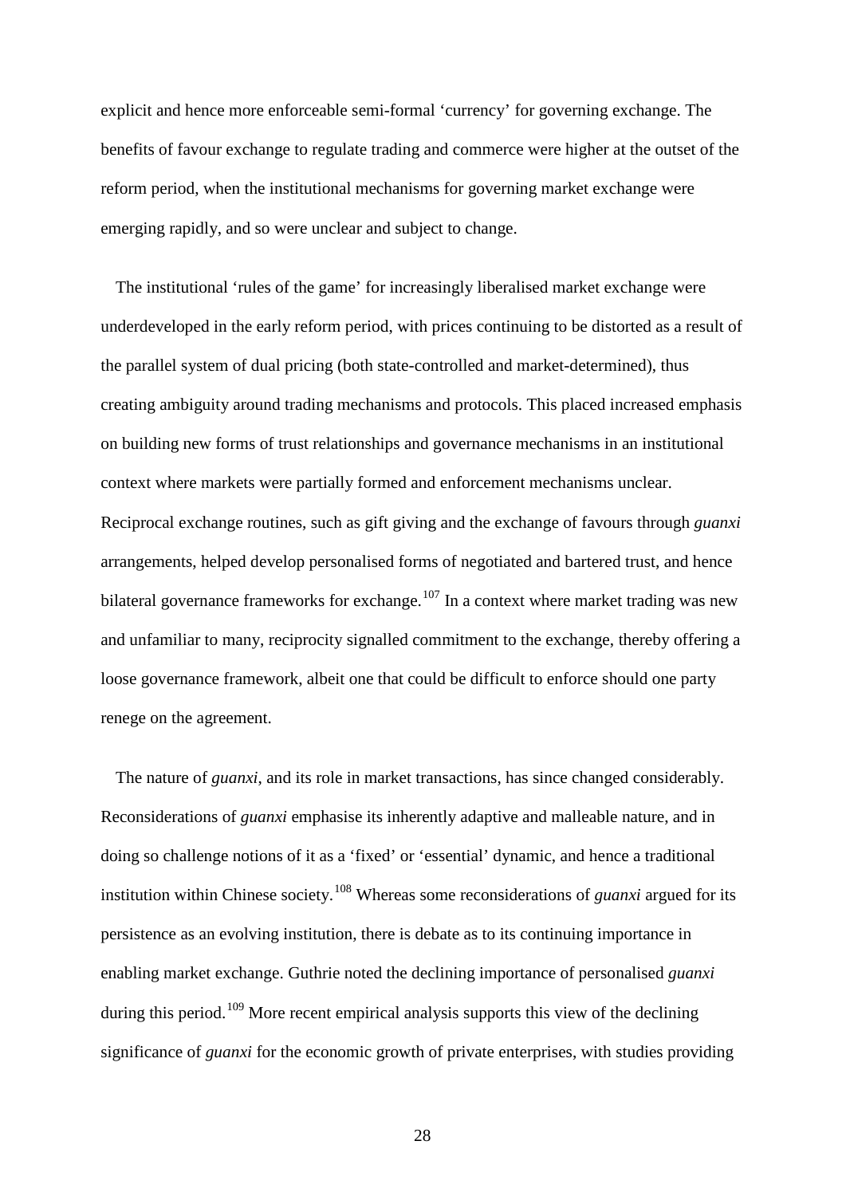explicit and hence more enforceable semi-formal ‘currency’ for governing exchange. The benefits of favour exchange to regulate trading and commerce were higher at the outset of the reform period, when the institutional mechanisms for governing market exchange were emerging rapidly, and so were unclear and subject to change.

The institutional ‘rules of the game’ for increasingly liberalised market exchange were underdeveloped in the early reform period, with prices continuing to be distorted as a result of the parallel system of dual pricing (both state-controlled and market-determined), thus creating ambiguity around trading mechanisms and protocols. This placed increased emphasis on building new forms of trust relationships and governance mechanisms in an institutional context where markets were partially formed and enforcement mechanisms unclear. Reciprocal exchange routines, such as gift giving and the exchange of favours through *guanxi* arrangements, helped develop personalised forms of negotiated and bartered trust, and hence bilateral governance frameworks for exchange.[107] In a context where market trading was new and unfamiliar to many, reciprocity signalled commitment to the exchange, thereby offering a loose governance framework, albeit one that could be difficult to enforce should one party renege on the agreement.

The nature of *guanxi*, and its role in market transactions, has since changed considerably. Reconsiderations of *guanxi* emphasise its inherently adaptive and malleable nature, and in doing so challenge notions of it as a ‘fixed’ or ‘essential’ dynamic, and hence a traditional institution within Chinese society.[108] Whereas some reconsiderations of *guanxi* argued for its persistence as an evolving institution, there is debate as to its continuing importance in enabling market exchange. Guthrie noted the declining importance of personalised *guanxi* during this period.[109] More recent empirical analysis supports this view of the declining significance of *guanxi* for the economic growth of private enterprises, with studies providing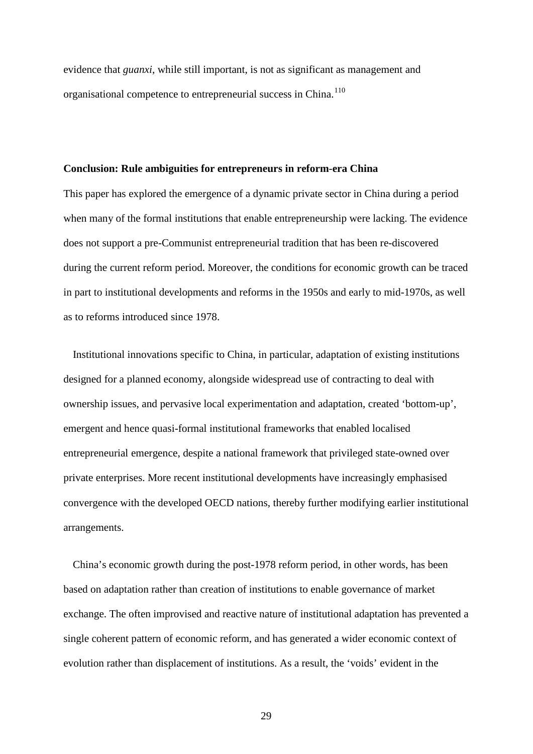evidence that *guanxi*, while still important, is not as significant as management and organisational competence to entrepreneurial success in China.[110]

**Conclusion: Rule ambiguities for entrepreneurs in reform-era China**

This paper has explored the emergence of a dynamic private sector in China during a period when many of the formal institutions that enable entrepreneurship were lacking. The evidence does not support a pre-Communist entrepreneurial tradition that has been re-discovered during the current reform period. Moreover, the conditions for economic growth can be traced in part to institutional developments and reforms in the 1950s and early to mid-1970s, as well as to reforms introduced since 1978.

Institutional innovations specific to China, in particular, adaptation of existing institutions designed for a planned economy, alongside widespread use of contracting to deal with ownership issues, and pervasive local experimentation and adaptation, created 'bottom-up', emergent and hence quasi-formal institutional frameworks that enabled localised entrepreneurial emergence, despite a national framework that privileged state-owned over private enterprises. More recent institutional developments have increasingly emphasised convergence with the developed OECD nations, thereby further modifying earlier institutional arrangements.

China's economic growth during the post-1978 reform period, in other words, has been based on adaptation rather than creation of institutions to enable governance of market exchange. The often improvised and reactive nature of institutional adaptation has prevented a single coherent pattern of economic reform, and has generated a wider economic context of evolution rather than displacement of institutions. As a result, the 'voids' evident in the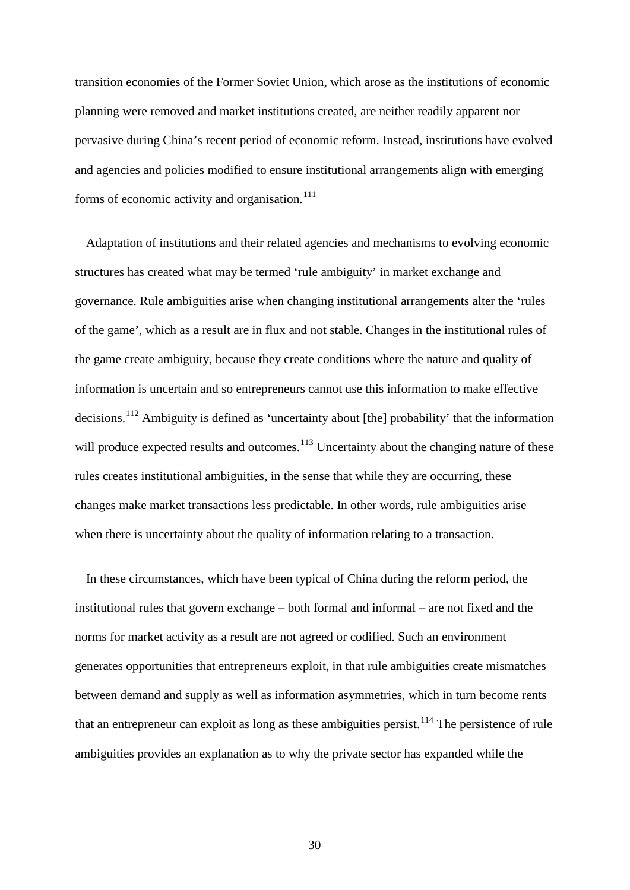transition economies of the Former Soviet Union, which arose as the institutions of economic planning were removed and market institutions created, are neither readily apparent nor pervasive during China's recent period of economic reform. Instead, institutions have evolved and agencies and policies modified to ensure institutional arrangements align with emerging forms of economic activity and organisation.[111]

Adaptation of institutions and their related agencies and mechanisms to evolving economic structures has created what may be termed 'rule ambiguity' in market exchange and governance. Rule ambiguities arise when changing institutional arrangements alter the 'rules of the game', which as a result are in flux and not stable. Changes in the institutional rules of the game create ambiguity, because they create conditions where the nature and quality of information is uncertain and so entrepreneurs cannot use this information to make effective decisions.[112] Ambiguity is defined as 'uncertainty about [the] probability' that the information will produce expected results and outcomes.[113] Uncertainty about the changing nature of these rules creates institutional ambiguities, in the sense that while they are occurring, these changes make market transactions less predictable. In other words, rule ambiguities arise when there is uncertainty about the quality of information relating to a transaction.

In these circumstances, which have been typical of China during the reform period, the institutional rules that govern exchange – both formal and informal – are not fixed and the norms for market activity as a result are not agreed or codified. Such an environment generates opportunities that entrepreneurs exploit, in that rule ambiguities create mismatches between demand and supply as well as information asymmetries, which in turn become rents that an entrepreneur can exploit as long as these ambiguities persist.[114] The persistence of rule ambiguities provides an explanation as to why the private sector has expanded while the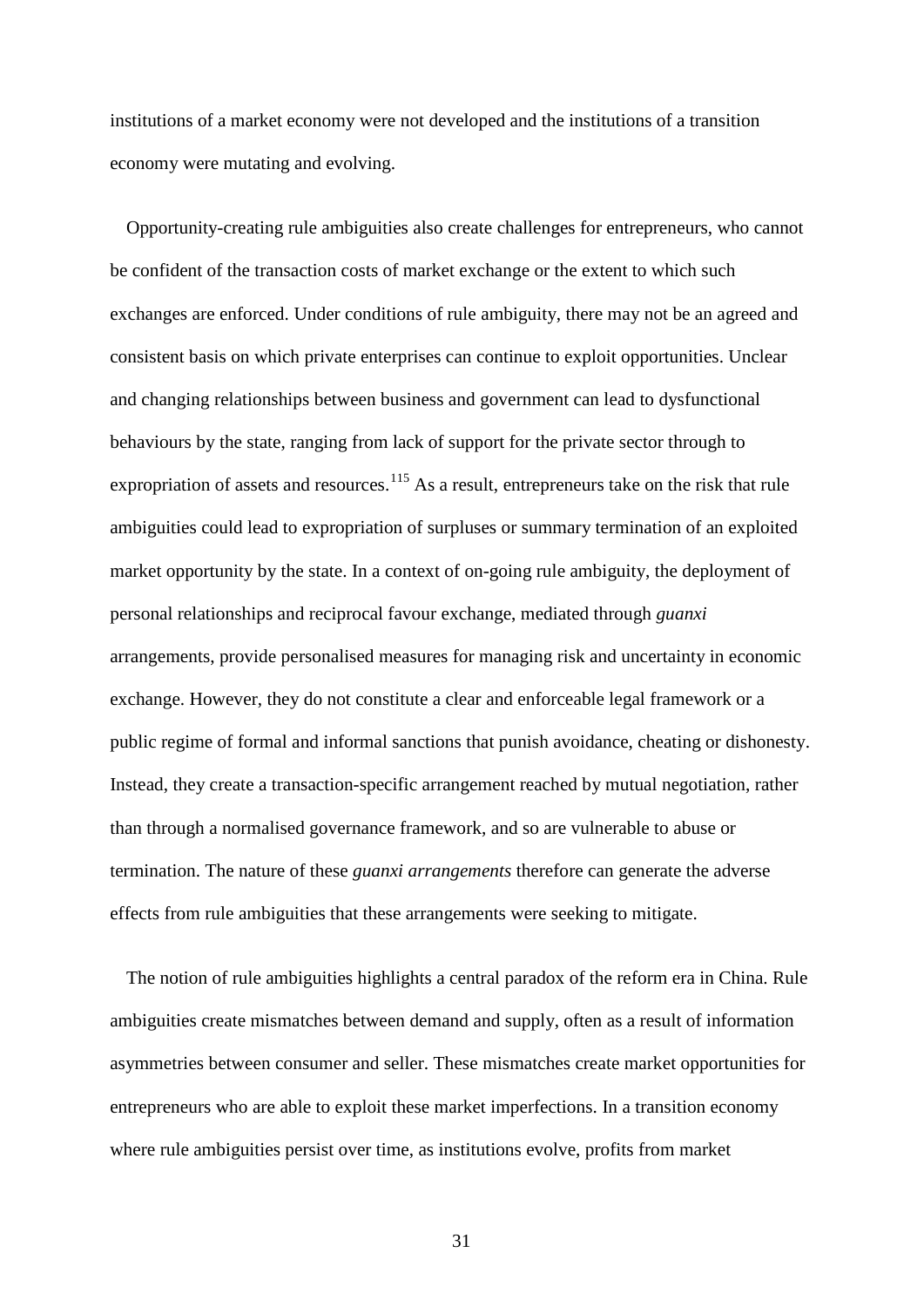institutions of a market economy were not developed and the institutions of a transition economy were mutating and evolving.

Opportunity-creating rule ambiguities also create challenges for entrepreneurs, who cannot be confident of the transaction costs of market exchange or the extent to which such exchanges are enforced. Under conditions of rule ambiguity, there may not be an agreed and consistent basis on which private enterprises can continue to exploit opportunities. Unclear and changing relationships between business and government can lead to dysfunctional behaviours by the state, ranging from lack of support for the private sector through to expropriation of assets and resources.[115] As a result, entrepreneurs take on the risk that rule ambiguities could lead to expropriation of surpluses or summary termination of an exploited market opportunity by the state. In a context of on-going rule ambiguity, the deployment of personal relationships and reciprocal favour exchange, mediated through *guanxi* arrangements, provide personalised measures for managing risk and uncertainty in economic exchange. However, they do not constitute a clear and enforceable legal framework or a public regime of formal and informal sanctions that punish avoidance, cheating or dishonesty. Instead, they create a transaction-specific arrangement reached by mutual negotiation, rather than through a normalised governance framework, and so are vulnerable to abuse or termination. The nature of these *guanxi arrangements* therefore can generate the adverse effects from rule ambiguities that these arrangements were seeking to mitigate.

The notion of rule ambiguities highlights a central paradox of the reform era in China. Rule ambiguities create mismatches between demand and supply, often as a result of information asymmetries between consumer and seller. These mismatches create market opportunities for entrepreneurs who are able to exploit these market imperfections. In a transition economy where rule ambiguities persist over time, as institutions evolve, profits from market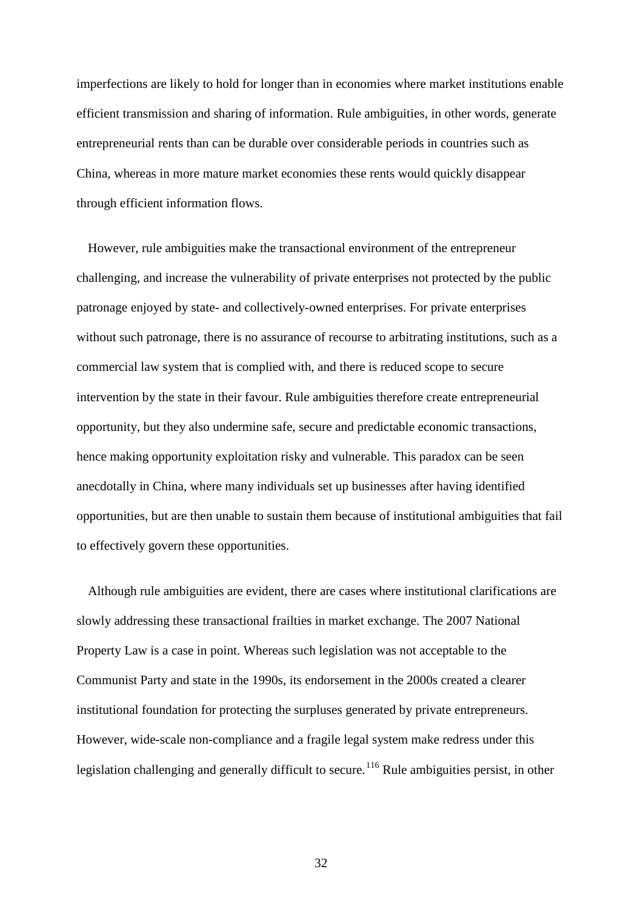imperfections are likely to hold for longer than in economies where market institutions enable efficient transmission and sharing of information. Rule ambiguities, in other words, generate entrepreneurial rents than can be durable over considerable periods in countries such as China, whereas in more mature market economies these rents would quickly disappear through efficient information flows.

However, rule ambiguities make the transactional environment of the entrepreneur challenging, and increase the vulnerability of private enterprises not protected by the public patronage enjoyed by state- and collectively-owned enterprises. For private enterprises without such patronage, there is no assurance of recourse to arbitrating institutions, such as a commercial law system that is complied with, and there is reduced scope to secure intervention by the state in their favour. Rule ambiguities therefore create entrepreneurial opportunity, but they also undermine safe, secure and predictable economic transactions, hence making opportunity exploitation risky and vulnerable. This paradox can be seen anecdotally in China, where many individuals set up businesses after having identified opportunities, but are then unable to sustain them because of institutional ambiguities that fail to effectively govern these opportunities.

Although rule ambiguities are evident, there are cases where institutional clarifications are slowly addressing these transactional frailties in market exchange. The 2007 National Property Law is a case in point. Whereas such legislation was not acceptable to the Communist Party and state in the 1990s, its endorsement in the 2000s created a clearer institutional foundation for protecting the surpluses generated by private entrepreneurs. However, wide-scale non-compliance and a fragile legal system make redress under this legislation challenging and generally difficult to secure.[116] Rule ambiguities persist, in other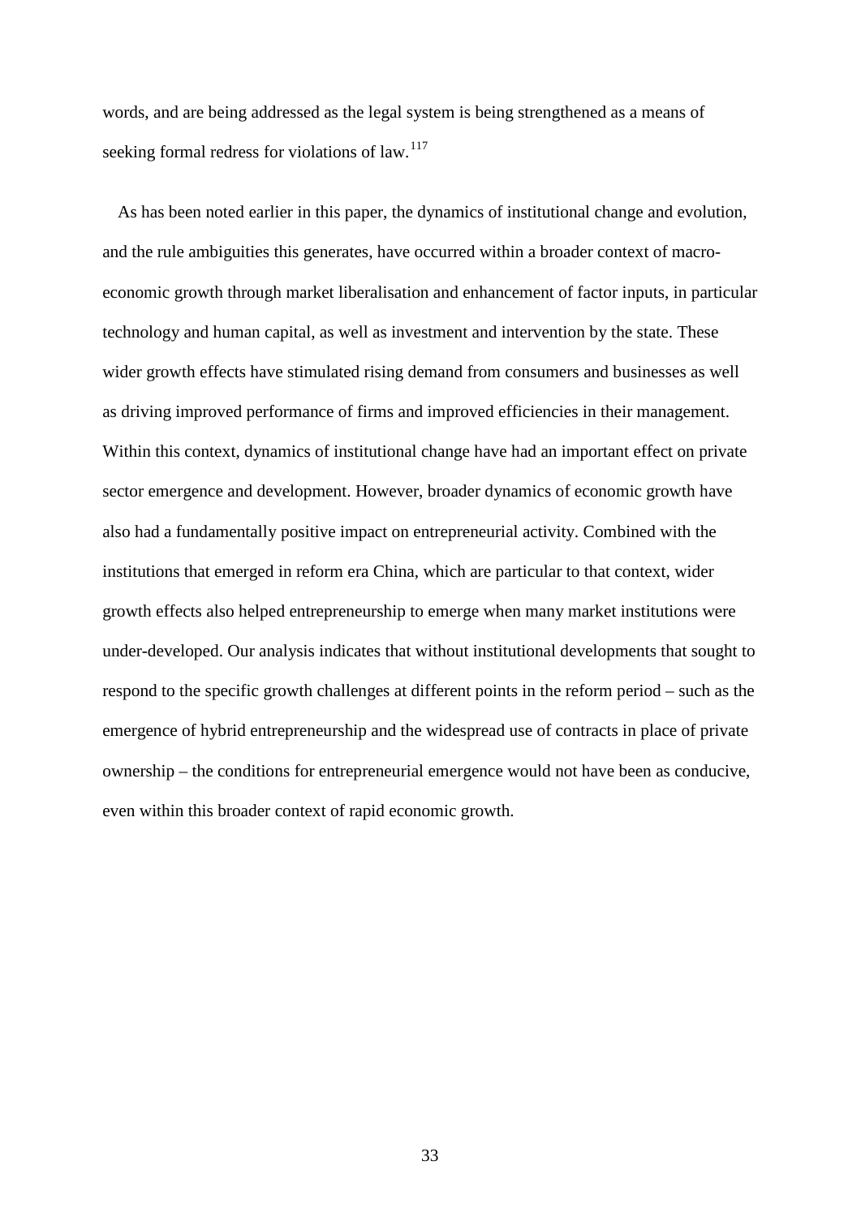words, and are being addressed as the legal system is being strengthened as a means of seeking formal redress for violations of law.[117]

As has been noted earlier in this paper, the dynamics of institutional change and evolution, and the rule ambiguities this generates, have occurred within a broader context of macro-economic growth through market liberalisation and enhancement of factor inputs, in particular technology and human capital, as well as investment and intervention by the state. These wider growth effects have stimulated rising demand from consumers and businesses as well as driving improved performance of firms and improved efficiencies in their management. Within this context, dynamics of institutional change have had an important effect on private sector emergence and development. However, broader dynamics of economic growth have also had a fundamentally positive impact on entrepreneurial activity. Combined with the institutions that emerged in reform era China, which are particular to that context, wider growth effects also helped entrepreneurship to emerge when many market institutions were under-developed. Our analysis indicates that without institutional developments that sought to respond to the specific growth challenges at different points in the reform period – such as the emergence of hybrid entrepreneurship and the widespread use of contracts in place of private ownership – the conditions for entrepreneurial emergence would not have been as conducive, even within this broader context of rapid economic growth.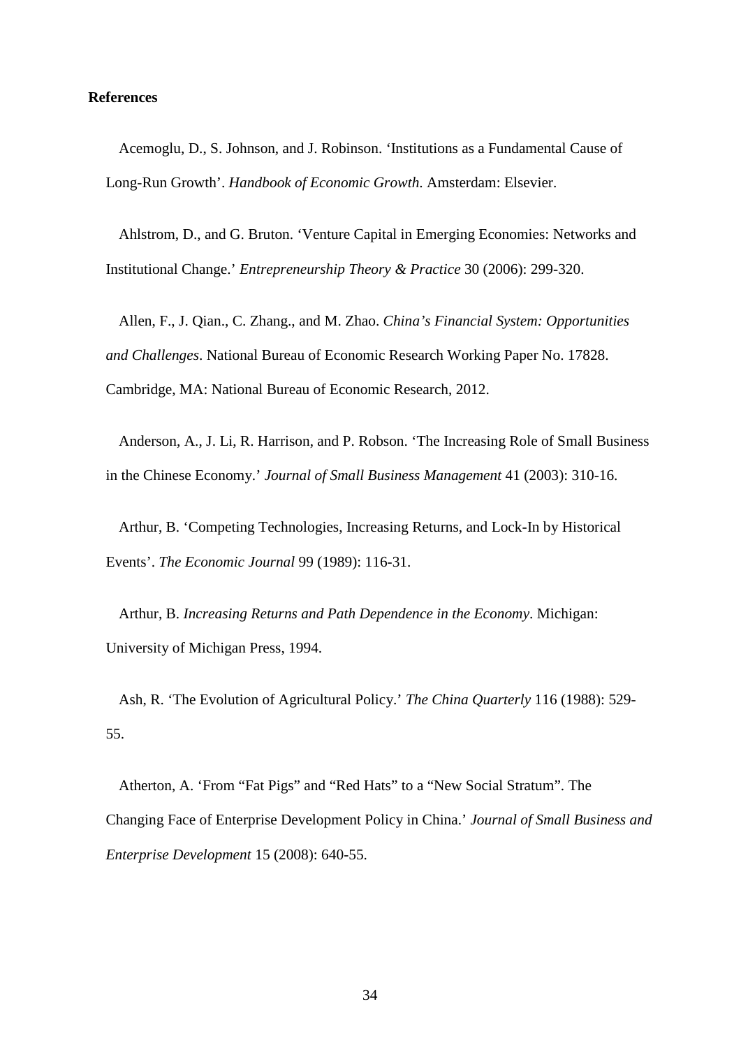**References**

Acemoglu, D., S. Johnson, and J. Robinson. 'Institutions as a Fundamental Cause of Long-Run Growth'. *Handbook of Economic Growth*. Amsterdam: Elsevier.

Ahlstrom, D., and G. Bruton. 'Venture Capital in Emerging Economies: Networks and Institutional Change.' *Entrepreneurship Theory & Practice* 30 (2006): 299-320.

Allen, F., J. Qian., C. Zhang., and M. Zhao. *China's Financial System: Opportunities and Challenges*. National Bureau of Economic Research Working Paper No. 17828. Cambridge, MA: National Bureau of Economic Research, 2012.

Anderson, A., J. Li, R. Harrison, and P. Robson. 'The Increasing Role of Small Business in the Chinese Economy.' *Journal of Small Business Management* 41 (2003): 310-16.

Arthur, B. 'Competing Technologies, Increasing Returns, and Lock-In by Historical Events'. *The Economic Journal* 99 (1989): 116-31.

Arthur, B. *Increasing Returns and Path Dependence in the Economy*. Michigan: University of Michigan Press, 1994.

Ash, R. 'The Evolution of Agricultural Policy.' *The China Quarterly* 116 (1988): 529-55.

Atherton, A. 'From "Fat Pigs" and "Red Hats" to a "New Social Stratum". The Changing Face of Enterprise Development Policy in China.' *Journal of Small Business and Enterprise Development* 15 (2008): 640-55.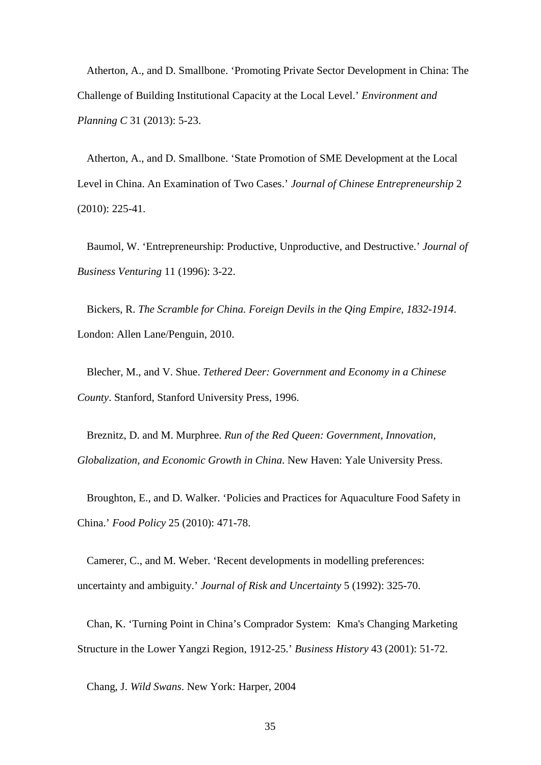Atherton, A., and D. Smallbone. 'Promoting Private Sector Development in China: The Challenge of Building Institutional Capacity at the Local Level.' *Environment and Planning C* 31 (2013): 5-23.

Atherton, A., and D. Smallbone. 'State Promotion of SME Development at the Local Level in China. An Examination of Two Cases.' *Journal of Chinese Entrepreneurship* 2 (2010): 225-41.

Baumol, W. 'Entrepreneurship: Productive, Unproductive, and Destructive.' *Journal of Business Venturing* 11 (1996): 3-22.

Bickers, R. *The Scramble for China. Foreign Devils in the Qing Empire, 1832-1914*. London: Allen Lane/Penguin, 2010.

Blecher, M., and V. Shue. *Tethered Deer: Government and Economy in a Chinese County*. Stanford, Stanford University Press, 1996.

Breznitz, D. and M. Murphree. *Run of the Red Queen: Government, Innovation, Globalization, and Economic Growth in China*. New Haven: Yale University Press.

Broughton, E., and D. Walker. 'Policies and Practices for Aquaculture Food Safety in China.' *Food Policy* 25 (2010): 471-78.

Camerer, C., and M. Weber. 'Recent developments in modelling preferences: uncertainty and ambiguity.' *Journal of Risk and Uncertainty* 5 (1992): 325-70.

Chan, K. 'Turning Point in China's Comprador System: Kma's Changing Marketing Structure in the Lower Yangzi Region, 1912-25.' *Business History* 43 (2001): 51-72.

Chang, J. *Wild Swans*. New York: Harper, 2004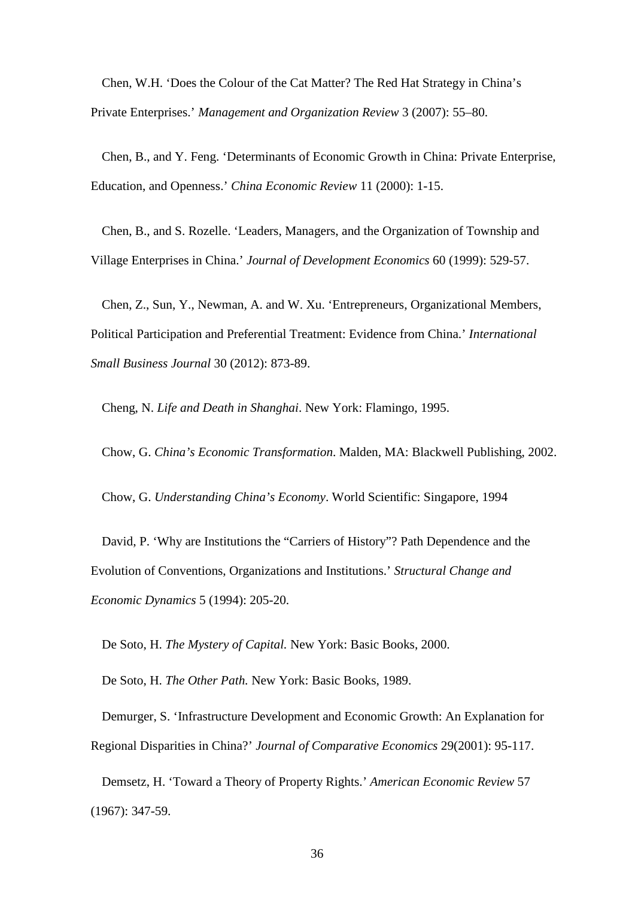Chen, W.H. ‘Does the Colour of the Cat Matter? The Red Hat Strategy in China’s Private Enterprises.’ *Management and Organization Review* 3 (2007): 55–80.

Chen, B., and Y. Feng. ‘Determinants of Economic Growth in China: Private Enterprise, Education, and Openness.’ *China Economic Review* 11 (2000): 1-15.

Chen, B., and S. Rozelle. ‘Leaders, Managers, and the Organization of Township and Village Enterprises in China.’ *Journal of Development Economics* 60 (1999): 529-57.

Chen, Z., Sun, Y., Newman, A. and W. Xu. ‘Entrepreneurs, Organizational Members, Political Participation and Preferential Treatment: Evidence from China.’ *International Small Business Journal* 30 (2012): 873-89.

Cheng, N. *Life and Death in Shanghai*. New York: Flamingo, 1995.

Chow, G. *China’s Economic Transformation*. Malden, MA: Blackwell Publishing, 2002.

Chow, G. *Understanding China’s Economy*. World Scientific: Singapore, 1994

David, P. ‘Why are Institutions the “Carriers of History”? Path Dependence and the Evolution of Conventions, Organizations and Institutions.’ *Structural Change and Economic Dynamics* 5 (1994): 205-20.

De Soto, H. *The Mystery of Capital.* New York: Basic Books, 2000.

De Soto, H. *The Other Path.* New York: Basic Books, 1989.

Demurger, S. ‘Infrastructure Development and Economic Growth: An Explanation for Regional Disparities in China?’ *Journal of Comparative Economics* 29(2001): 95-117.

Demsetz, H. ‘Toward a Theory of Property Rights.’ *American Economic Review* 57 (1967): 347-59.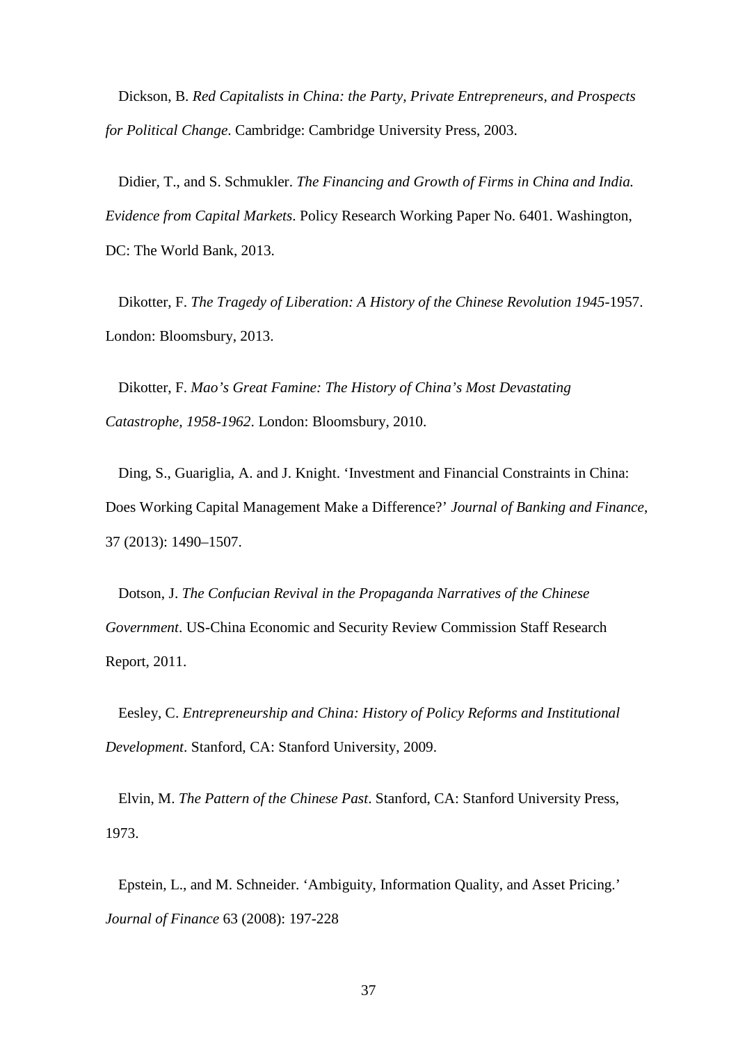Dickson, B. *Red Capitalists in China: the Party, Private Entrepreneurs, and Prospects for Political Change*. Cambridge: Cambridge University Press, 2003.

Didier, T., and S. Schmukler. *The Financing and Growth of Firms in China and India. Evidence from Capital Markets*. Policy Research Working Paper No. 6401. Washington, DC: The World Bank, 2013.

Dikotter, F. *The Tragedy of Liberation: A History of the Chinese Revolution 1945*-1957. London: Bloomsbury, 2013.

Dikotter, F. *Mao's Great Famine: The History of China's Most Devastating Catastrophe, 1958-1962*. London: Bloomsbury, 2010.

Ding, S., Guariglia, A. and J. Knight. 'Investment and Financial Constraints in China: Does Working Capital Management Make a Difference?' *Journal of Banking and Finance*, 37 (2013): 1490–1507.

Dotson, J. *The Confucian Revival in the Propaganda Narratives of the Chinese Government*. US-China Economic and Security Review Commission Staff Research Report, 2011.

Eesley, C. *Entrepreneurship and China: History of Policy Reforms and Institutional Development*. Stanford, CA: Stanford University, 2009.

Elvin, M. *The Pattern of the Chinese Past*. Stanford, CA: Stanford University Press, 1973.

Epstein, L., and M. Schneider. 'Ambiguity, Information Quality, and Asset Pricing.' *Journal of Finance* 63 (2008): 197-228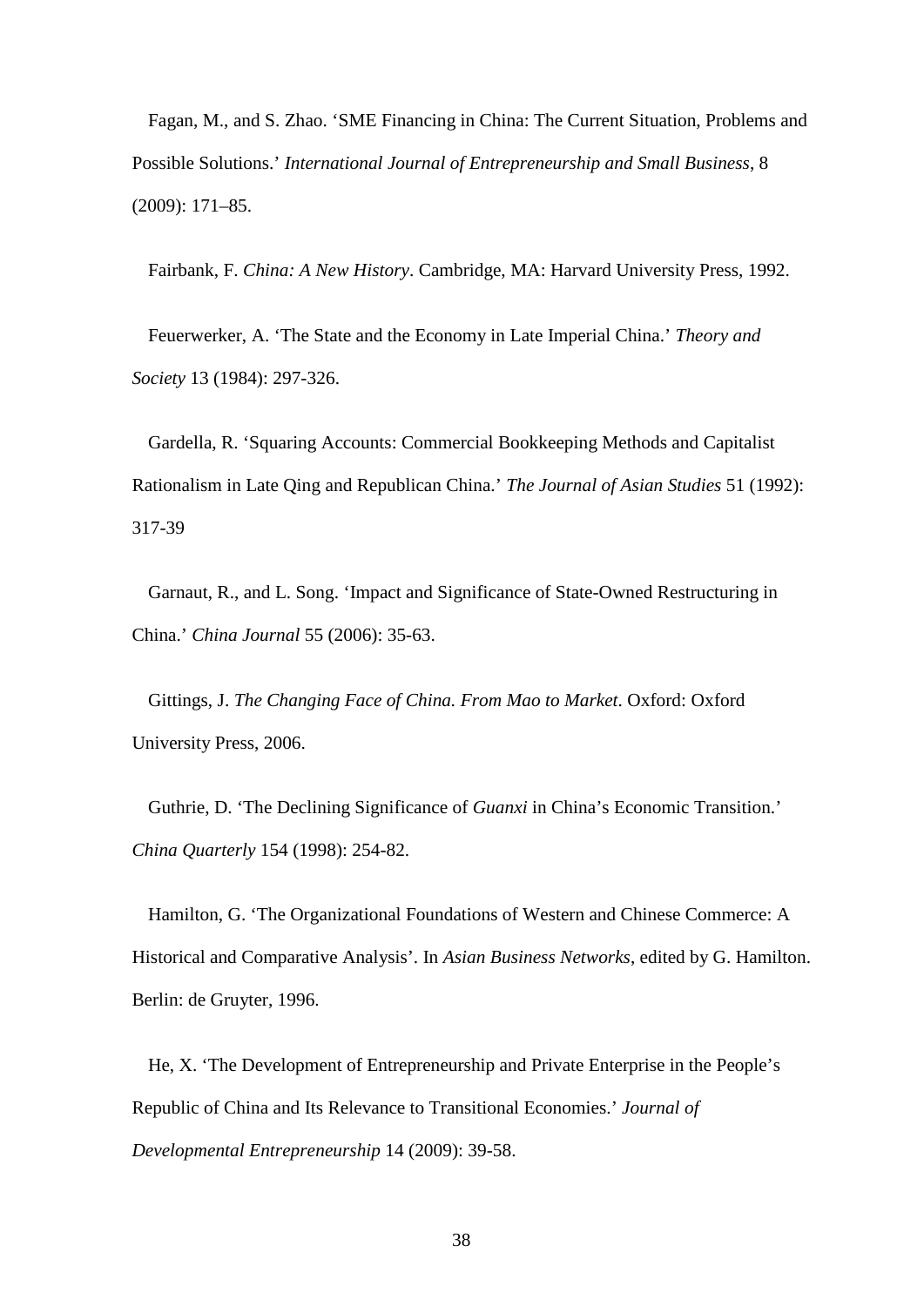Fagan, M., and S. Zhao. ‘SME Financing in China: The Current Situation, Problems and Possible Solutions.’ *International Journal of Entrepreneurship and Small Business*, 8 (2009): 171–85.

Fairbank, F. *China: A New History*. Cambridge, MA: Harvard University Press, 1992.

Feuerwerker, A. ‘The State and the Economy in Late Imperial China.’ *Theory and Society* 13 (1984): 297-326.

Gardella, R. ‘Squaring Accounts: Commercial Bookkeeping Methods and Capitalist Rationalism in Late Qing and Republican China.’ *The Journal of Asian Studies* 51 (1992): 317-39

Garnaut, R., and L. Song. ‘Impact and Significance of State-Owned Restructuring in China.’ *China Journal* 55 (2006): 35-63.

Gittings, J. *The Changing Face of China. From Mao to Market*. Oxford: Oxford University Press, 2006.

Guthrie, D. ‘The Declining Significance of *Guanxi* in China’s Economic Transition.’ *China Quarterly* 154 (1998): 254-82.

Hamilton, G. ‘The Organizational Foundations of Western and Chinese Commerce: A Historical and Comparative Analysis’. In *Asian Business Networks*, edited by G. Hamilton. Berlin: de Gruyter, 1996.

He, X. ‘The Development of Entrepreneurship and Private Enterprise in the People’s Republic of China and Its Relevance to Transitional Economies.’ *Journal of Developmental Entrepreneurship* 14 (2009): 39-58.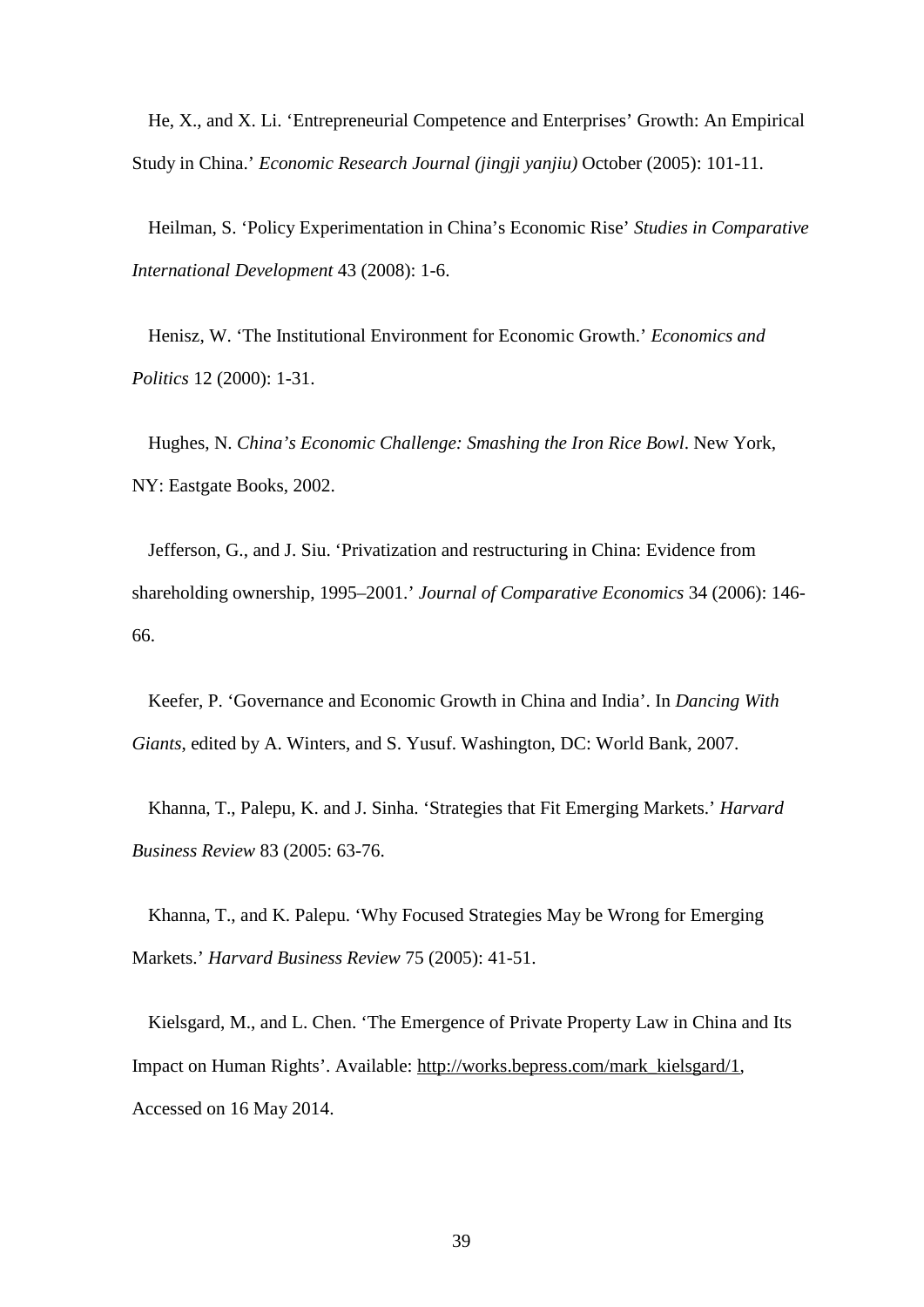He, X., and X. Li. ‘Entrepreneurial Competence and Enterprises’ Growth: An Empirical Study in China.’ *Economic Research Journal (jingji yanjiu)* October (2005): 101-11.

Heilman, S. ‘Policy Experimentation in China’s Economic Rise’ *Studies in Comparative International Development* 43 (2008): 1-6.

Henisz, W. ‘The Institutional Environment for Economic Growth.’ *Economics and Politics* 12 (2000): 1-31.

Hughes, N. *China’s Economic Challenge: Smashing the Iron Rice Bowl*. New York, NY: Eastgate Books, 2002.

Jefferson, G., and J. Siu. ‘Privatization and restructuring in China: Evidence from shareholding ownership, 1995–2001.’ *Journal of Comparative Economics* 34 (2006): 146-66.

Keefer, P. ‘Governance and Economic Growth in China and India’. In *Dancing With Giants*, edited by A. Winters, and S. Yusuf. Washington, DC: World Bank, 2007.

Khanna, T., Palepu, K. and J. Sinha. ‘Strategies that Fit Emerging Markets.’ *Harvard Business Review* 83 (2005: 63-76.

Khanna, T., and K. Palepu. ‘Why Focused Strategies May be Wrong for Emerging Markets.’ *Harvard Business Review* 75 (2005): 41-51.

Kielsgard, M., and L. Chen. ‘The Emergence of Private Property Law in China and Its Impact on Human Rights’. Available: http://works.bepress.com/mark_kielsgard/1, Accessed on 16 May 2014.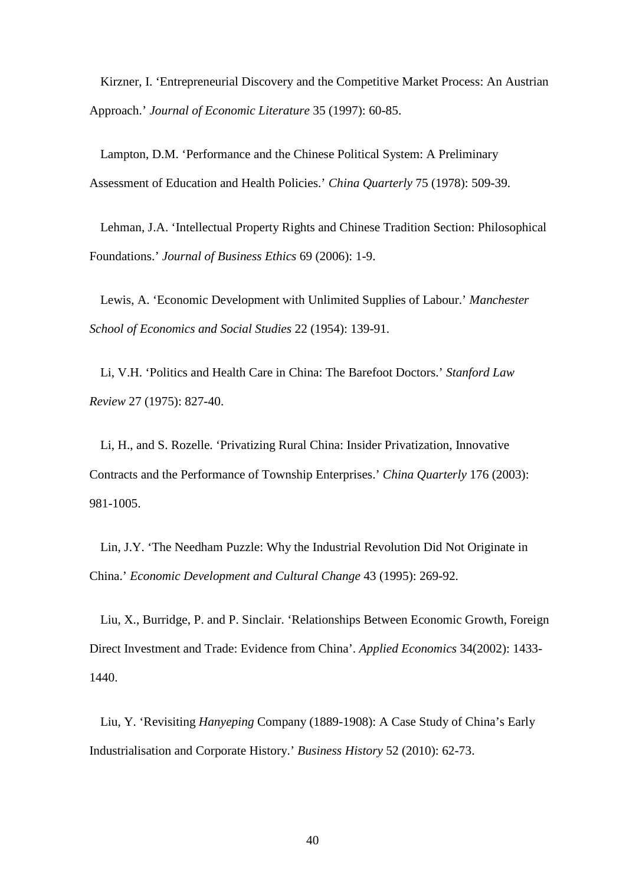Kirzner, I. 'Entrepreneurial Discovery and the Competitive Market Process: An Austrian Approach.' *Journal of Economic Literature* 35 (1997): 60-85.

Lampton, D.M. 'Performance and the Chinese Political System: A Preliminary Assessment of Education and Health Policies.' *China Quarterly* 75 (1978): 509-39.

Lehman, J.A. 'Intellectual Property Rights and Chinese Tradition Section: Philosophical Foundations.' *Journal of Business Ethics* 69 (2006): 1-9.

Lewis, A. 'Economic Development with Unlimited Supplies of Labour.' *Manchester School of Economics and Social Studies* 22 (1954): 139-91.

Li, V.H. 'Politics and Health Care in China: The Barefoot Doctors.' *Stanford Law Review* 27 (1975): 827-40.

Li, H., and S. Rozelle. 'Privatizing Rural China: Insider Privatization, Innovative Contracts and the Performance of Township Enterprises.' *China Quarterly* 176 (2003): 981-1005.

Lin, J.Y. 'The Needham Puzzle: Why the Industrial Revolution Did Not Originate in China.' *Economic Development and Cultural Change* 43 (1995): 269-92.

Liu, X., Burridge, P. and P. Sinclair. 'Relationships Between Economic Growth, Foreign Direct Investment and Trade: Evidence from China'. *Applied Economics* 34(2002): 1433-1440.

Liu, Y. 'Revisiting *Hanyeping* Company (1889-1908): A Case Study of China's Early Industrialisation and Corporate History.' *Business History* 52 (2010): 62-73.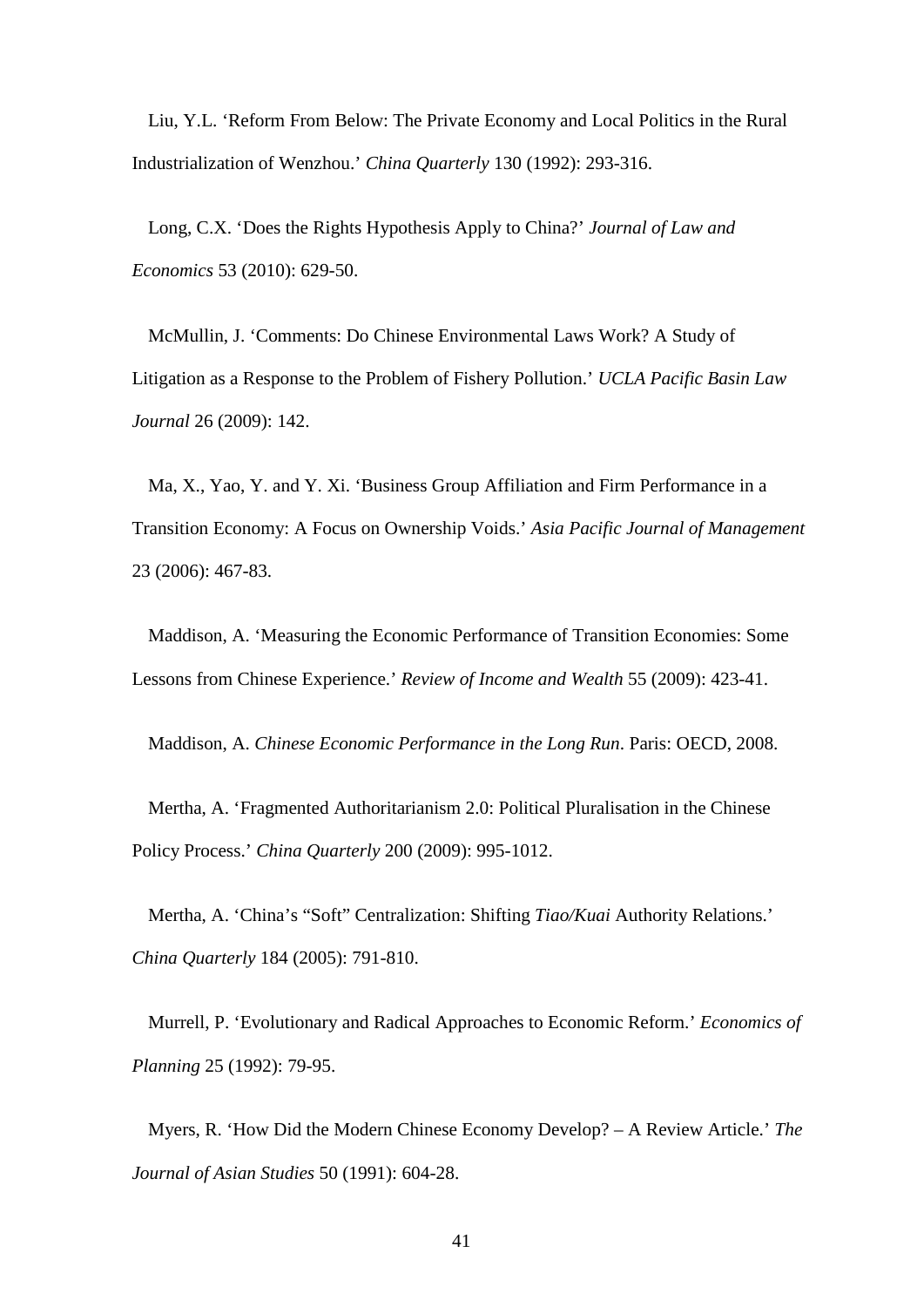Liu, Y.L. ‘Reform From Below: The Private Economy and Local Politics in the Rural Industrialization of Wenzhou.’ *China Quarterly* 130 (1992): 293-316.

Long, C.X. ‘Does the Rights Hypothesis Apply to China?’ *Journal of Law and Economics* 53 (2010): 629-50.

McMullin, J. ‘Comments: Do Chinese Environmental Laws Work? A Study of Litigation as a Response to the Problem of Fishery Pollution.’ *UCLA Pacific Basin Law Journal* 26 (2009): 142.

Ma, X., Yao, Y. and Y. Xi. ‘Business Group Affiliation and Firm Performance in a Transition Economy: A Focus on Ownership Voids.’ *Asia Pacific Journal of Management* 23 (2006): 467-83.

Maddison, A. ‘Measuring the Economic Performance of Transition Economies: Some Lessons from Chinese Experience.’ *Review of Income and Wealth* 55 (2009): 423-41.

Maddison, A. *Chinese Economic Performance in the Long Run*. Paris: OECD, 2008.

Mertha, A. ‘Fragmented Authoritarianism 2.0: Political Pluralisation in the Chinese Policy Process.’ *China Quarterly* 200 (2009): 995-1012.

Mertha, A. ‘China’s “Soft” Centralization: Shifting *Tiao/Kuai* Authority Relations.’ *China Quarterly* 184 (2005): 791-810.

Murrell, P. ‘Evolutionary and Radical Approaches to Economic Reform.’ *Economics of Planning* 25 (1992): 79-95.

Myers, R. ‘How Did the Modern Chinese Economy Develop? – A Review Article.’ *The Journal of Asian Studies* 50 (1991): 604-28.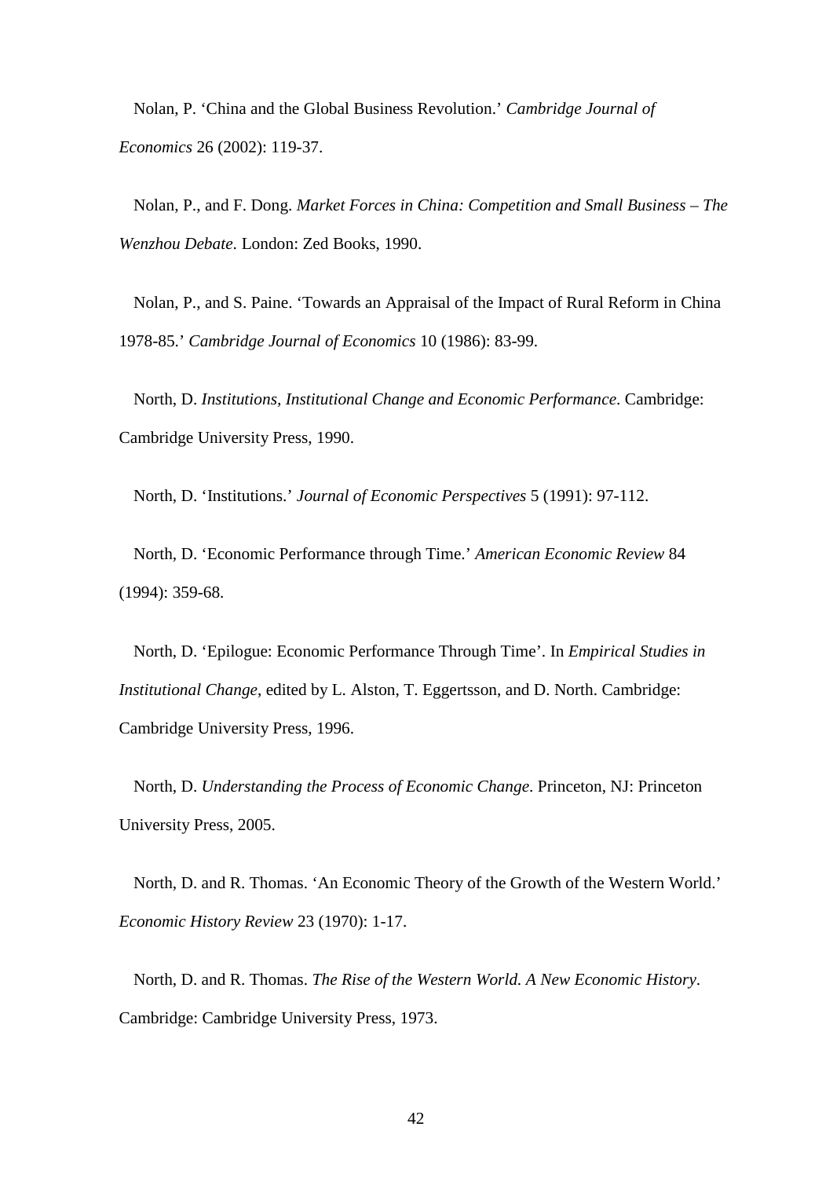Nolan, P. 'China and the Global Business Revolution.' *Cambridge Journal of Economics* 26 (2002): 119-37.

Nolan, P., and F. Dong. *Market Forces in China: Competition and Small Business – The Wenzhou Debate*. London: Zed Books, 1990.

Nolan, P., and S. Paine. 'Towards an Appraisal of the Impact of Rural Reform in China 1978-85.' *Cambridge Journal of Economics* 10 (1986): 83-99.

North, D. *Institutions, Institutional Change and Economic Performance*. Cambridge: Cambridge University Press, 1990.

North, D. 'Institutions.' *Journal of Economic Perspectives* 5 (1991): 97-112.

North, D. 'Economic Performance through Time.' *American Economic Review* 84 (1994): 359-68.

North, D. 'Epilogue: Economic Performance Through Time'. In *Empirical Studies in Institutional Change*, edited by L. Alston, T. Eggertsson, and D. North. Cambridge: Cambridge University Press, 1996.

North, D. *Understanding the Process of Economic Change*. Princeton, NJ: Princeton University Press, 2005.

North, D. and R. Thomas. 'An Economic Theory of the Growth of the Western World.' *Economic History Review* 23 (1970): 1-17.

North, D. and R. Thomas. *The Rise of the Western World. A New Economic History*. Cambridge: Cambridge University Press, 1973.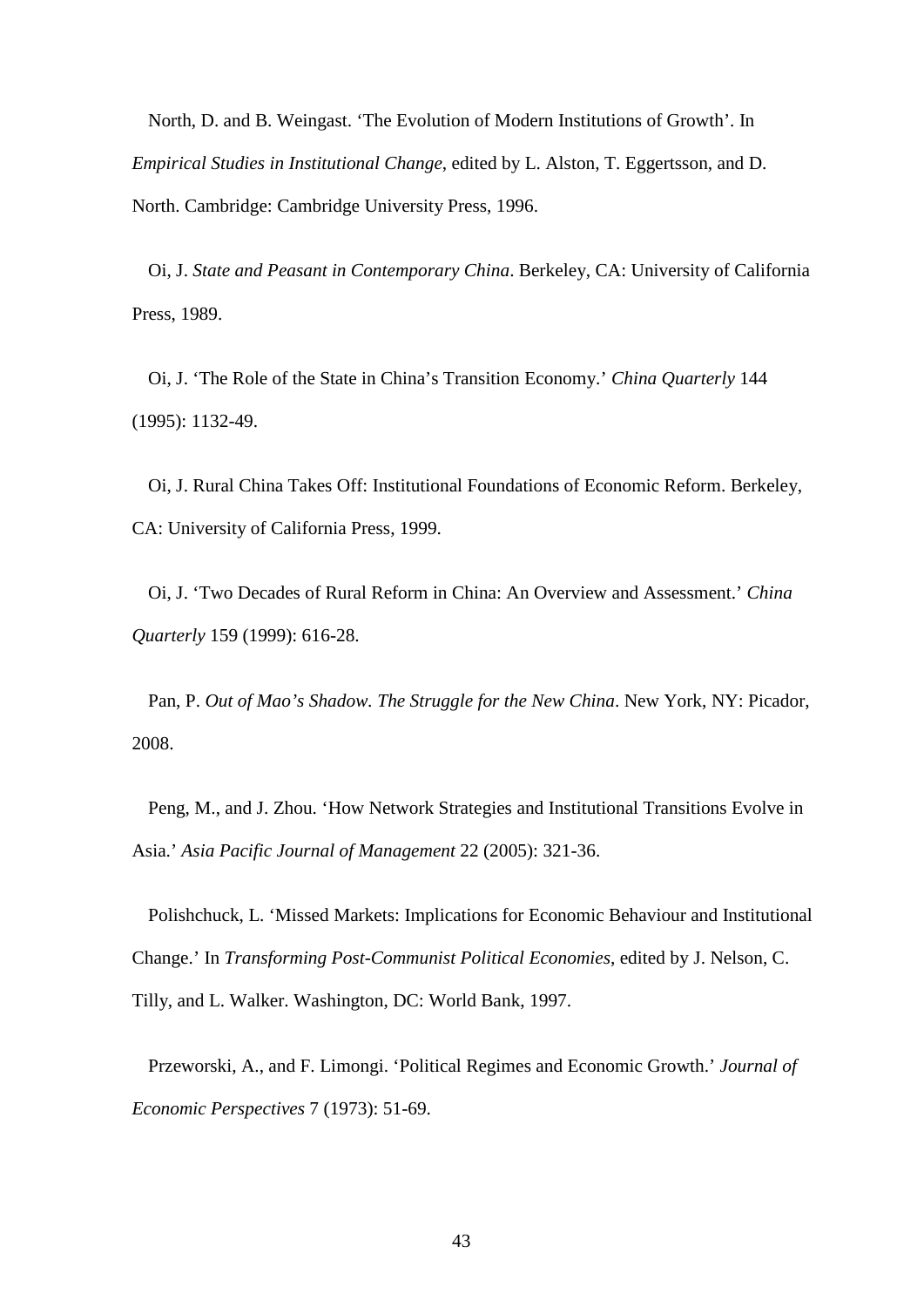North, D. and B. Weingast. 'The Evolution of Modern Institutions of Growth'. In *Empirical Studies in Institutional Change*, edited by L. Alston, T. Eggertsson, and D. North. Cambridge: Cambridge University Press, 1996.

Oi, J. *State and Peasant in Contemporary China*. Berkeley, CA: University of California Press, 1989.

Oi, J. 'The Role of the State in China's Transition Economy.' *China Quarterly* 144 (1995): 1132-49.

Oi, J. Rural China Takes Off: Institutional Foundations of Economic Reform. Berkeley, CA: University of California Press, 1999.

Oi, J. 'Two Decades of Rural Reform in China: An Overview and Assessment.' *China Quarterly* 159 (1999): 616-28.

Pan, P. *Out of Mao's Shadow. The Struggle for the New China*. New York, NY: Picador, 2008.

Peng, M., and J. Zhou. 'How Network Strategies and Institutional Transitions Evolve in Asia.' *Asia Pacific Journal of Management* 22 (2005): 321-36.

Polishchuck, L. 'Missed Markets: Implications for Economic Behaviour and Institutional Change.' In *Transforming Post-Communist Political Economies*, edited by J. Nelson, C. Tilly, and L. Walker. Washington, DC: World Bank, 1997.

Przeworski, A., and F. Limongi. 'Political Regimes and Economic Growth.' *Journal of Economic Perspectives* 7 (1973): 51-69.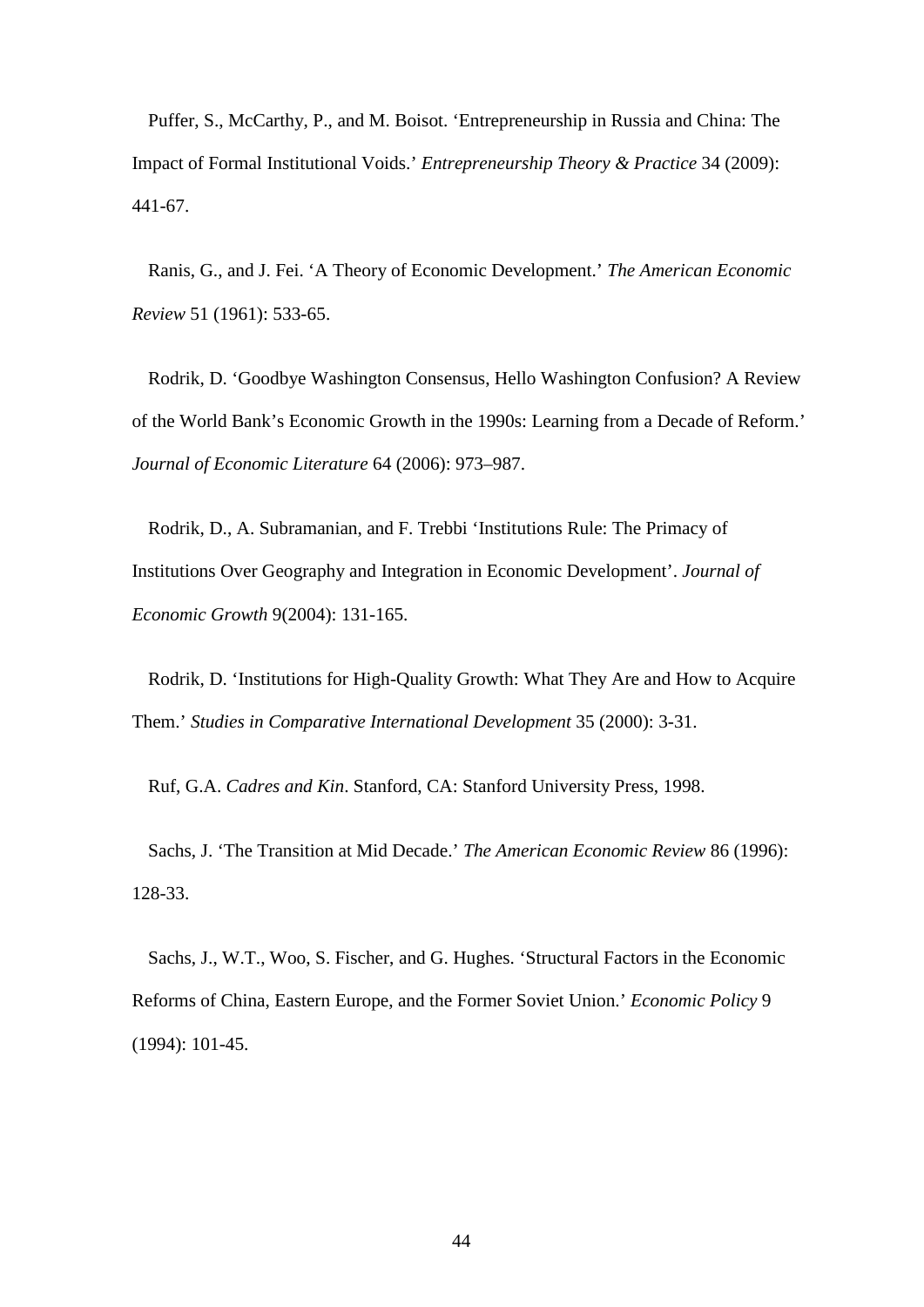Puffer, S., McCarthy, P., and M. Boisot. 'Entrepreneurship in Russia and China: The Impact of Formal Institutional Voids.' *Entrepreneurship Theory & Practice* 34 (2009): 441-67.

Ranis, G., and J. Fei. 'A Theory of Economic Development.' *The American Economic Review* 51 (1961): 533-65.

Rodrik, D. 'Goodbye Washington Consensus, Hello Washington Confusion? A Review of the World Bank's Economic Growth in the 1990s: Learning from a Decade of Reform.' *Journal of Economic Literature* 64 (2006): 973–987.

Rodrik, D., A. Subramanian, and F. Trebbi 'Institutions Rule: The Primacy of Institutions Over Geography and Integration in Economic Development'. *Journal of Economic Growth* 9(2004): 131-165.

Rodrik, D. 'Institutions for High-Quality Growth: What They Are and How to Acquire Them.' *Studies in Comparative International Development* 35 (2000): 3-31.

Ruf, G.A. *Cadres and Kin*. Stanford, CA: Stanford University Press, 1998.

Sachs, J. 'The Transition at Mid Decade.' *The American Economic Review* 86 (1996): 128-33.

Sachs, J., W.T., Woo, S. Fischer, and G. Hughes. 'Structural Factors in the Economic Reforms of China, Eastern Europe, and the Former Soviet Union.' *Economic Policy* 9 (1994): 101-45.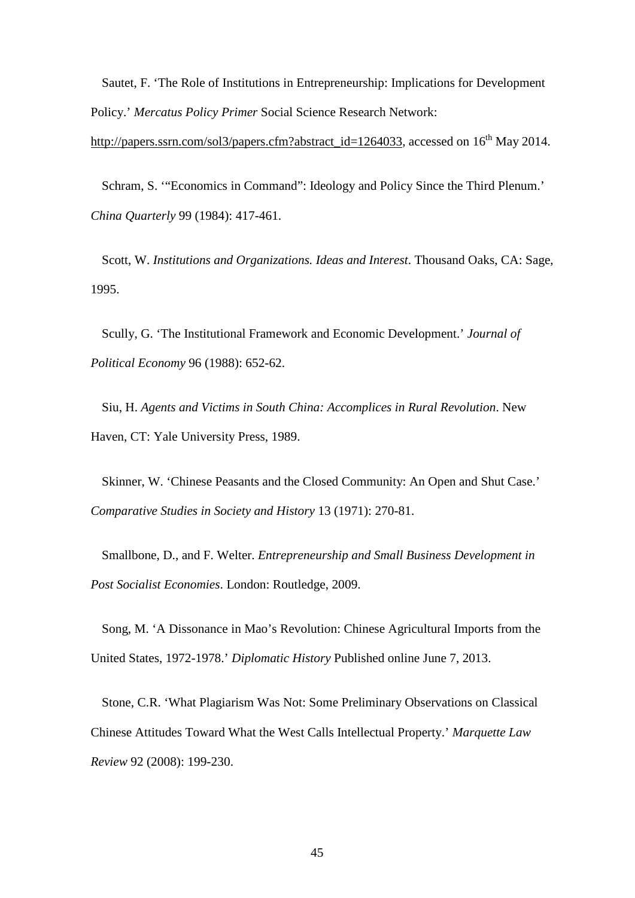Sautet, F. 'The Role of Institutions in Entrepreneurship: Implications for Development Policy.' *Mercatus Policy Primer* Social Science Research Network: http://papers.ssrn.com/sol3/papers.cfm?abstract_id=1264033, accessed on 16th May 2014.

Schram, S. '"Economics in Command": Ideology and Policy Since the Third Plenum.' *China Quarterly* 99 (1984): 417-461.

Scott, W. *Institutions and Organizations. Ideas and Interest*. Thousand Oaks, CA: Sage, 1995.

Scully, G. 'The Institutional Framework and Economic Development.' *Journal of Political Economy* 96 (1988): 652-62.

Siu, H. *Agents and Victims in South China: Accomplices in Rural Revolution*. New Haven, CT: Yale University Press, 1989.

Skinner, W. 'Chinese Peasants and the Closed Community: An Open and Shut Case.' *Comparative Studies in Society and History* 13 (1971): 270-81.

Smallbone, D., and F. Welter. *Entrepreneurship and Small Business Development in Post Socialist Economies*. London: Routledge, 2009.

Song, M. 'A Dissonance in Mao's Revolution: Chinese Agricultural Imports from the United States, 1972-1978.' *Diplomatic History* Published online June 7, 2013.

Stone, C.R. 'What Plagiarism Was Not: Some Preliminary Observations on Classical Chinese Attitudes Toward What the West Calls Intellectual Property.' *Marquette Law Review* 92 (2008): 199-230.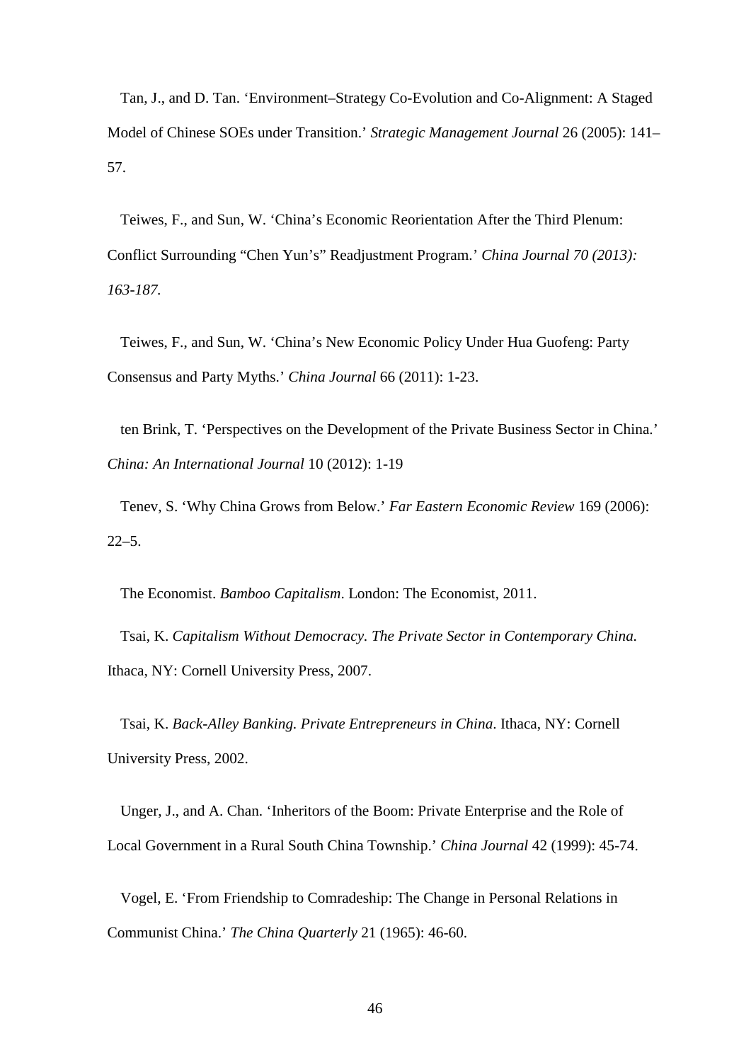Tan, J., and D. Tan. 'Environment–Strategy Co-Evolution and Co-Alignment: A Staged Model of Chinese SOEs under Transition.' *Strategic Management Journal* 26 (2005): 141–57.

Teiwes, F., and Sun, W. 'China's Economic Reorientation After the Third Plenum: Conflict Surrounding "Chen Yun's" Readjustment Program.' *China Journal 70 (2013): 163-187.*

Teiwes, F., and Sun, W. 'China's New Economic Policy Under Hua Guofeng: Party Consensus and Party Myths.' *China Journal* 66 (2011): 1-23.

ten Brink, T. 'Perspectives on the Development of the Private Business Sector in China.' *China: An International Journal* 10 (2012): 1-19

Tenev, S. 'Why China Grows from Below.' *Far Eastern Economic Review* 169 (2006): 22–5.

The Economist. *Bamboo Capitalism*. London: The Economist, 2011.

Tsai, K. *Capitalism Without Democracy. The Private Sector in Contemporary China.* Ithaca, NY: Cornell University Press, 2007.

Tsai, K. *Back-Alley Banking. Private Entrepreneurs in China*. Ithaca, NY: Cornell University Press, 2002.

Unger, J., and A. Chan. 'Inheritors of the Boom: Private Enterprise and the Role of Local Government in a Rural South China Township.' *China Journal* 42 (1999): 45-74.

Vogel, E. 'From Friendship to Comradeship: The Change in Personal Relations in Communist China.' *The China Quarterly* 21 (1965): 46-60.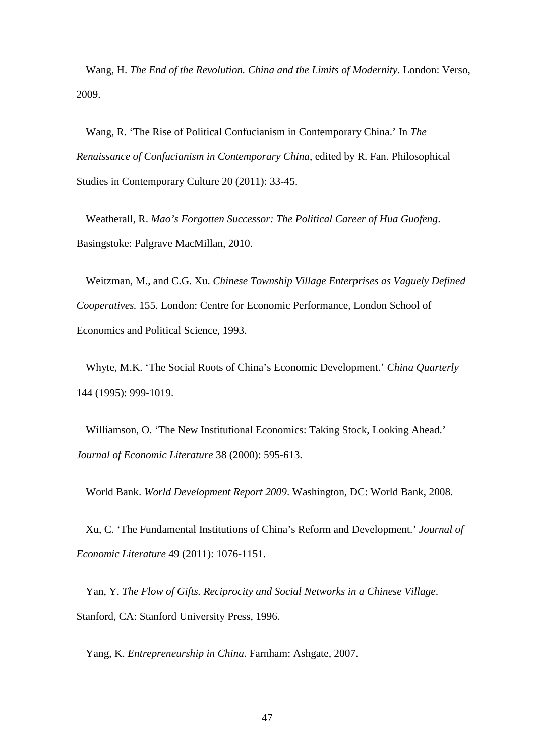Wang, H. *The End of the Revolution. China and the Limits of Modernity*. London: Verso, 2009.

Wang, R. 'The Rise of Political Confucianism in Contemporary China.' In *The Renaissance of Confucianism in Contemporary China*, edited by R. Fan. Philosophical Studies in Contemporary Culture 20 (2011): 33-45.

Weatherall, R. *Mao's Forgotten Successor: The Political Career of Hua Guofeng*. Basingstoke: Palgrave MacMillan, 2010.

Weitzman, M., and C.G. Xu. *Chinese Township Village Enterprises as Vaguely Defined Cooperatives.* 155. London: Centre for Economic Performance, London School of Economics and Political Science, 1993.

Whyte, M.K. 'The Social Roots of China's Economic Development.' *China Quarterly* 144 (1995): 999-1019.

Williamson, O. 'The New Institutional Economics: Taking Stock, Looking Ahead.' *Journal of Economic Literature* 38 (2000): 595-613.

World Bank. *World Development Report 2009*. Washington, DC: World Bank, 2008.

Xu, C. 'The Fundamental Institutions of China's Reform and Development.' *Journal of Economic Literature* 49 (2011): 1076-1151.

Yan, Y. *The Flow of Gifts. Reciprocity and Social Networks in a Chinese Village*. Stanford, CA: Stanford University Press, 1996.

Yang, K. *Entrepreneurship in China*. Farnham: Ashgate, 2007.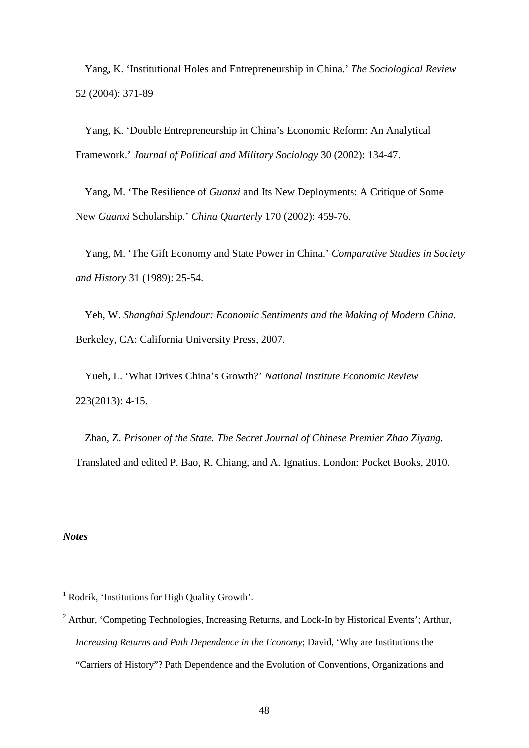Yang, K. 'Institutional Holes and Entrepreneurship in China.' *The Sociological Review* 52 (2004): 371-89

Yang, K. 'Double Entrepreneurship in China's Economic Reform: An Analytical Framework.' *Journal of Political and Military Sociology* 30 (2002): 134-47.

Yang, M. 'The Resilience of *Guanxi* and Its New Deployments: A Critique of Some New *Guanxi* Scholarship.' *China Quarterly* 170 (2002): 459-76.

Yang, M. 'The Gift Economy and State Power in China.' *Comparative Studies in Society and History* 31 (1989): 25-54.

Yeh, W. *Shanghai Splendour: Economic Sentiments and the Making of Modern China*. Berkeley, CA: California University Press, 2007.

Yueh, L. 'What Drives China's Growth?' *National Institute Economic Review* 223(2013): 4-15.

Zhao, Z. *Prisoner of the State. The Secret Journal of Chinese Premier Zhao Ziyang.* Translated and edited P. Bao, R. Chiang, and A. Ignatius. London: Pocket Books, 2010.

***Notes***

---

[1] Rodrik, 'Institutions for High Quality Growth'.

[2] Arthur, 'Competing Technologies, Increasing Returns, and Lock-In by Historical Events'; Arthur, *Increasing Returns and Path Dependence in the Economy*; David, 'Why are Institutions the "Carriers of History"? Path Dependence and the Evolution of Conventions, Organizations and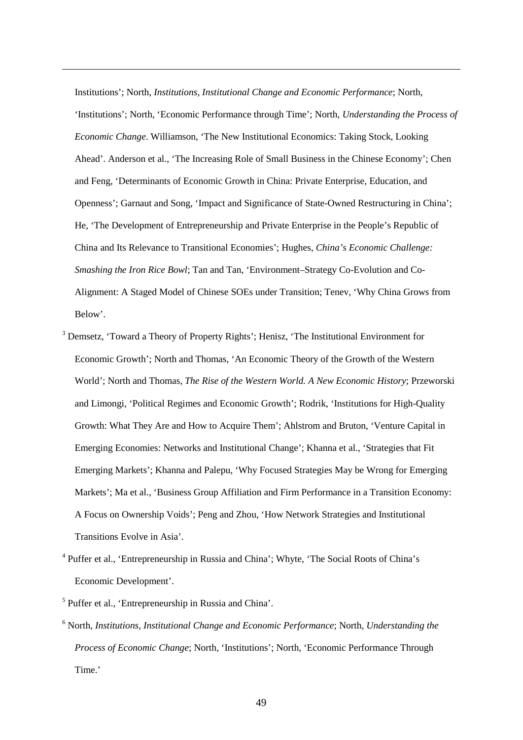Institutions'; North, *Institutions, Institutional Change and Economic Performance*; North, 'Institutions'; North, 'Economic Performance through Time'; North, *Understanding the Process of Economic Change*. Williamson, 'The New Institutional Economics: Taking Stock, Looking Ahead'. Anderson et al., 'The Increasing Role of Small Business in the Chinese Economy'; Chen and Feng, 'Determinants of Economic Growth in China: Private Enterprise, Education, and Openness'; Garnaut and Song, 'Impact and Significance of State-Owned Restructuring in China'; He, 'The Development of Entrepreneurship and Private Enterprise in the People's Republic of China and Its Relevance to Transitional Economies'; Hughes, *China's Economic Challenge: Smashing the Iron Rice Bowl*; Tan and Tan, 'Environment–Strategy Co-Evolution and Co-Alignment: A Staged Model of Chinese SOEs under Transition; Tenev, 'Why China Grows from Below'.

[3] Demsetz, 'Toward a Theory of Property Rights'; Henisz, 'The Institutional Environment for Economic Growth'; North and Thomas, 'An Economic Theory of the Growth of the Western World'; North and Thomas, *The Rise of the Western World. A New Economic History*; Przeworski and Limongi, 'Political Regimes and Economic Growth'; Rodrik, 'Institutions for High-Quality Growth: What They Are and How to Acquire Them'; Ahlstrom and Bruton, 'Venture Capital in Emerging Economies: Networks and Institutional Change'; Khanna et al., 'Strategies that Fit Emerging Markets'; Khanna and Palepu, 'Why Focused Strategies May be Wrong for Emerging Markets'; Ma et al., 'Business Group Affiliation and Firm Performance in a Transition Economy: A Focus on Ownership Voids'; Peng and Zhou, 'How Network Strategies and Institutional Transitions Evolve in Asia'.

[4] Puffer et al., 'Entrepreneurship in Russia and China'; Whyte, 'The Social Roots of China's Economic Development'.

[5] Puffer et al., 'Entrepreneurship in Russia and China'.

[6] North, *Institutions, Institutional Change and Economic Performance*; North, *Understanding the Process of Economic Change*; North, 'Institutions'; North, 'Economic Performance Through Time.'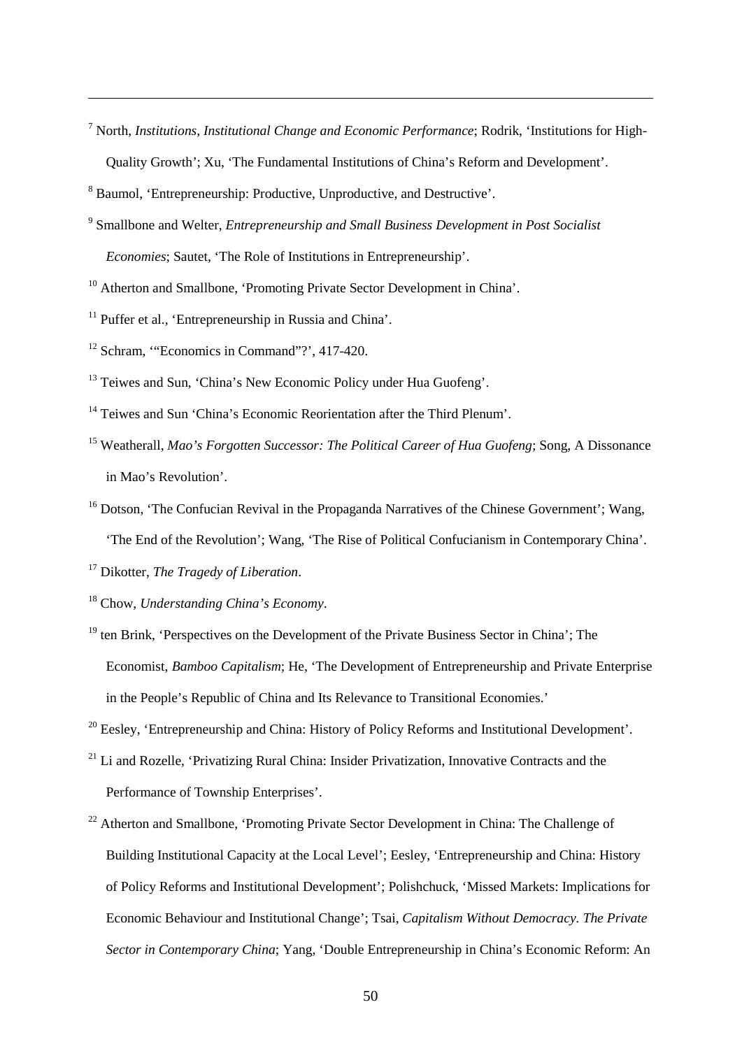[7] North, *Institutions, Institutional Change and Economic Performance*; Rodrik, 'Institutions for High-Quality Growth'; Xu, 'The Fundamental Institutions of China's Reform and Development'.

[8] Baumol, 'Entrepreneurship: Productive, Unproductive, and Destructive'.

[9] Smallbone and Welter, *Entrepreneurship and Small Business Development in Post Socialist Economies*; Sautet, 'The Role of Institutions in Entrepreneurship'.

[10] Atherton and Smallbone, 'Promoting Private Sector Development in China'.

[11] Puffer et al., 'Entrepreneurship in Russia and China'.

[12] Schram, '"Economics in Command"?', 417-420.

[13] Teiwes and Sun, 'China's New Economic Policy under Hua Guofeng'.

[14] Teiwes and Sun 'China's Economic Reorientation after the Third Plenum'.

[15] Weatherall, *Mao's Forgotten Successor: The Political Career of Hua Guofeng*; Song, A Dissonance in Mao's Revolution'.

[16] Dotson, 'The Confucian Revival in the Propaganda Narratives of the Chinese Government'; Wang, 'The End of the Revolution'; Wang, 'The Rise of Political Confucianism in Contemporary China'.

[17] Dikotter, *The Tragedy of Liberation*.

[18] Chow, *Understanding China's Economy*.

[19] ten Brink, 'Perspectives on the Development of the Private Business Sector in China'; The Economist, *Bamboo Capitalism*; He, 'The Development of Entrepreneurship and Private Enterprise in the People's Republic of China and Its Relevance to Transitional Economies.'

[20] Eesley, 'Entrepreneurship and China: History of Policy Reforms and Institutional Development'.

[21] Li and Rozelle, 'Privatizing Rural China: Insider Privatization, Innovative Contracts and the Performance of Township Enterprises'.

[22] Atherton and Smallbone, 'Promoting Private Sector Development in China: The Challenge of Building Institutional Capacity at the Local Level'; Eesley, 'Entrepreneurship and China: History of Policy Reforms and Institutional Development'; Polishchuck, 'Missed Markets: Implications for Economic Behaviour and Institutional Change'; Tsai, *Capitalism Without Democracy. The Private Sector in Contemporary China*; Yang, 'Double Entrepreneurship in China's Economic Reform: An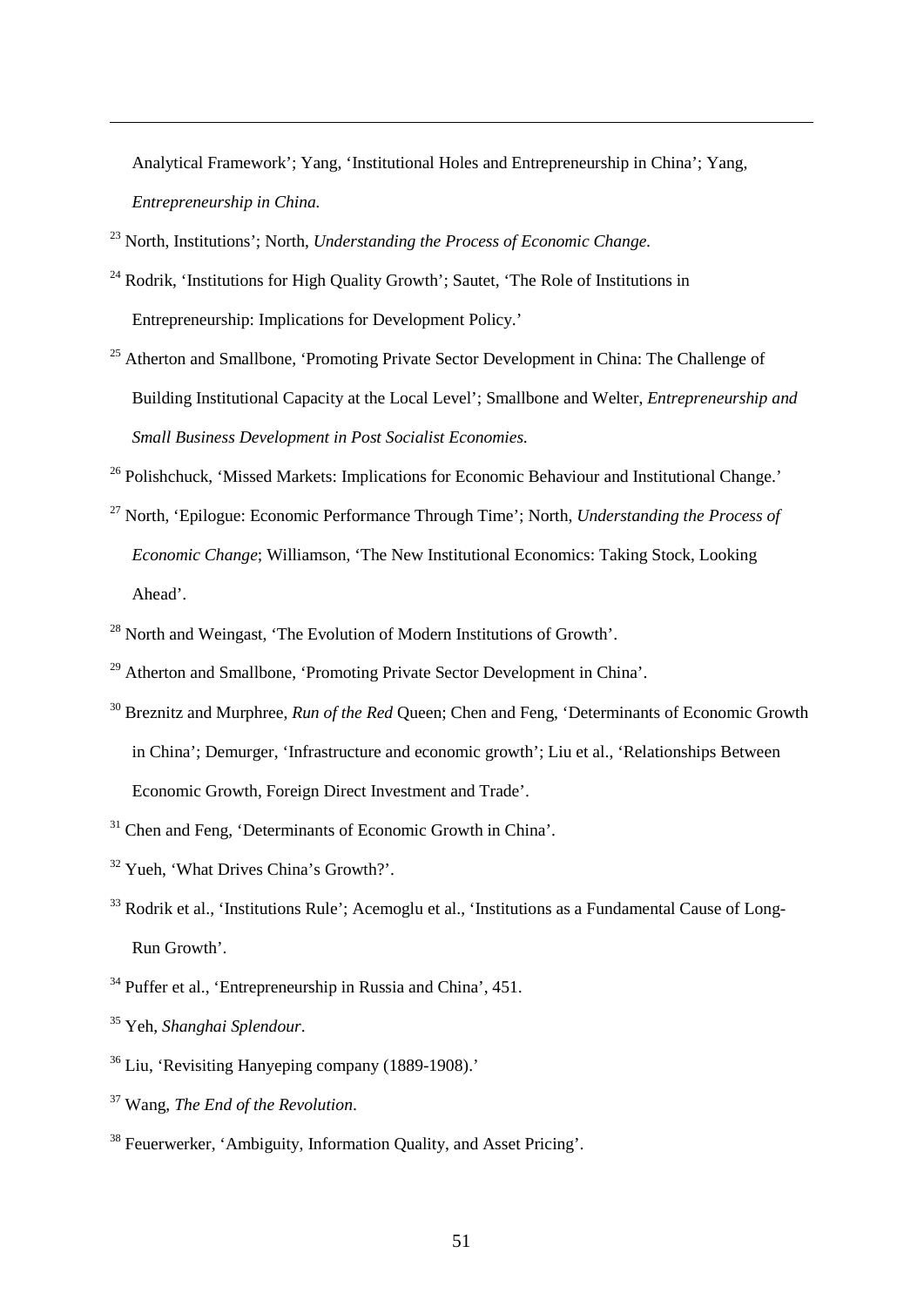Analytical Framework'; Yang, 'Institutional Holes and Entrepreneurship in China'; Yang, *Entrepreneurship in China.*

[23] North, Institutions'; North, *Understanding the Process of Economic Change.*

[24] Rodrik, 'Institutions for High Quality Growth'; Sautet, 'The Role of Institutions in Entrepreneurship: Implications for Development Policy.'

[25] Atherton and Smallbone, 'Promoting Private Sector Development in China: The Challenge of Building Institutional Capacity at the Local Level'; Smallbone and Welter, *Entrepreneurship and Small Business Development in Post Socialist Economies.*

[26] Polishchuck, 'Missed Markets: Implications for Economic Behaviour and Institutional Change.'

[27] North, 'Epilogue: Economic Performance Through Time'; North, *Understanding the Process of Economic Change*; Williamson, 'The New Institutional Economics: Taking Stock, Looking Ahead'.

[28] North and Weingast, 'The Evolution of Modern Institutions of Growth'.

[29] Atherton and Smallbone, 'Promoting Private Sector Development in China'.

[30] Breznitz and Murphree, *Run of the Red* Queen; Chen and Feng, 'Determinants of Economic Growth in China'; Demurger, 'Infrastructure and economic growth'; Liu et al., 'Relationships Between Economic Growth, Foreign Direct Investment and Trade'.

[31] Chen and Feng, 'Determinants of Economic Growth in China'.

[32] Yueh, 'What Drives China's Growth?'.

[33] Rodrik et al., 'Institutions Rule'; Acemoglu et al., 'Institutions as a Fundamental Cause of Long-Run Growth'.

[34] Puffer et al., 'Entrepreneurship in Russia and China', 451.

[35] Yeh, *Shanghai Splendour*.

[36] Liu, 'Revisiting Hanyeping company (1889-1908).'

[37] Wang, *The End of the Revolution*.

[38] Feuerwerker, 'Ambiguity, Information Quality, and Asset Pricing'.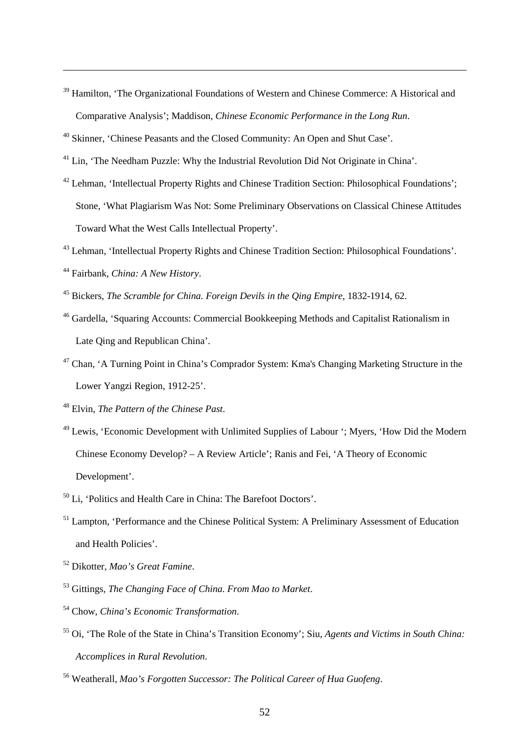[39] Hamilton, 'The Organizational Foundations of Western and Chinese Commerce: A Historical and Comparative Analysis'; Maddison, *Chinese Economic Performance in the Long Run*.

[40] Skinner, 'Chinese Peasants and the Closed Community: An Open and Shut Case'.

[41] Lin, 'The Needham Puzzle: Why the Industrial Revolution Did Not Originate in China'.

[42] Lehman, 'Intellectual Property Rights and Chinese Tradition Section: Philosophical Foundations'; Stone, 'What Plagiarism Was Not: Some Preliminary Observations on Classical Chinese Attitudes Toward What the West Calls Intellectual Property'.

[43] Lehman, 'Intellectual Property Rights and Chinese Tradition Section: Philosophical Foundations'.

[44] Fairbank, *China: A New History*.

[45] Bickers, *The Scramble for China. Foreign Devils in the Qing Empire*, 1832-1914, 62.

[46] Gardella, 'Squaring Accounts: Commercial Bookkeeping Methods and Capitalist Rationalism in Late Qing and Republican China'.

[47] Chan, 'A Turning Point in China's Comprador System: Kma's Changing Marketing Structure in the Lower Yangzi Region, 1912-25'.

[48] Elvin, *The Pattern of the Chinese Past*.

[49] Lewis, 'Economic Development with Unlimited Supplies of Labour '; Myers, 'How Did the Modern Chinese Economy Develop? – A Review Article'; Ranis and Fei, 'A Theory of Economic Development'.

[50] Li, 'Politics and Health Care in China: The Barefoot Doctors'.

[51] Lampton, 'Performance and the Chinese Political System: A Preliminary Assessment of Education and Health Policies'.

[52] Dikotter, *Mao's Great Famine*.

[53] Gittings, *The Changing Face of China. From Mao to Market*.

[54] Chow, *China's Economic Transformation*.

[55] Oi, 'The Role of the State in China's Transition Economy'; Siu, *Agents and Victims in South China: Accomplices in Rural Revolution*.

[56] Weatherall, *Mao's Forgotten Successor: The Political Career of Hua Guofeng*.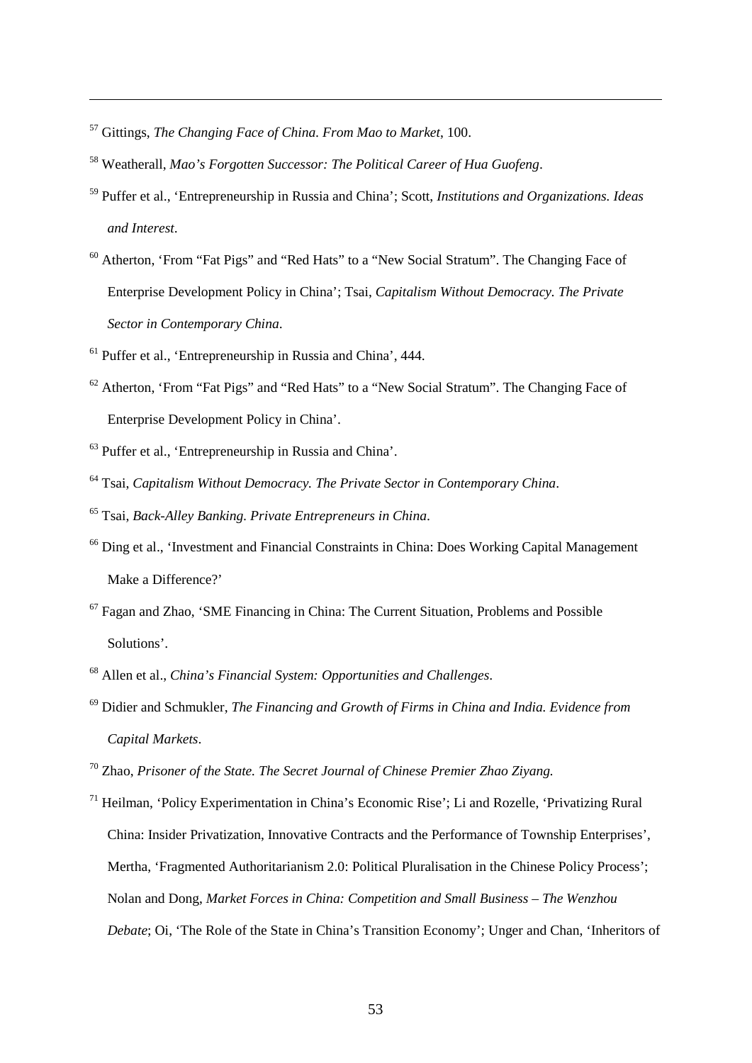[57] Gittings, *The Changing Face of China. From Mao to Market*, 100.

[58] Weatherall, *Mao's Forgotten Successor: The Political Career of Hua Guofeng*.

[59] Puffer et al., 'Entrepreneurship in Russia and China'; Scott, *Institutions and Organizations. Ideas and Interest*.

[60] Atherton, 'From "Fat Pigs" and "Red Hats" to a "New Social Stratum". The Changing Face of Enterprise Development Policy in China'; Tsai, *Capitalism Without Democracy. The Private Sector in Contemporary China*.

[61] Puffer et al., 'Entrepreneurship in Russia and China', 444.

[62] Atherton, 'From "Fat Pigs" and "Red Hats" to a "New Social Stratum". The Changing Face of Enterprise Development Policy in China'.

[63] Puffer et al., 'Entrepreneurship in Russia and China'.

[64] Tsai, *Capitalism Without Democracy. The Private Sector in Contemporary China*.

[65] Tsai, *Back-Alley Banking. Private Entrepreneurs in China*.

[66] Ding et al., 'Investment and Financial Constraints in China: Does Working Capital Management Make a Difference?'

[67] Fagan and Zhao, 'SME Financing in China: The Current Situation, Problems and Possible Solutions'.

[68] Allen et al., *China's Financial System: Opportunities and Challenges*.

[69] Didier and Schmukler, *The Financing and Growth of Firms in China and India. Evidence from Capital Markets*.

[70] Zhao, *Prisoner of the State. The Secret Journal of Chinese Premier Zhao Ziyang.*

[71] Heilman, 'Policy Experimentation in China's Economic Rise'; Li and Rozelle, 'Privatizing Rural China: Insider Privatization, Innovative Contracts and the Performance of Township Enterprises', Mertha, 'Fragmented Authoritarianism 2.0: Political Pluralisation in the Chinese Policy Process'; Nolan and Dong, *Market Forces in China: Competition and Small Business – The Wenzhou Debate*; Oi, 'The Role of the State in China's Transition Economy'; Unger and Chan, 'Inheritors of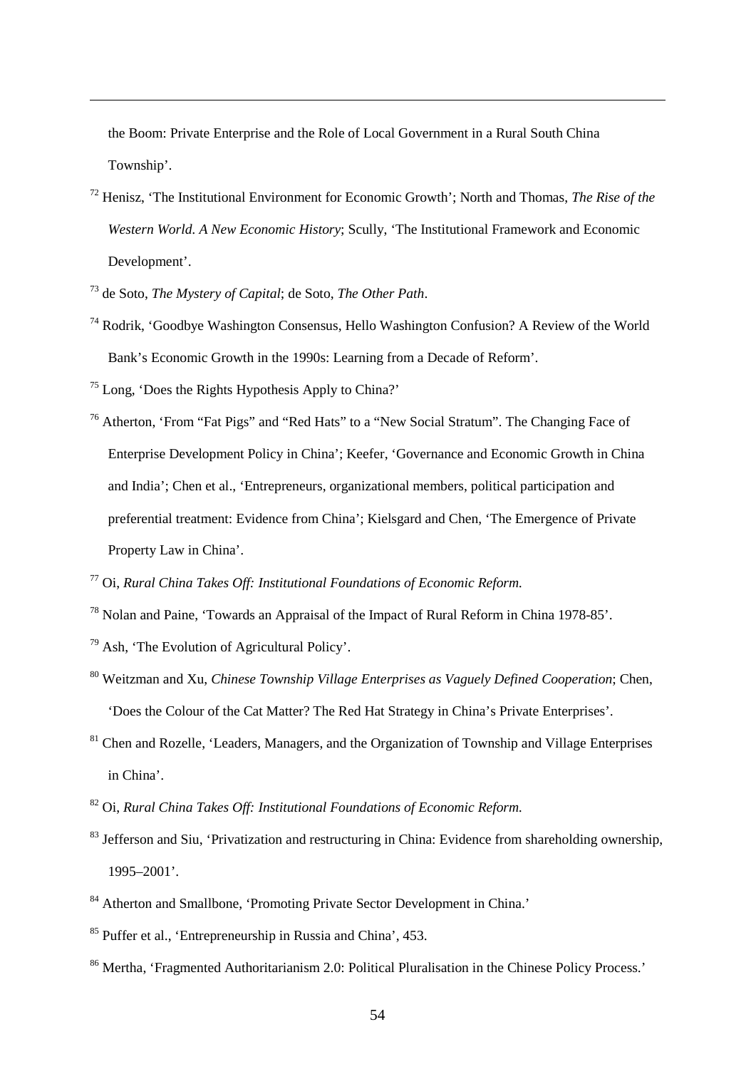the Boom: Private Enterprise and the Role of Local Government in a Rural South China Township'.

[72] Henisz, 'The Institutional Environment for Economic Growth'; North and Thomas, *The Rise of the Western World. A New Economic History*; Scully, 'The Institutional Framework and Economic Development'.

[73] de Soto, *The Mystery of Capital*; de Soto, *The Other Path*.

[74] Rodrik, 'Goodbye Washington Consensus, Hello Washington Confusion? A Review of the World Bank's Economic Growth in the 1990s: Learning from a Decade of Reform'.

[75] Long, 'Does the Rights Hypothesis Apply to China?'

[76] Atherton, 'From "Fat Pigs" and "Red Hats" to a "New Social Stratum". The Changing Face of Enterprise Development Policy in China'; Keefer, 'Governance and Economic Growth in China and India'; Chen et al., 'Entrepreneurs, organizational members, political participation and preferential treatment: Evidence from China'; Kielsgard and Chen, 'The Emergence of Private Property Law in China'.

[77] Oi, *Rural China Takes Off: Institutional Foundations of Economic Reform.*

[78] Nolan and Paine, 'Towards an Appraisal of the Impact of Rural Reform in China 1978-85'.

[79] Ash, 'The Evolution of Agricultural Policy'.

[80] Weitzman and Xu, *Chinese Township Village Enterprises as Vaguely Defined Cooperation*; Chen, 'Does the Colour of the Cat Matter? The Red Hat Strategy in China's Private Enterprises'.

[81] Chen and Rozelle, 'Leaders, Managers, and the Organization of Township and Village Enterprises in China'.

[82] Oi, *Rural China Takes Off: Institutional Foundations of Economic Reform.*

[83] Jefferson and Siu, 'Privatization and restructuring in China: Evidence from shareholding ownership, 1995–2001'.

[84] Atherton and Smallbone, 'Promoting Private Sector Development in China.'

[85] Puffer et al., 'Entrepreneurship in Russia and China', 453.

[86] Mertha, 'Fragmented Authoritarianism 2.0: Political Pluralisation in the Chinese Policy Process.'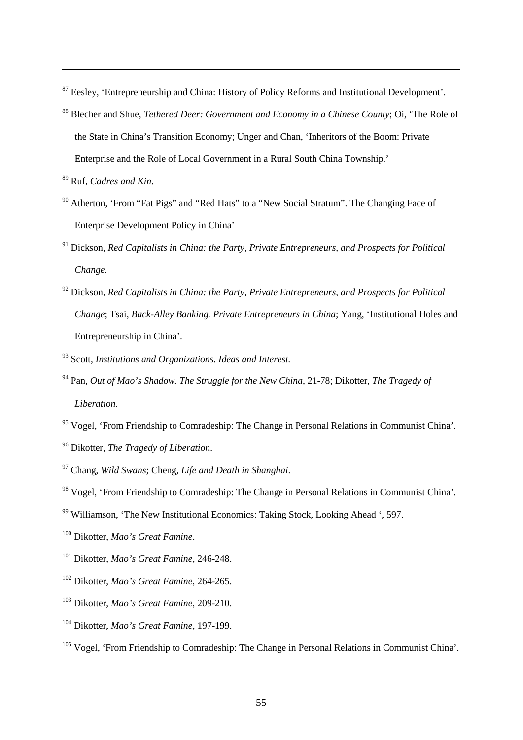[87] Eesley, 'Entrepreneurship and China: History of Policy Reforms and Institutional Development'.

[88] Blecher and Shue, *Tethered Deer: Government and Economy in a Chinese County*; Oi, 'The Role of the State in China's Transition Economy; Unger and Chan, 'Inheritors of the Boom: Private Enterprise and the Role of Local Government in a Rural South China Township.'

[89] Ruf, *Cadres and Kin*.

[90] Atherton, 'From "Fat Pigs" and "Red Hats" to a "New Social Stratum". The Changing Face of Enterprise Development Policy in China'

[91] Dickson, *Red Capitalists in China: the Party, Private Entrepreneurs, and Prospects for Political Change.*

[92] Dickson, *Red Capitalists in China: the Party, Private Entrepreneurs, and Prospects for Political Change*; Tsai, *Back-Alley Banking. Private Entrepreneurs in China*; Yang, 'Institutional Holes and Entrepreneurship in China'.

[93] Scott, *Institutions and Organizations. Ideas and Interest.*

[94] Pan, *Out of Mao's Shadow. The Struggle for the New China*, 21-78; Dikotter, *The Tragedy of Liberation.*

[95] Vogel, 'From Friendship to Comradeship: The Change in Personal Relations in Communist China'.

[96] Dikotter, *The Tragedy of Liberation*.

[97] Chang, *Wild Swans*; Cheng, *Life and Death in Shanghai*.

[98] Vogel, 'From Friendship to Comradeship: The Change in Personal Relations in Communist China'.

[99] Williamson, 'The New Institutional Economics: Taking Stock, Looking Ahead ', 597.

[100] Dikotter, *Mao's Great Famine*.

[101] Dikotter, *Mao's Great Famine*, 246-248.

[102] Dikotter, *Mao's Great Famine*, 264-265.

[103] Dikotter, *Mao's Great Famine*, 209-210.

[104] Dikotter, *Mao's Great Famine*, 197-199.

[105] Vogel, 'From Friendship to Comradeship: The Change in Personal Relations in Communist China'.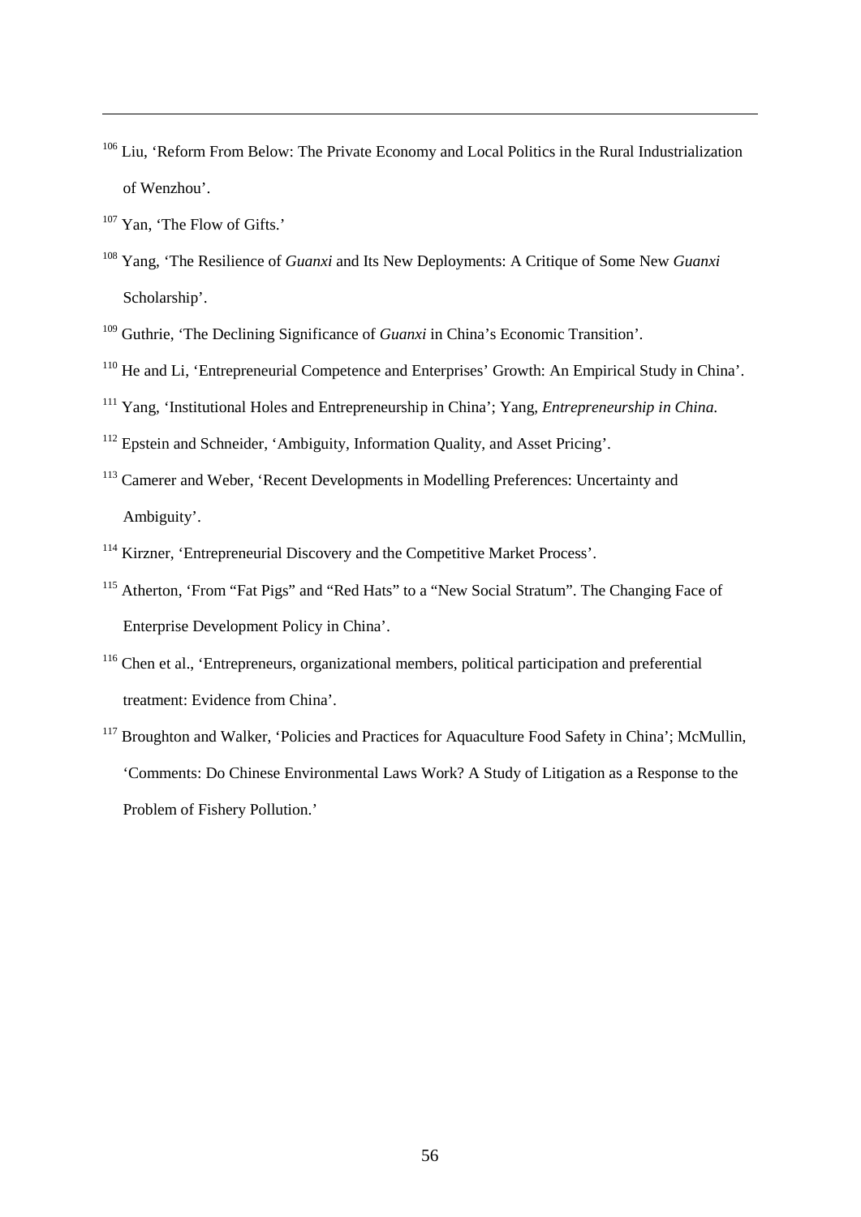[106] Liu, 'Reform From Below: The Private Economy and Local Politics in the Rural Industrialization of Wenzhou'.

[107] Yan, 'The Flow of Gifts.'

[108] Yang, 'The Resilience of *Guanxi* and Its New Deployments: A Critique of Some New *Guanxi* Scholarship'.

[109] Guthrie, 'The Declining Significance of *Guanxi* in China's Economic Transition'.

[110] He and Li, 'Entrepreneurial Competence and Enterprises' Growth: An Empirical Study in China'.

[111] Yang, 'Institutional Holes and Entrepreneurship in China'; Yang, *Entrepreneurship in China*.

[112] Epstein and Schneider, 'Ambiguity, Information Quality, and Asset Pricing'.

[113] Camerer and Weber, 'Recent Developments in Modelling Preferences: Uncertainty and Ambiguity'.

[114] Kirzner, 'Entrepreneurial Discovery and the Competitive Market Process'.

[115] Atherton, 'From "Fat Pigs" and "Red Hats" to a "New Social Stratum". The Changing Face of Enterprise Development Policy in China'.

[116] Chen et al., 'Entrepreneurs, organizational members, political participation and preferential treatment: Evidence from China'.

[117] Broughton and Walker, 'Policies and Practices for Aquaculture Food Safety in China'; McMullin, 'Comments: Do Chinese Environmental Laws Work? A Study of Litigation as a Response to the Problem of Fishery Pollution.'